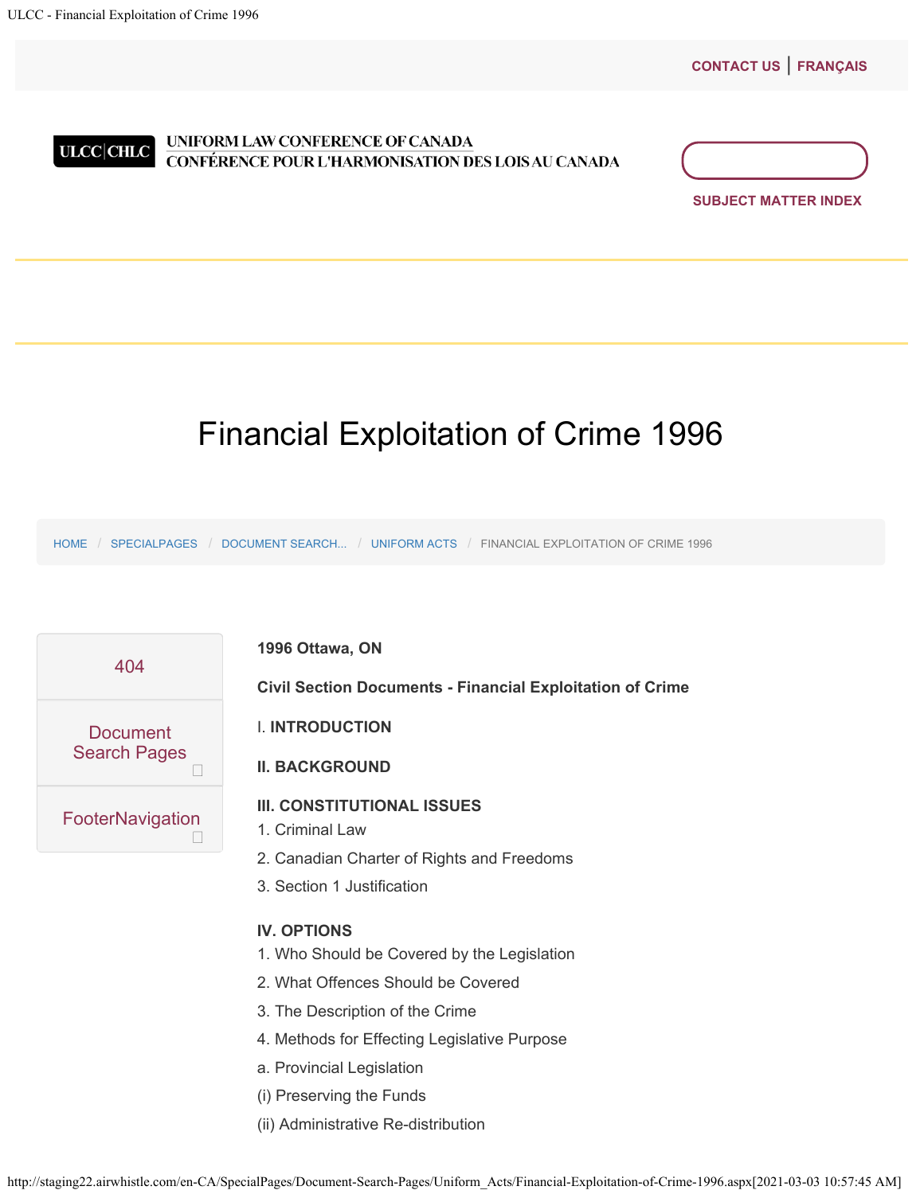# Financial Exploitation of Crime 1996

HOME / SPECIALPAGES / DOCUMENT SEARCH... / UNIFORM ACTS / FINANCIAL EXPLOITATION OF CRIME 1996

**1996 Ottawa, ON**

**Civil Section Documents - Financial Exploitation of Crime**

I. **INTRODUCTION**

**II. BACKGROUND**

**III. CONSTITUTIONAL ISSUES**

1. Criminal Law
2. Canadian Charter of Rights and Freedoms
3. Section 1 Justification

**IV. OPTIONS**

1. Who Should be Covered by the Legislation
2. What Offences Should be Covered
3. The Description of the Crime
4. Methods for Effecting Legislative Purpose

a. Provincial Legislation

(i) Preserving the Funds

(ii) Administrative Re-distribution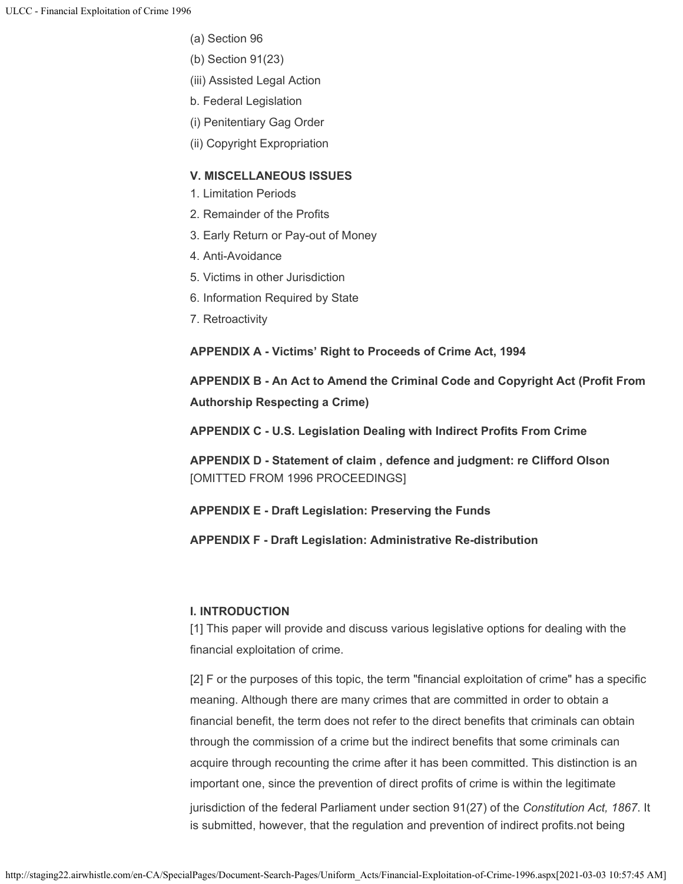(a) Section 96

(b) Section 91(23)

(iii) Assisted Legal Action

b. Federal Legislation

(i) Penitentiary Gag Order

(ii) Copyright Expropriation

**V. MISCELLANEOUS ISSUES**

1. Limitation Periods
2. Remainder of the Profits
3. Early Return or Pay-out of Money
4. Anti-Avoidance
5. Victims in other Jurisdiction
6. Information Required by State
7. Retroactivity

**APPENDIX A - Victims' Right to Proceeds of Crime Act, 1994**

**APPENDIX B - An Act to Amend the Criminal Code and Copyright Act (Profit From Authorship Respecting a Crime)**

**APPENDIX C - U.S. Legislation Dealing with Indirect Profits From Crime**

**APPENDIX D - Statement of claim , defence and judgment: re Clifford Olson** [OMITTED FROM 1996 PROCEEDINGS]

**APPENDIX E - Draft Legislation: Preserving the Funds**

**APPENDIX F - Draft Legislation: Administrative Re-distribution**

## I. INTRODUCTION

[1] This paper will provide and discuss various legislative options for dealing with the financial exploitation of crime.

[2] F or the purposes of this topic, the term "financial exploitation of crime" has a specific meaning. Although there are many crimes that are committed in order to obtain a financial benefit, the term does not refer to the direct benefits that criminals can obtain through the commission of a crime but the indirect benefits that some criminals can acquire through recounting the crime after it has been committed. This distinction is an important one, since the prevention of direct profits of crime is within the legitimate jurisdiction of the federal Parliament under section 91(27) of the *Constitution Act, 1867*. It is submitted, however, that the regulation and prevention of indirect profits.not being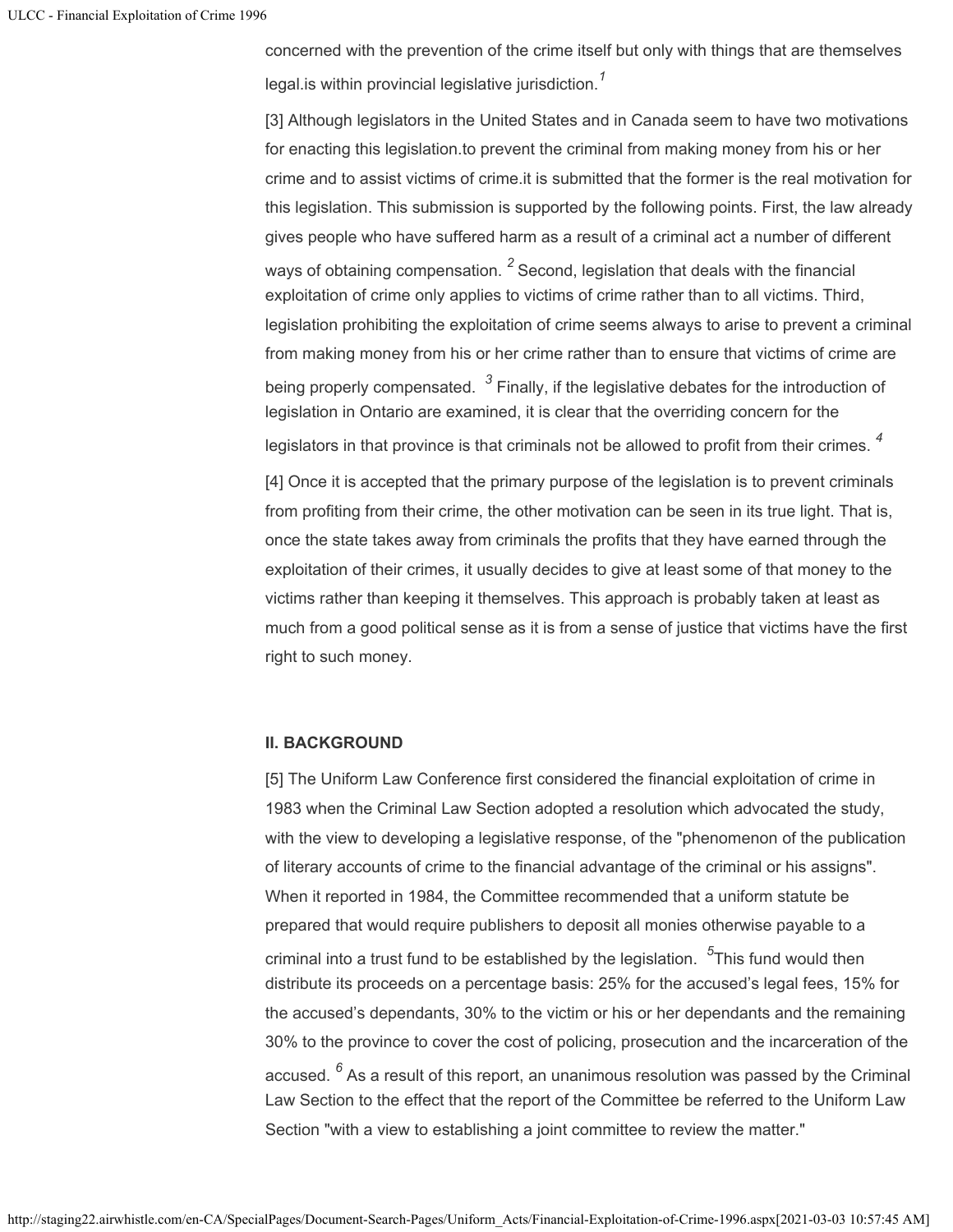concerned with the prevention of the crime itself but only with things that are themselves legal.is within provincial legislative jurisdiction.[1]

[3] Although legislators in the United States and in Canada seem to have two motivations for enacting this legislation.to prevent the criminal from making money from his or her crime and to assist victims of crime.it is submitted that the former is the real motivation for this legislation. This submission is supported by the following points. First, the law already gives people who have suffered harm as a result of a criminal act a number of different ways of obtaining compensation. [2] Second, legislation that deals with the financial exploitation of crime only applies to victims of crime rather than to all victims. Third, legislation prohibiting the exploitation of crime seems always to arise to prevent a criminal from making money from his or her crime rather than to ensure that victims of crime are being properly compensated. [3] Finally, if the legislative debates for the introduction of legislation in Ontario are examined, it is clear that the overriding concern for the legislators in that province is that criminals not be allowed to profit from their crimes. [4]

[4] Once it is accepted that the primary purpose of the legislation is to prevent criminals from profiting from their crime, the other motivation can be seen in its true light. That is, once the state takes away from criminals the profits that they have earned through the exploitation of their crimes, it usually decides to give at least some of that money to the victims rather than keeping it themselves. This approach is probably taken at least as much from a good political sense as it is from a sense of justice that victims have the first right to such money.

**II. BACKGROUND**

[5] The Uniform Law Conference first considered the financial exploitation of crime in 1983 when the Criminal Law Section adopted a resolution which advocated the study, with the view to developing a legislative response, of the "phenomenon of the publication of literary accounts of crime to the financial advantage of the criminal or his assigns". When it reported in 1984, the Committee recommended that a uniform statute be prepared that would require publishers to deposit all monies otherwise payable to a criminal into a trust fund to be established by the legislation. [5]This fund would then distribute its proceeds on a percentage basis: 25% for the accused's legal fees, 15% for the accused's dependants, 30% to the victim or his or her dependants and the remaining 30% to the province to cover the cost of policing, prosecution and the incarceration of the accused. [6] As a result of this report, an unanimous resolution was passed by the Criminal Law Section to the effect that the report of the Committee be referred to the Uniform Law Section "with a view to establishing a joint committee to review the matter."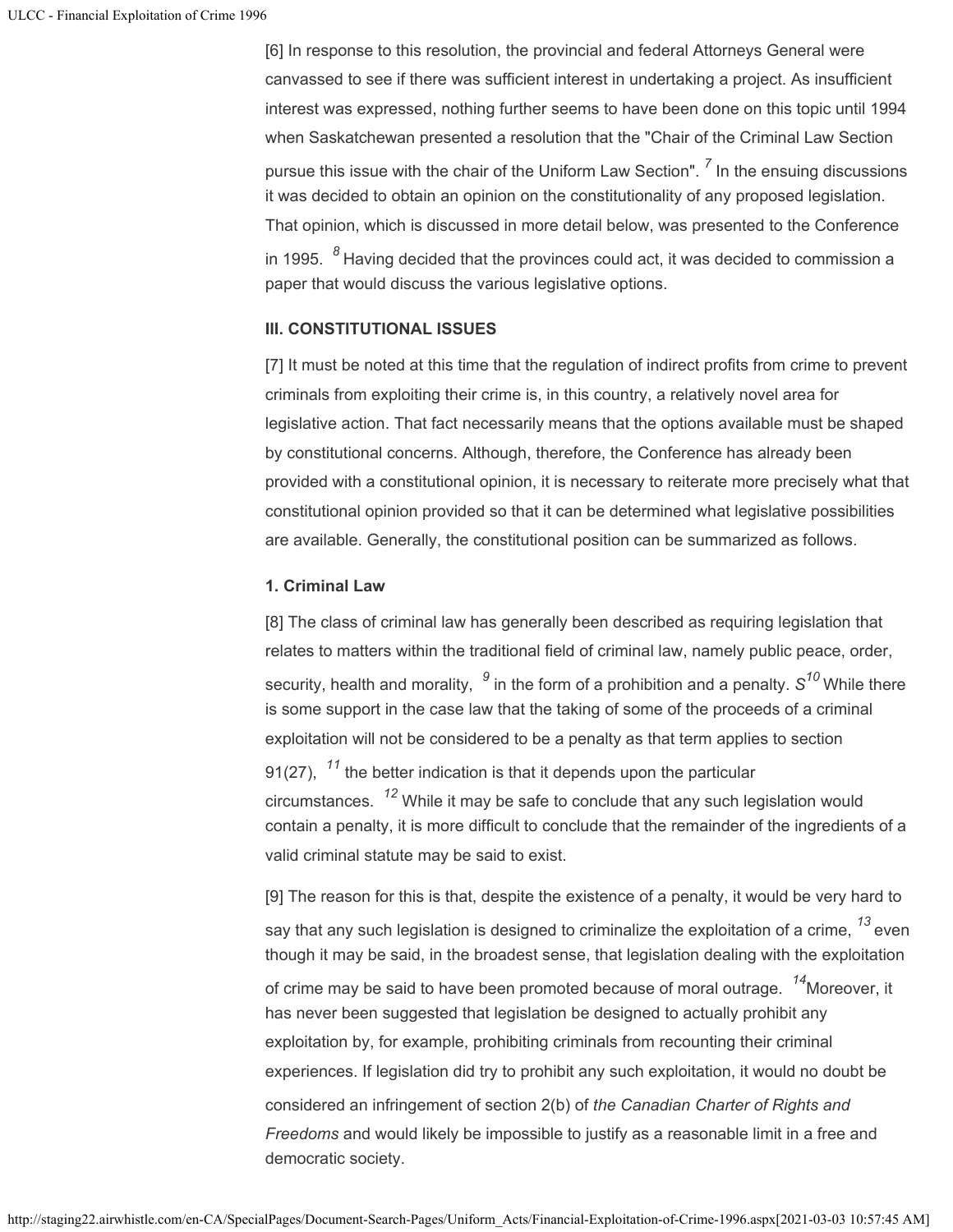[6] In response to this resolution, the provincial and federal Attorneys General were canvassed to see if there was sufficient interest in undertaking a project. As insufficient interest was expressed, nothing further seems to have been done on this topic until 1994 when Saskatchewan presented a resolution that the "Chair of the Criminal Law Section pursue this issue with the chair of the Uniform Law Section". [7] In the ensuing discussions it was decided to obtain an opinion on the constitutionality of any proposed legislation. That opinion, which is discussed in more detail below, was presented to the Conference in 1995. [8] Having decided that the provinces could act, it was decided to commission a paper that would discuss the various legislative options.

### III. CONSTITUTIONAL ISSUES

[7] It must be noted at this time that the regulation of indirect profits from crime to prevent criminals from exploiting their crime is, in this country, a relatively novel area for legislative action. That fact necessarily means that the options available must be shaped by constitutional concerns. Although, therefore, the Conference has already been provided with a constitutional opinion, it is necessary to reiterate more precisely what that constitutional opinion provided so that it can be determined what legislative possibilities are available. Generally, the constitutional position can be summarized as follows.

#### 1. Criminal Law

[8] The class of criminal law has generally been described as requiring legislation that relates to matters within the traditional field of criminal law, namely public peace, order, security, health and morality, [9] in the form of a prohibition and a penalty. S[10] While there is some support in the case law that the taking of some of the proceeds of a criminal exploitation will not be considered to be a penalty as that term applies to section 91(27), [11] the better indication is that it depends upon the particular circumstances. [12] While it may be safe to conclude that any such legislation would contain a penalty, it is more difficult to conclude that the remainder of the ingredients of a valid criminal statute may be said to exist.

[9] The reason for this is that, despite the existence of a penalty, it would be very hard to say that any such legislation is designed to criminalize the exploitation of a crime, [13] even though it may be said, in the broadest sense, that legislation dealing with the exploitation of crime may be said to have been promoted because of moral outrage. [14] Moreover, it has never been suggested that legislation be designed to actually prohibit any exploitation by, for example, prohibiting criminals from recounting their criminal experiences. If legislation did try to prohibit any such exploitation, it would no doubt be considered an infringement of section 2(b) of *the Canadian Charter of Rights and Freedoms* and would likely be impossible to justify as a reasonable limit in a free and democratic society.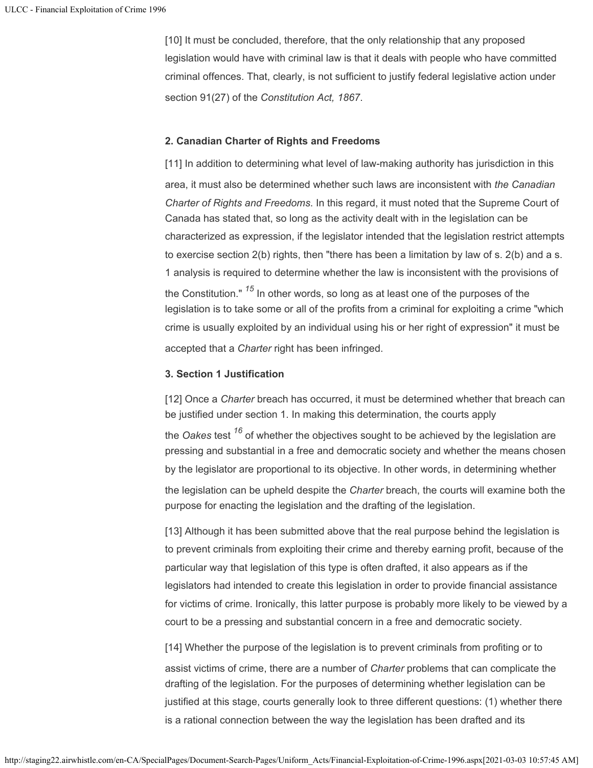[10] It must be concluded, therefore, that the only relationship that any proposed legislation would have with criminal law is that it deals with people who have committed criminal offences. That, clearly, is not sufficient to justify federal legislative action under section 91(27) of the *Constitution Act, 1867*.

#### 2. Canadian Charter of Rights and Freedoms

[11] In addition to determining what level of law-making authority has jurisdiction in this area, it must also be determined whether such laws are inconsistent with *the Canadian Charter of Rights and Freedoms*. In this regard, it must noted that the Supreme Court of Canada has stated that, so long as the activity dealt with in the legislation can be characterized as expression, if the legislator intended that the legislation restrict attempts to exercise section 2(b) rights, then "there has been a limitation by law of s. 2(b) and a s. 1 analysis is required to determine whether the law is inconsistent with the provisions of the Constitution." [15] In other words, so long as at least one of the purposes of the legislation is to take some or all of the profits from a criminal for exploiting a crime "which crime is usually exploited by an individual using his or her right of expression" it must be accepted that a *Charter* right has been infringed.

#### 3. Section 1 Justification

[12] Once a *Charter* breach has occurred, it must be determined whether that breach can be justified under section 1. In making this determination, the courts apply the *Oakes* test [16] of whether the objectives sought to be achieved by the legislation are pressing and substantial in a free and democratic society and whether the means chosen by the legislator are proportional to its objective. In other words, in determining whether the legislation can be upheld despite the *Charter* breach, the courts will examine both the purpose for enacting the legislation and the drafting of the legislation.

[13] Although it has been submitted above that the real purpose behind the legislation is to prevent criminals from exploiting their crime and thereby earning profit, because of the particular way that legislation of this type is often drafted, it also appears as if the legislators had intended to create this legislation in order to provide financial assistance for victims of crime. Ironically, this latter purpose is probably more likely to be viewed by a court to be a pressing and substantial concern in a free and democratic society.

[14] Whether the purpose of the legislation is to prevent criminals from profiting or to assist victims of crime, there are a number of *Charter* problems that can complicate the drafting of the legislation. For the purposes of determining whether legislation can be justified at this stage, courts generally look to three different questions: (1) whether there is a rational connection between the way the legislation has been drafted and its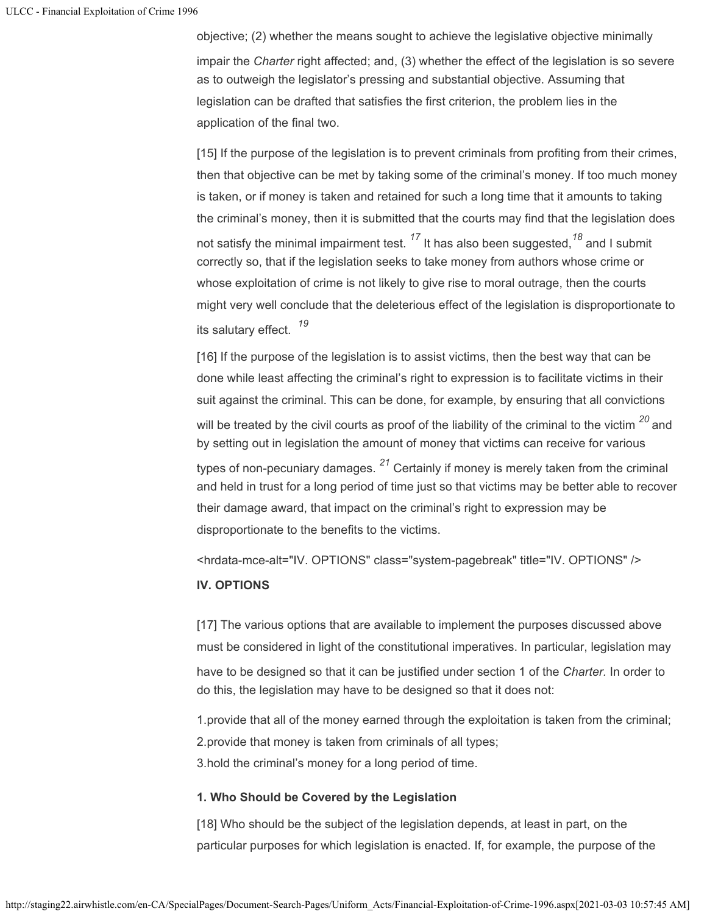objective; (2) whether the means sought to achieve the legislative objective minimally impair the *Charter* right affected; and, (3) whether the effect of the legislation is so severe as to outweigh the legislator's pressing and substantial objective. Assuming that legislation can be drafted that satisfies the first criterion, the problem lies in the application of the final two.

[15] If the purpose of the legislation is to prevent criminals from profiting from their crimes, then that objective can be met by taking some of the criminal's money. If too much money is taken, or if money is taken and retained for such a long time that it amounts to taking the criminal's money, then it is submitted that the courts may find that the legislation does not satisfy the minimal impairment test. [17] It has also been suggested,[18] and I submit correctly so, that if the legislation seeks to take money from authors whose crime or whose exploitation of crime is not likely to give rise to moral outrage, then the courts might very well conclude that the deleterious effect of the legislation is disproportionate to its salutary effect. [19]

[16] If the purpose of the legislation is to assist victims, then the best way that can be done while least affecting the criminal's right to expression is to facilitate victims in their suit against the criminal. This can be done, for example, by ensuring that all convictions will be treated by the civil courts as proof of the liability of the criminal to the victim [20] and by setting out in legislation the amount of money that victims can receive for various types of non-pecuniary damages. [21] Certainly if money is merely taken from the criminal and held in trust for a long period of time just so that victims may be better able to recover their damage award, that impact on the criminal's right to expression may be disproportionate to the benefits to the victims.

<hrdata-mce-alt="IV. OPTIONS" class="system-pagebreak" title="IV. OPTIONS" />

## IV. OPTIONS

[17] The various options that are available to implement the purposes discussed above must be considered in light of the constitutional imperatives. In particular, legislation may have to be designed so that it can be justified under section 1 of the *Charter.* In order to do this, the legislation may have to be designed so that it does not:

1. provide that all of the money earned through the exploitation is taken from the criminal;
2. provide that money is taken from criminals of all types;
3. hold the criminal's money for a long period of time.

### 1. Who Should be Covered by the Legislation

[18] Who should be the subject of the legislation depends, at least in part, on the particular purposes for which legislation is enacted. If, for example, the purpose of the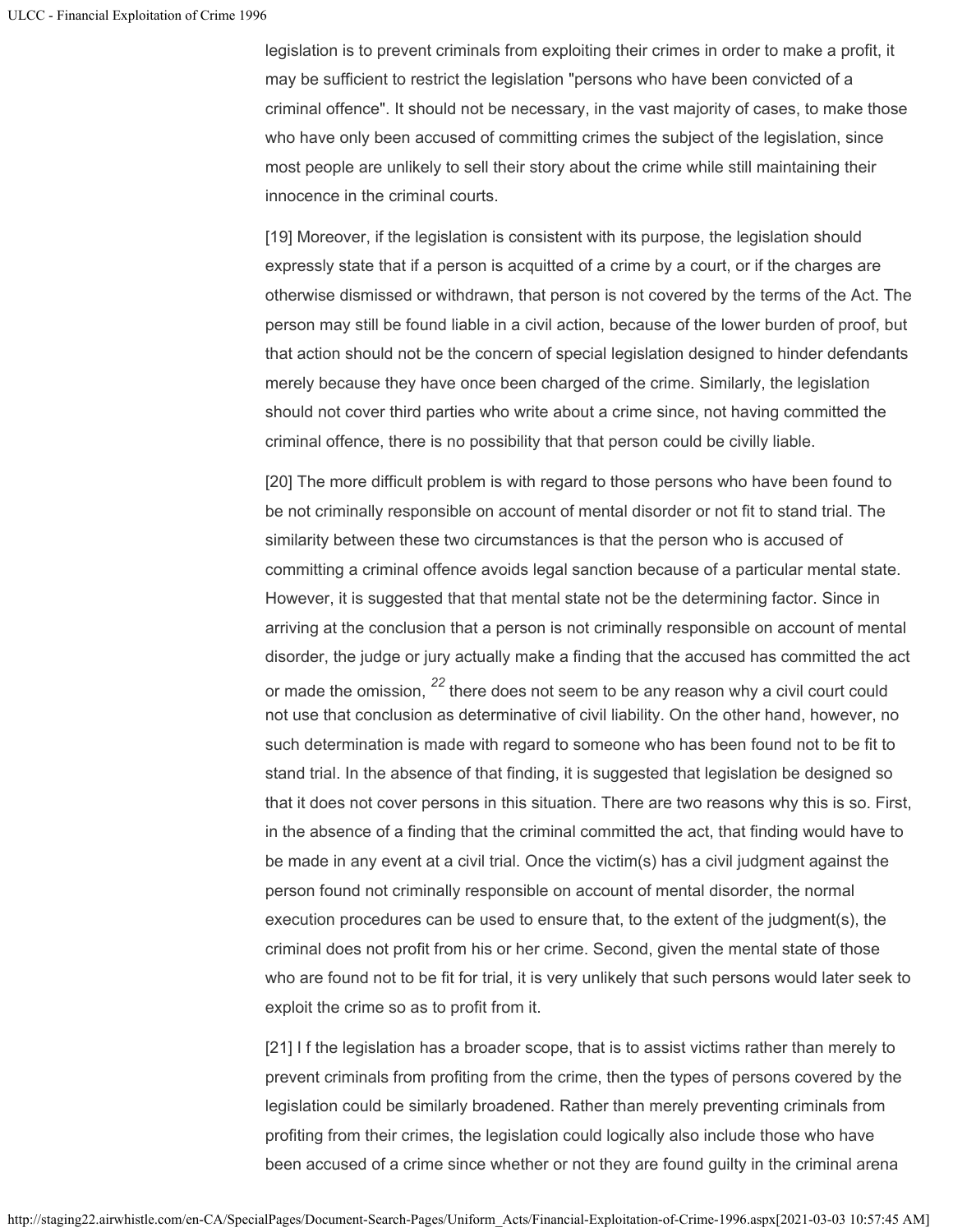legislation is to prevent criminals from exploiting their crimes in order to make a profit, it may be sufficient to restrict the legislation "persons who have been convicted of a criminal offence". It should not be necessary, in the vast majority of cases, to make those who have only been accused of committing crimes the subject of the legislation, since most people are unlikely to sell their story about the crime while still maintaining their innocence in the criminal courts.

[19] Moreover, if the legislation is consistent with its purpose, the legislation should expressly state that if a person is acquitted of a crime by a court, or if the charges are otherwise dismissed or withdrawn, that person is not covered by the terms of the Act. The person may still be found liable in a civil action, because of the lower burden of proof, but that action should not be the concern of special legislation designed to hinder defendants merely because they have once been charged of the crime. Similarly, the legislation should not cover third parties who write about a crime since, not having committed the criminal offence, there is no possibility that that person could be civilly liable.

[20] The more difficult problem is with regard to those persons who have been found to be not criminally responsible on account of mental disorder or not fit to stand trial. The similarity between these two circumstances is that the person who is accused of committing a criminal offence avoids legal sanction because of a particular mental state. However, it is suggested that that mental state not be the determining factor. Since in arriving at the conclusion that a person is not criminally responsible on account of mental disorder, the judge or jury actually make a finding that the accused has committed the act or made the omission, [22] there does not seem to be any reason why a civil court could not use that conclusion as determinative of civil liability. On the other hand, however, no such determination is made with regard to someone who has been found not to be fit to stand trial. In the absence of that finding, it is suggested that legislation be designed so that it does not cover persons in this situation. There are two reasons why this is so. First, in the absence of a finding that the criminal committed the act, that finding would have to be made in any event at a civil trial. Once the victim(s) has a civil judgment against the person found not criminally responsible on account of mental disorder, the normal execution procedures can be used to ensure that, to the extent of the judgment(s), the criminal does not profit from his or her crime. Second, given the mental state of those who are found not to be fit for trial, it is very unlikely that such persons would later seek to exploit the crime so as to profit from it.

[21] I f the legislation has a broader scope, that is to assist victims rather than merely to prevent criminals from profiting from the crime, then the types of persons covered by the legislation could be similarly broadened. Rather than merely preventing criminals from profiting from their crimes, the legislation could logically also include those who have been accused of a crime since whether or not they are found guilty in the criminal arena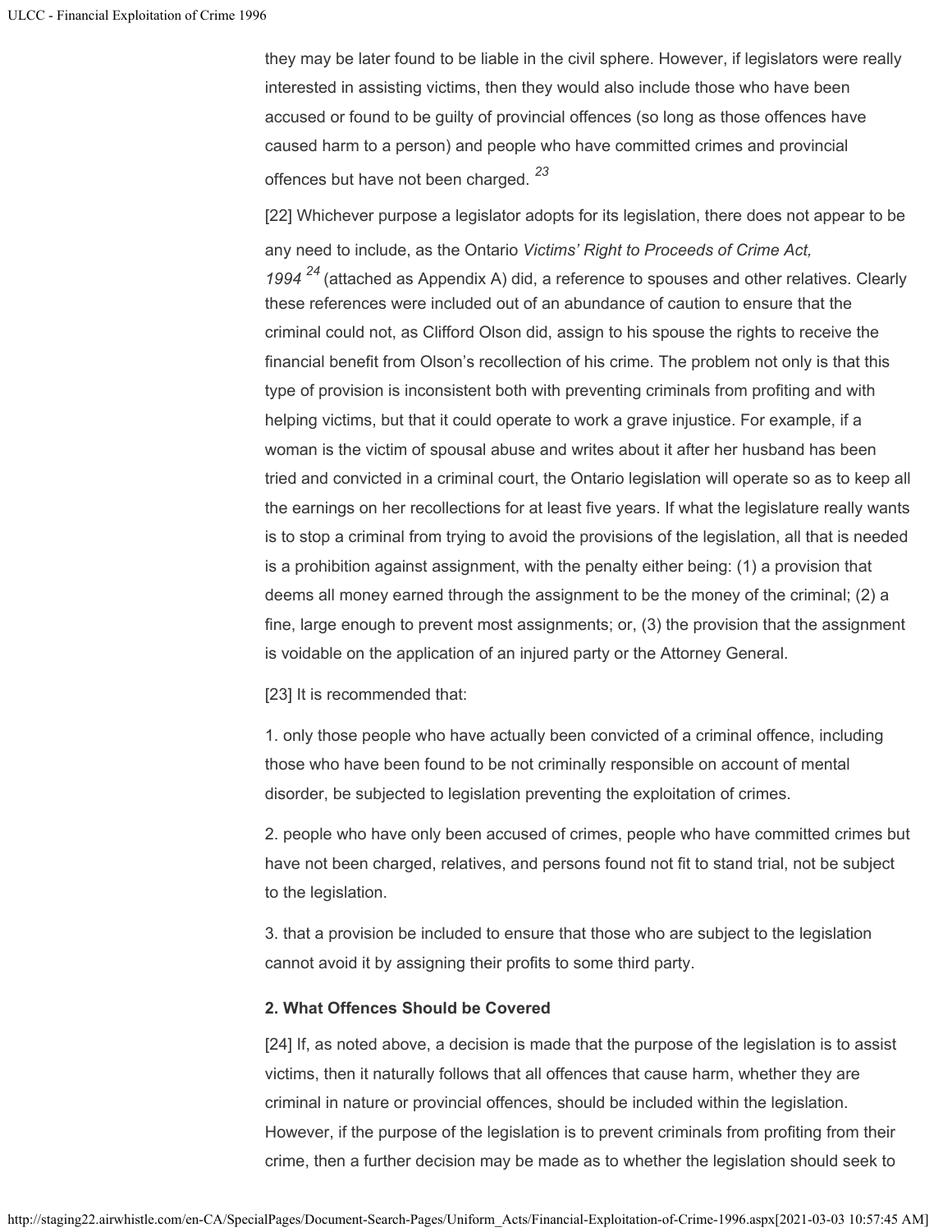they may be later found to be liable in the civil sphere. However, if legislators were really interested in assisting victims, then they would also include those who have been accused or found to be guilty of provincial offences (so long as those offences have caused harm to a person) and people who have committed crimes and provincial offences but have not been charged. [23]

[22] Whichever purpose a legislator adopts for its legislation, there does not appear to be any need to include, as the Ontario *Victims' Right to Proceeds of Crime Act, 1994* [24] (attached as Appendix A) did, a reference to spouses and other relatives. Clearly these references were included out of an abundance of caution to ensure that the criminal could not, as Clifford Olson did, assign to his spouse the rights to receive the financial benefit from Olson's recollection of his crime. The problem not only is that this type of provision is inconsistent both with preventing criminals from profiting and with helping victims, but that it could operate to work a grave injustice. For example, if a woman is the victim of spousal abuse and writes about it after her husband has been tried and convicted in a criminal court, the Ontario legislation will operate so as to keep all the earnings on her recollections for at least five years. If what the legislature really wants is to stop a criminal from trying to avoid the provisions of the legislation, all that is needed is a prohibition against assignment, with the penalty either being: (1) a provision that deems all money earned through the assignment to be the money of the criminal; (2) a fine, large enough to prevent most assignments; or, (3) the provision that the assignment is voidable on the application of an injured party or the Attorney General.

[23] It is recommended that:

1. only those people who have actually been convicted of a criminal offence, including those who have been found to be not criminally responsible on account of mental disorder, be subjected to legislation preventing the exploitation of crimes.

2. people who have only been accused of crimes, people who have committed crimes but have not been charged, relatives, and persons found not fit to stand trial, not be subject to the legislation.

3. that a provision be included to ensure that those who are subject to the legislation cannot avoid it by assigning their profits to some third party.

**2. What Offences Should be Covered**

[24] If, as noted above, a decision is made that the purpose of the legislation is to assist victims, then it naturally follows that all offences that cause harm, whether they are criminal in nature or provincial offences, should be included within the legislation. However, if the purpose of the legislation is to prevent criminals from profiting from their crime, then a further decision may be made as to whether the legislation should seek to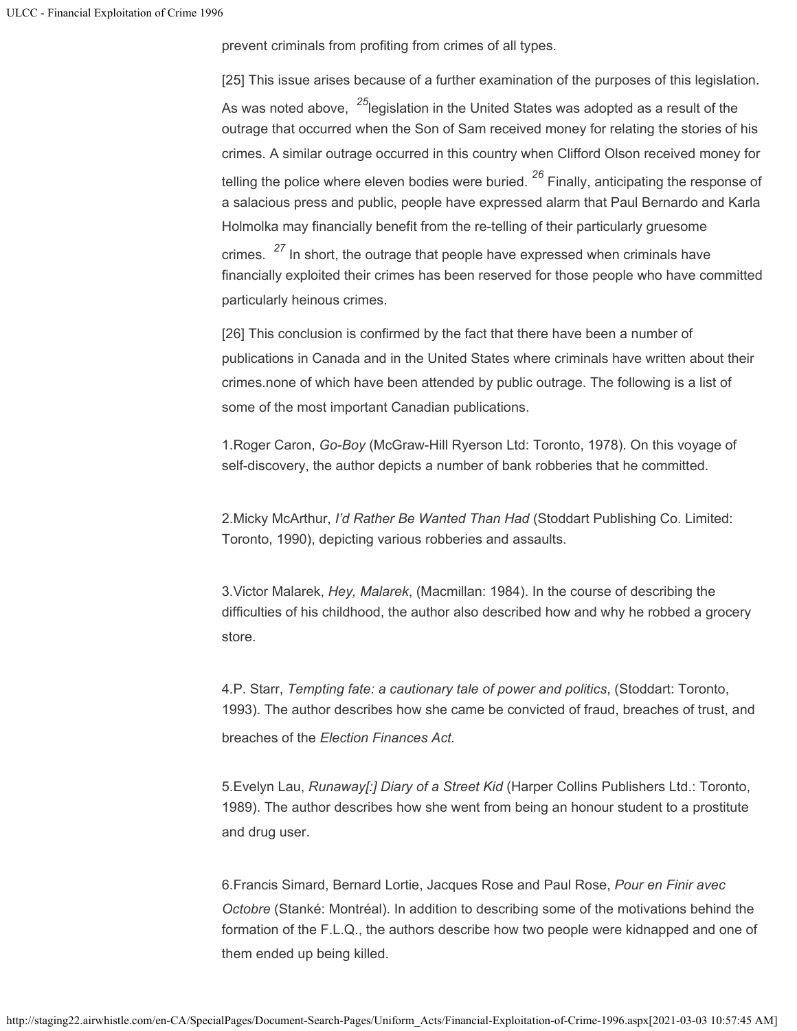prevent criminals from profiting from crimes of all types.

[25] This issue arises because of a further examination of the purposes of this legislation. As was noted above, [25]legislation in the United States was adopted as a result of the outrage that occurred when the Son of Sam received money for relating the stories of his crimes. A similar outrage occurred in this country when Clifford Olson received money for telling the police where eleven bodies were buried. [26] Finally, anticipating the response of a salacious press and public, people have expressed alarm that Paul Bernardo and Karla Holmolka may financially benefit from the re-telling of their particularly gruesome crimes. [27] In short, the outrage that people have expressed when criminals have financially exploited their crimes has been reserved for those people who have committed particularly heinous crimes.

[26] This conclusion is confirmed by the fact that there have been a number of publications in Canada and in the United States where criminals have written about their crimes.none of which have been attended by public outrage. The following is a list of some of the most important Canadian publications.

1.Roger Caron, *Go-Boy* (McGraw-Hill Ryerson Ltd: Toronto, 1978). On this voyage of self-discovery, the author depicts a number of bank robberies that he committed.

2.Micky McArthur, *I'd Rather Be Wanted Than Had* (Stoddart Publishing Co. Limited: Toronto, 1990), depicting various robberies and assaults.

3.Victor Malarek, *Hey, Malarek*, (Macmillan: 1984). In the course of describing the difficulties of his childhood, the author also described how and why he robbed a grocery store.

4.P. Starr, *Tempting fate: a cautionary tale of power and politics*, (Stoddart: Toronto, 1993). The author describes how she came be convicted of fraud, breaches of trust, and breaches of the *Election Finances Act.*

5.Evelyn Lau, *Runaway[:] Diary of a Street Kid* (Harper Collins Publishers Ltd.: Toronto, 1989). The author describes how she went from being an honour student to a prostitute and drug user.

6.Francis Simard, Bernard Lortie, Jacques Rose and Paul Rose, *Pour en Finir avec Octobre* (Stanké: Montréal). In addition to describing some of the motivations behind the formation of the F.L.Q., the authors describe how two people were kidnapped and one of them ended up being killed.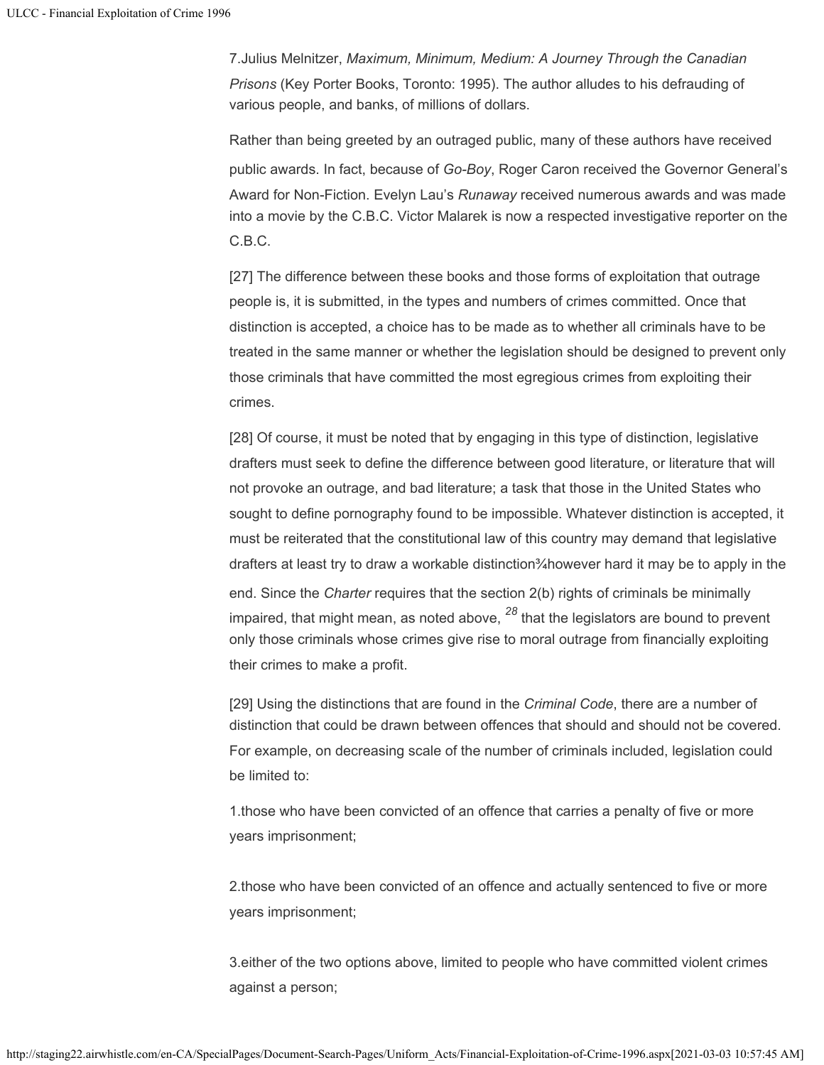7.Julius Melnitzer, *Maximum, Minimum, Medium: A Journey Through the Canadian Prisons* (Key Porter Books, Toronto: 1995). The author alludes to his defrauding of various people, and banks, of millions of dollars.

Rather than being greeted by an outraged public, many of these authors have received public awards. In fact, because of *Go-Boy*, Roger Caron received the Governor General's Award for Non-Fiction. Evelyn Lau's *Runaway* received numerous awards and was made into a movie by the C.B.C. Victor Malarek is now a respected investigative reporter on the C.B.C.

[27] The difference between these books and those forms of exploitation that outrage people is, it is submitted, in the types and numbers of crimes committed. Once that distinction is accepted, a choice has to be made as to whether all criminals have to be treated in the same manner or whether the legislation should be designed to prevent only those criminals that have committed the most egregious crimes from exploiting their crimes.

[28] Of course, it must be noted that by engaging in this type of distinction, legislative drafters must seek to define the difference between good literature, or literature that will not provoke an outrage, and bad literature; a task that those in the United States who sought to define pornography found to be impossible. Whatever distinction is accepted, it must be reiterated that the constitutional law of this country may demand that legislative drafters at least try to draw a workable distinction¾however hard it may be to apply in the end. Since the *Charter* requires that the section 2(b) rights of criminals be minimally impaired, that might mean, as noted above, [28] that the legislators are bound to prevent only those criminals whose crimes give rise to moral outrage from financially exploiting their crimes to make a profit.

[29] Using the distinctions that are found in the *Criminal Code*, there are a number of distinction that could be drawn between offences that should and should not be covered. For example, on decreasing scale of the number of criminals included, legislation could be limited to:

1.those who have been convicted of an offence that carries a penalty of five or more years imprisonment;

2.those who have been convicted of an offence and actually sentenced to five or more years imprisonment;

3.either of the two options above, limited to people who have committed violent crimes against a person;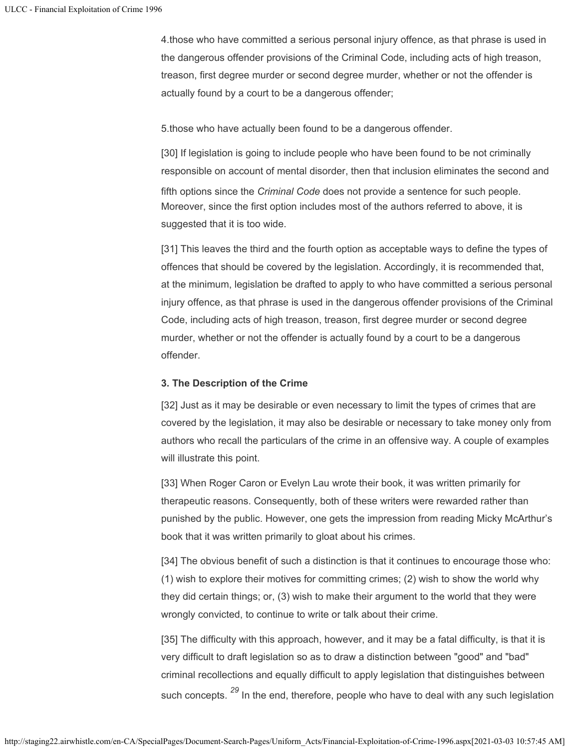4.those who have committed a serious personal injury offence, as that phrase is used in the dangerous offender provisions of the Criminal Code, including acts of high treason, treason, first degree murder or second degree murder, whether or not the offender is actually found by a court to be a dangerous offender;

5.those who have actually been found to be a dangerous offender.

[30] If legislation is going to include people who have been found to be not criminally responsible on account of mental disorder, then that inclusion eliminates the second and fifth options since the *Criminal Code* does not provide a sentence for such people. Moreover, since the first option includes most of the authors referred to above, it is suggested that it is too wide.

[31] This leaves the third and the fourth option as acceptable ways to define the types of offences that should be covered by the legislation. Accordingly, it is recommended that, at the minimum, legislation be drafted to apply to who have committed a serious personal injury offence, as that phrase is used in the dangerous offender provisions of the Criminal Code, including acts of high treason, treason, first degree murder or second degree murder, whether or not the offender is actually found by a court to be a dangerous offender.

**3. The Description of the Crime**

[32] Just as it may be desirable or even necessary to limit the types of crimes that are covered by the legislation, it may also be desirable or necessary to take money only from authors who recall the particulars of the crime in an offensive way. A couple of examples will illustrate this point.

[33] When Roger Caron or Evelyn Lau wrote their book, it was written primarily for therapeutic reasons. Consequently, both of these writers were rewarded rather than punished by the public. However, one gets the impression from reading Micky McArthur's book that it was written primarily to gloat about his crimes.

[34] The obvious benefit of such a distinction is that it continues to encourage those who: (1) wish to explore their motives for committing crimes; (2) wish to show the world why they did certain things; or, (3) wish to make their argument to the world that they were wrongly convicted, to continue to write or talk about their crime.

[35] The difficulty with this approach, however, and it may be a fatal difficulty, is that it is very difficult to draft legislation so as to draw a distinction between "good" and "bad" criminal recollections and equally difficult to apply legislation that distinguishes between such concepts. [29] In the end, therefore, people who have to deal with any such legislation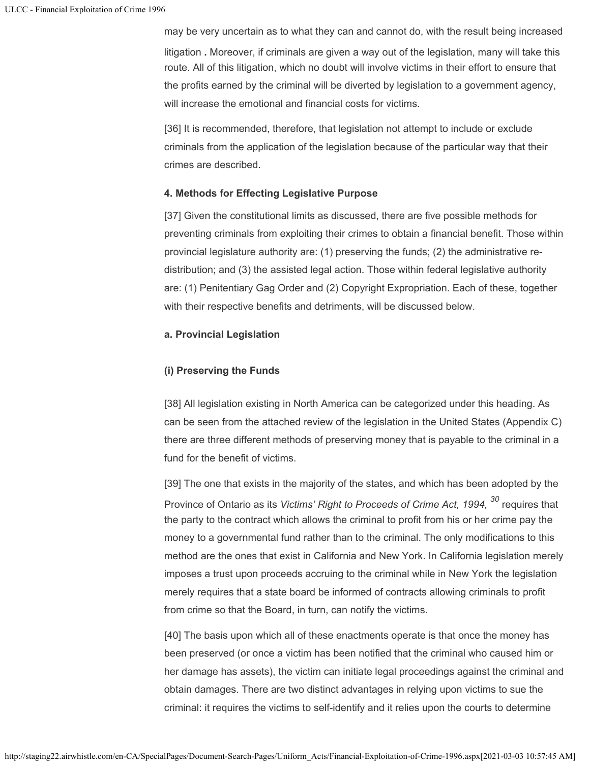may be very uncertain as to what they can and cannot do, with the result being increased litigation . Moreover, if criminals are given a way out of the legislation, many will take this route. All of this litigation, which no doubt will involve victims in their effort to ensure that the profits earned by the criminal will be diverted by legislation to a government agency, will increase the emotional and financial costs for victims.

[36] It is recommended, therefore, that legislation not attempt to include or exclude criminals from the application of the legislation because of the particular way that their crimes are described.

#### 4. Methods for Effecting Legislative Purpose

[37] Given the constitutional limits as discussed, there are five possible methods for preventing criminals from exploiting their crimes to obtain a financial benefit. Those within provincial legislature authority are: (1) preserving the funds; (2) the administrative re-distribution; and (3) the assisted legal action. Those within federal legislative authority are: (1) Penitentiary Gag Order and (2) Copyright Expropriation. Each of these, together with their respective benefits and detriments, will be discussed below.

#### a. Provincial Legislation

#### (i) Preserving the Funds

[38] All legislation existing in North America can be categorized under this heading. As can be seen from the attached review of the legislation in the United States (Appendix C) there are three different methods of preserving money that is payable to the criminal in a fund for the benefit of victims.

[39] The one that exists in the majority of the states, and which has been adopted by the Province of Ontario as its *Victims' Right to Proceeds of Crime Act, 1994,* [30] requires that the party to the contract which allows the criminal to profit from his or her crime pay the money to a governmental fund rather than to the criminal. The only modifications to this method are the ones that exist in California and New York. In California legislation merely imposes a trust upon proceeds accruing to the criminal while in New York the legislation merely requires that a state board be informed of contracts allowing criminals to profit from crime so that the Board, in turn, can notify the victims.

[40] The basis upon which all of these enactments operate is that once the money has been preserved (or once a victim has been notified that the criminal who caused him or her damage has assets), the victim can initiate legal proceedings against the criminal and obtain damages. There are two distinct advantages in relying upon victims to sue the criminal: it requires the victims to self-identify and it relies upon the courts to determine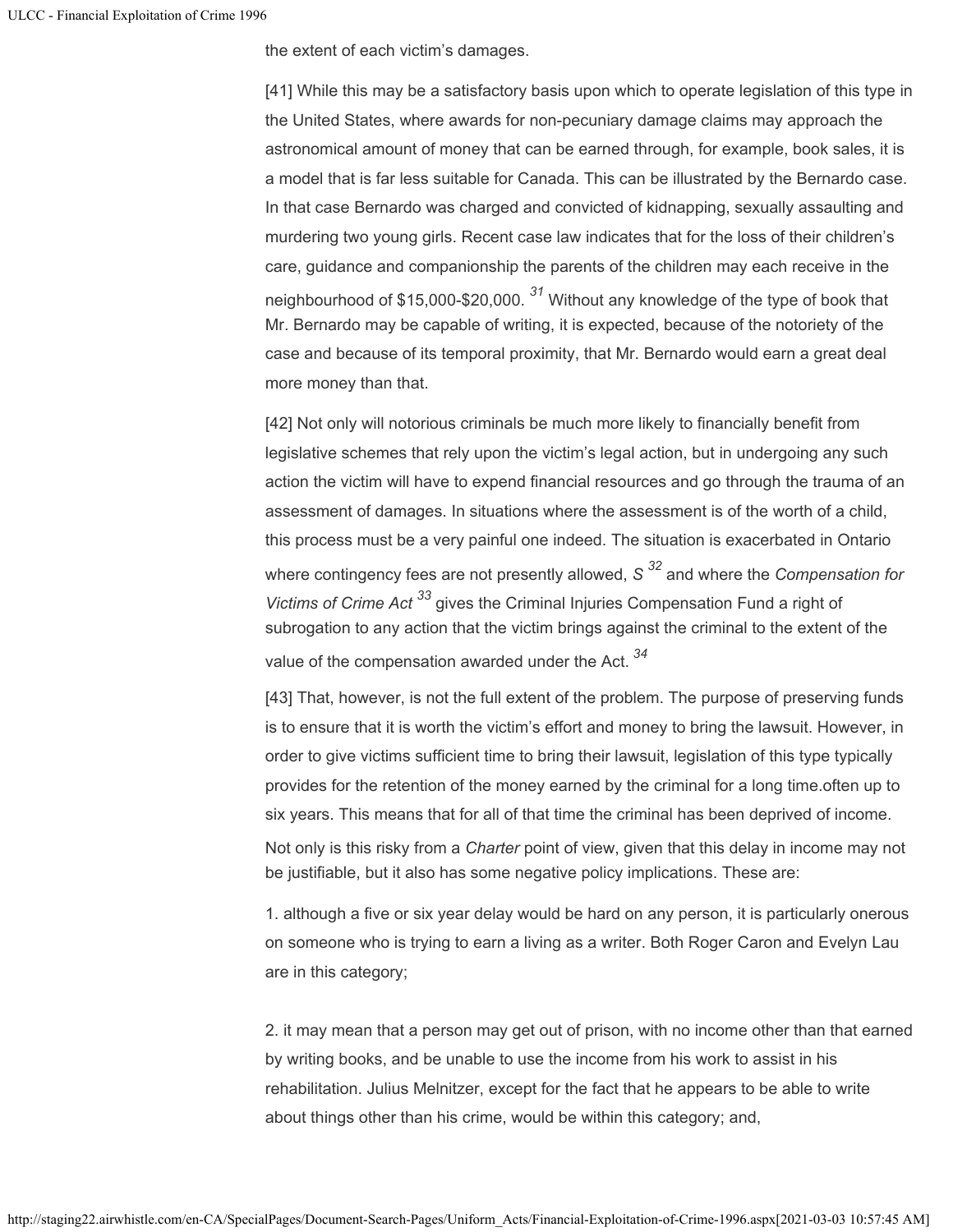the extent of each victim's damages.

[41] While this may be a satisfactory basis upon which to operate legislation of this type in the United States, where awards for non-pecuniary damage claims may approach the astronomical amount of money that can be earned through, for example, book sales, it is a model that is far less suitable for Canada. This can be illustrated by the Bernardo case. In that case Bernardo was charged and convicted of kidnapping, sexually assaulting and murdering two young girls. Recent case law indicates that for the loss of their children's care, guidance and companionship the parents of the children may each receive in the neighbourhood of $15,000-$20,000. [31] Without any knowledge of the type of book that Mr. Bernardo may be capable of writing, it is expected, because of the notoriety of the case and because of its temporal proximity, that Mr. Bernardo would earn a great deal more money than that.

[42] Not only will notorious criminals be much more likely to financially benefit from legislative schemes that rely upon the victim's legal action, but in undergoing any such action the victim will have to expend financial resources and go through the trauma of an assessment of damages. In situations where the assessment is of the worth of a child, this process must be a very painful one indeed. The situation is exacerbated in Ontario where contingency fees are not presently allowed, S [32] and where the *Compensation for Victims of Crime Act* [33] gives the Criminal Injuries Compensation Fund a right of subrogation to any action that the victim brings against the criminal to the extent of the value of the compensation awarded under the Act. [34]

[43] That, however, is not the full extent of the problem. The purpose of preserving funds is to ensure that it is worth the victim's effort and money to bring the lawsuit. However, in order to give victims sufficient time to bring their lawsuit, legislation of this type typically provides for the retention of the money earned by the criminal for a long time.often up to six years. This means that for all of that time the criminal has been deprived of income. Not only is this risky from a *Charter* point of view, given that this delay in income may not be justifiable, but it also has some negative policy implications. These are:

1. although a five or six year delay would be hard on any person, it is particularly onerous on someone who is trying to earn a living as a writer. Both Roger Caron and Evelyn Lau are in this category;

2. it may mean that a person may get out of prison, with no income other than that earned by writing books, and be unable to use the income from his work to assist in his rehabilitation. Julius Melnitzer, except for the fact that he appears to be able to write about things other than his crime, would be within this category; and,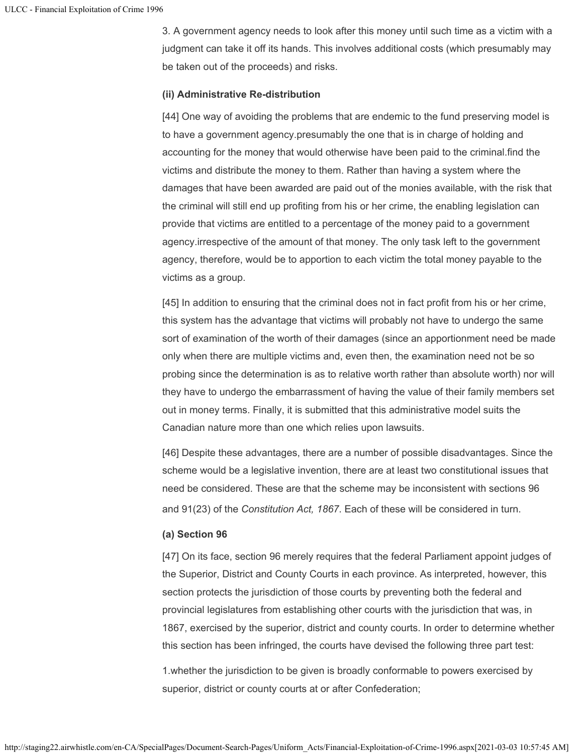3. A government agency needs to look after this money until such time as a victim with a judgment can take it off its hands. This involves additional costs (which presumably may be taken out of the proceeds) and risks.

**(ii) Administrative Re-distribution**

[44] One way of avoiding the problems that are endemic to the fund preserving model is to have a government agency.presumably the one that is in charge of holding and accounting for the money that would otherwise have been paid to the criminal.find the victims and distribute the money to them. Rather than having a system where the damages that have been awarded are paid out of the monies available, with the risk that the criminal will still end up profiting from his or her crime, the enabling legislation can provide that victims are entitled to a percentage of the money paid to a government agency.irrespective of the amount of that money. The only task left to the government agency, therefore, would be to apportion to each victim the total money payable to the victims as a group.

[45] In addition to ensuring that the criminal does not in fact profit from his or her crime, this system has the advantage that victims will probably not have to undergo the same sort of examination of the worth of their damages (since an apportionment need be made only when there are multiple victims and, even then, the examination need not be so probing since the determination is as to relative worth rather than absolute worth) nor will they have to undergo the embarrassment of having the value of their family members set out in money terms. Finally, it is submitted that this administrative model suits the Canadian nature more than one which relies upon lawsuits.

[46] Despite these advantages, there are a number of possible disadvantages. Since the scheme would be a legislative invention, there are at least two constitutional issues that need be considered. These are that the scheme may be inconsistent with sections 96 and 91(23) of the *Constitution Act, 1867*. Each of these will be considered in turn.

**(a) Section 96**

[47] On its face, section 96 merely requires that the federal Parliament appoint judges of the Superior, District and County Courts in each province. As interpreted, however, this section protects the jurisdiction of those courts by preventing both the federal and provincial legislatures from establishing other courts with the jurisdiction that was, in 1867, exercised by the superior, district and county courts. In order to determine whether this section has been infringed, the courts have devised the following three part test:

1.whether the jurisdiction to be given is broadly conformable to powers exercised by superior, district or county courts at or after Confederation;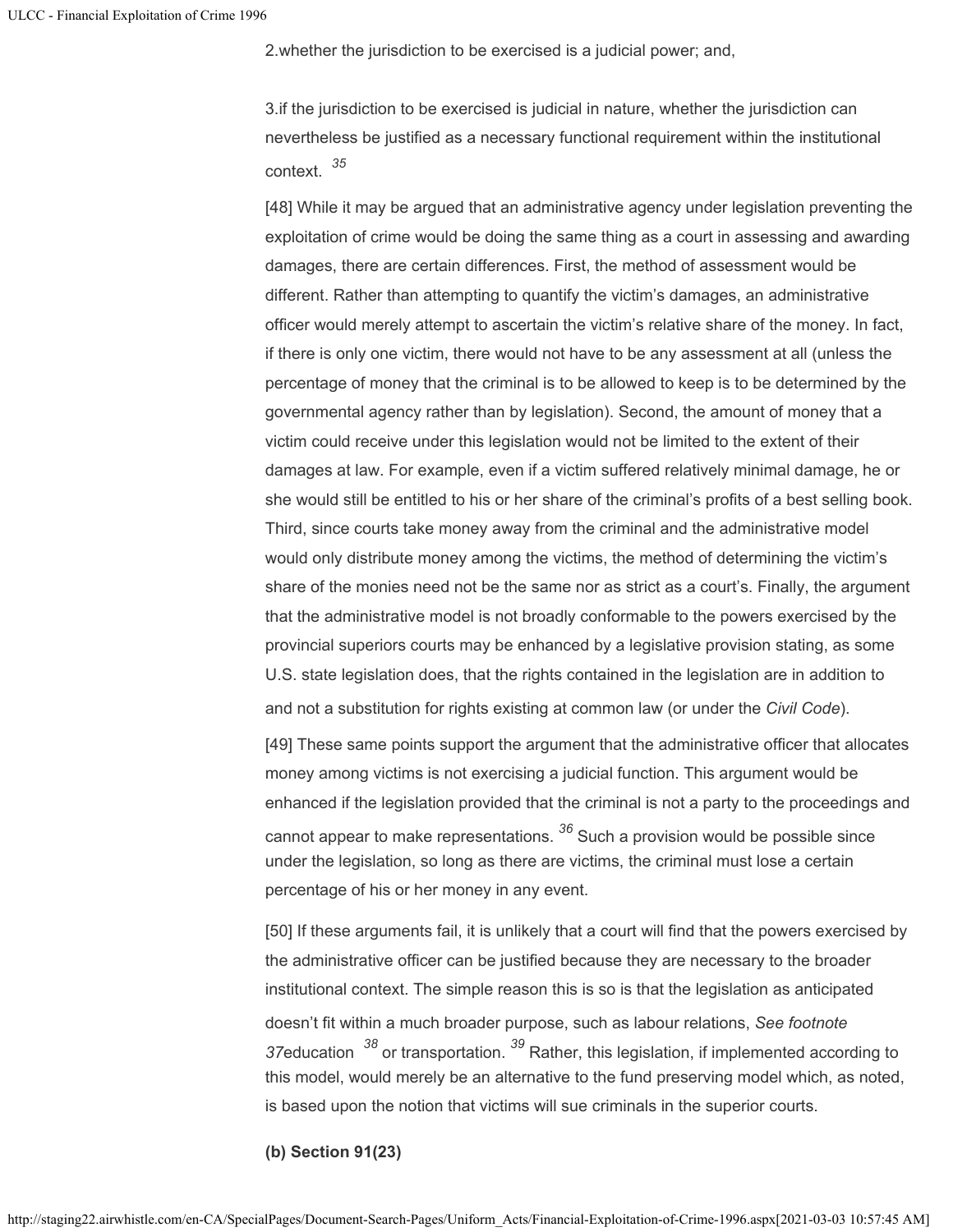2.whether the jurisdiction to be exercised is a judicial power; and,

3.if the jurisdiction to be exercised is judicial in nature, whether the jurisdiction can nevertheless be justified as a necessary functional requirement within the institutional context. [35]

[48] While it may be argued that an administrative agency under legislation preventing the exploitation of crime would be doing the same thing as a court in assessing and awarding damages, there are certain differences. First, the method of assessment would be different. Rather than attempting to quantify the victim's damages, an administrative officer would merely attempt to ascertain the victim's relative share of the money. In fact, if there is only one victim, there would not have to be any assessment at all (unless the percentage of money that the criminal is to be allowed to keep is to be determined by the governmental agency rather than by legislation). Second, the amount of money that a victim could receive under this legislation would not be limited to the extent of their damages at law. For example, even if a victim suffered relatively minimal damage, he or she would still be entitled to his or her share of the criminal's profits of a best selling book. Third, since courts take money away from the criminal and the administrative model would only distribute money among the victims, the method of determining the victim's share of the monies need not be the same nor as strict as a court's. Finally, the argument that the administrative model is not broadly conformable to the powers exercised by the provincial superiors courts may be enhanced by a legislative provision stating, as some U.S. state legislation does, that the rights contained in the legislation are in addition to and not a substitution for rights existing at common law (or under the *Civil Code*).

[49] These same points support the argument that the administrative officer that allocates money among victims is not exercising a judicial function. This argument would be enhanced if the legislation provided that the criminal is not a party to the proceedings and cannot appear to make representations. [36] Such a provision would be possible since under the legislation, so long as there are victims, the criminal must lose a certain percentage of his or her money in any event.

[50] If these arguments fail, it is unlikely that a court will find that the powers exercised by the administrative officer can be justified because they are necessary to the broader institutional context. The simple reason this is so is that the legislation as anticipated doesn't fit within a much broader purpose, such as labour relations, *See footnote 37*education [38] or transportation. [39] Rather, this legislation, if implemented according to this model, would merely be an alternative to the fund preserving model which, as noted, is based upon the notion that victims will sue criminals in the superior courts.

**(b) Section 91(23)**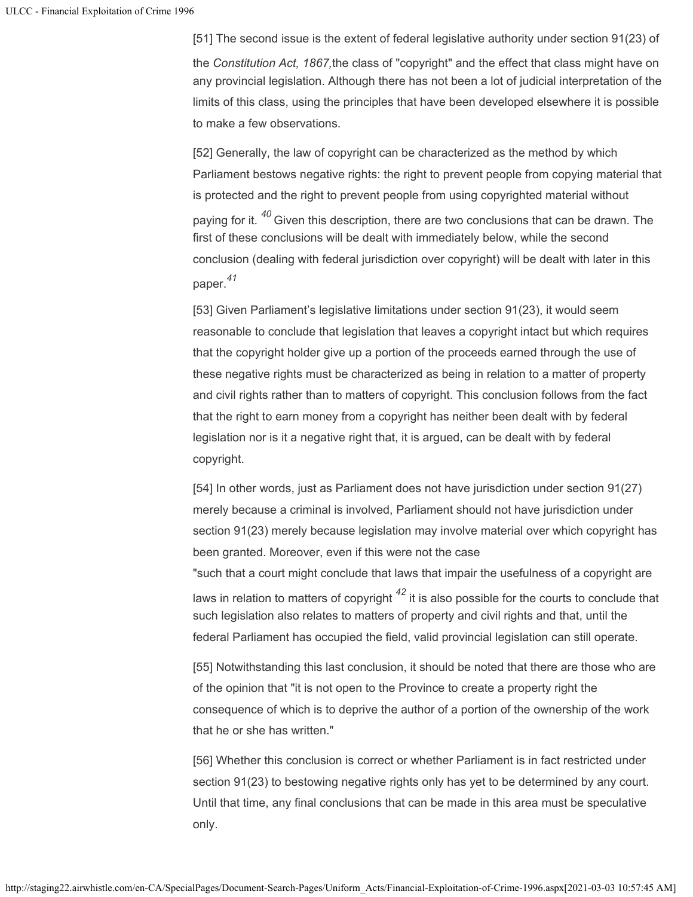[51] The second issue is the extent of federal legislative authority under section 91(23) of the *Constitution Act, 1867,*the class of "copyright" and the effect that class might have on any provincial legislation. Although there has not been a lot of judicial interpretation of the limits of this class, using the principles that have been developed elsewhere it is possible to make a few observations.

[52] Generally, the law of copyright can be characterized as the method by which Parliament bestows negative rights: the right to prevent people from copying material that is protected and the right to prevent people from using copyrighted material without paying for it. [40] Given this description, there are two conclusions that can be drawn. The first of these conclusions will be dealt with immediately below, while the second conclusion (dealing with federal jurisdiction over copyright) will be dealt with later in this paper.[41]

[53] Given Parliament's legislative limitations under section 91(23), it would seem reasonable to conclude that legislation that leaves a copyright intact but which requires that the copyright holder give up a portion of the proceeds earned through the use of these negative rights must be characterized as being in relation to a matter of property and civil rights rather than to matters of copyright. This conclusion follows from the fact that the right to earn money from a copyright has neither been dealt with by federal legislation nor is it a negative right that, it is argued, can be dealt with by federal copyright.

[54] In other words, just as Parliament does not have jurisdiction under section 91(27) merely because a criminal is involved, Parliament should not have jurisdiction under section 91(23) merely because legislation may involve material over which copyright has been granted. Moreover, even if this were not the case
"such that a court might conclude that laws that impair the usefulness of a copyright are laws in relation to matters of copyright [42] it is also possible for the courts to conclude that such legislation also relates to matters of property and civil rights and that, until the federal Parliament has occupied the field, valid provincial legislation can still operate.

[55] Notwithstanding this last conclusion, it should be noted that there are those who are of the opinion that "it is not open to the Province to create a property right the consequence of which is to deprive the author of a portion of the ownership of the work that he or she has written."

[56] Whether this conclusion is correct or whether Parliament is in fact restricted under section 91(23) to bestowing negative rights only has yet to be determined by any court. Until that time, any final conclusions that can be made in this area must be speculative only.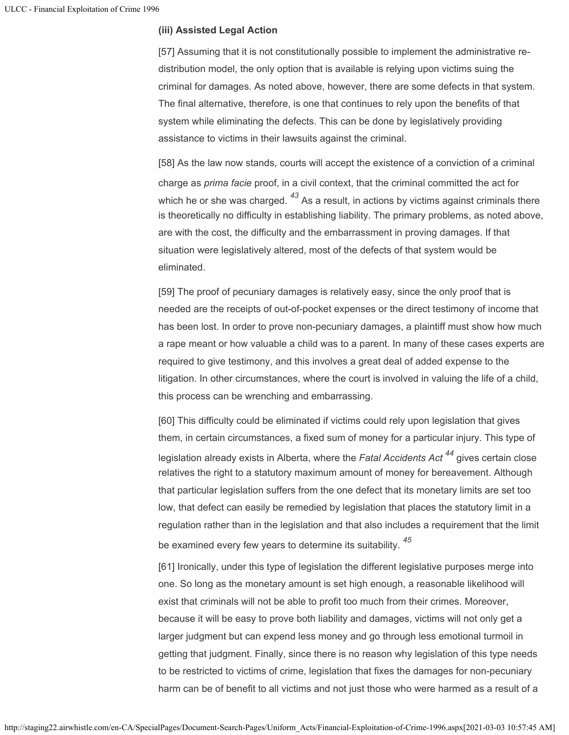### (iii) Assisted Legal Action

[57] Assuming that it is not constitutionally possible to implement the administrative re-distribution model, the only option that is available is relying upon victims suing the criminal for damages. As noted above, however, there are some defects in that system. The final alternative, therefore, is one that continues to rely upon the benefits of that system while eliminating the defects. This can be done by legislatively providing assistance to victims in their lawsuits against the criminal.

[58] As the law now stands, courts will accept the existence of a conviction of a criminal charge as *prima facie* proof, in a civil context, that the criminal committed the act for which he or she was charged. [43] As a result, in actions by victims against criminals there is theoretically no difficulty in establishing liability. The primary problems, as noted above, are with the cost, the difficulty and the embarrassment in proving damages. If that situation were legislatively altered, most of the defects of that system would be eliminated.

[59] The proof of pecuniary damages is relatively easy, since the only proof that is needed are the receipts of out-of-pocket expenses or the direct testimony of income that has been lost. In order to prove non-pecuniary damages, a plaintiff must show how much a rape meant or how valuable a child was to a parent. In many of these cases experts are required to give testimony, and this involves a great deal of added expense to the litigation. In other circumstances, where the court is involved in valuing the life of a child, this process can be wrenching and embarrassing.

[60] This difficulty could be eliminated if victims could rely upon legislation that gives them, in certain circumstances, a fixed sum of money for a particular injury. This type of legislation already exists in Alberta, where the *Fatal Accidents Act* [44] gives certain close relatives the right to a statutory maximum amount of money for bereavement. Although that particular legislation suffers from the one defect that its monetary limits are set too low, that defect can easily be remedied by legislation that places the statutory limit in a regulation rather than in the legislation and that also includes a requirement that the limit be examined every few years to determine its suitability. [45]

[61] Ironically, under this type of legislation the different legislative purposes merge into one. So long as the monetary amount is set high enough, a reasonable likelihood will exist that criminals will not be able to profit too much from their crimes. Moreover, because it will be easy to prove both liability and damages, victims will not only get a larger judgment but can expend less money and go through less emotional turmoil in getting that judgment. Finally, since there is no reason why legislation of this type needs to be restricted to victims of crime, legislation that fixes the damages for non-pecuniary harm can be of benefit to all victims and not just those who were harmed as a result of a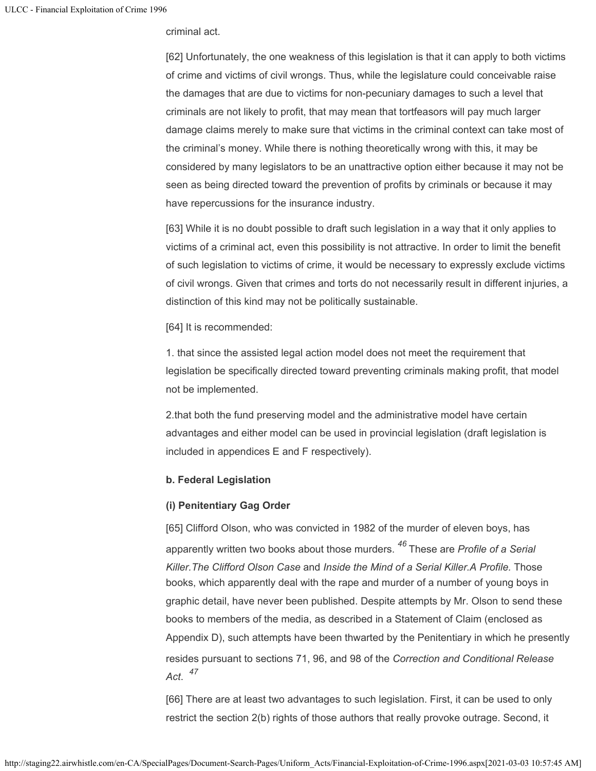criminal act.

[62] Unfortunately, the one weakness of this legislation is that it can apply to both victims of crime and victims of civil wrongs. Thus, while the legislature could conceivable raise the damages that are due to victims for non-pecuniary damages to such a level that criminals are not likely to profit, that may mean that tortfeasors will pay much larger damage claims merely to make sure that victims in the criminal context can take most of the criminal's money. While there is nothing theoretically wrong with this, it may be considered by many legislators to be an unattractive option either because it may not be seen as being directed toward the prevention of profits by criminals or because it may have repercussions for the insurance industry.

[63] While it is no doubt possible to draft such legislation in a way that it only applies to victims of a criminal act, even this possibility is not attractive. In order to limit the benefit of such legislation to victims of crime, it would be necessary to expressly exclude victims of civil wrongs. Given that crimes and torts do not necessarily result in different injuries, a distinction of this kind may not be politically sustainable.

[64] It is recommended:

1. that since the assisted legal action model does not meet the requirement that legislation be specifically directed toward preventing criminals making profit, that model not be implemented.

2.that both the fund preserving model and the administrative model have certain advantages and either model can be used in provincial legislation (draft legislation is included in appendices E and F respectively).

**b. Federal Legislation**

**(i) Penitentiary Gag Order**

[65] Clifford Olson, who was convicted in 1982 of the murder of eleven boys, has apparently written two books about those murders. [46] These are *Profile of a Serial Killer.The Clifford Olson Case* and *Inside the Mind of a Serial Killer.A Profile.* Those books, which apparently deal with the rape and murder of a number of young boys in graphic detail, have never been published. Despite attempts by Mr. Olson to send these books to members of the media, as described in a Statement of Claim (enclosed as Appendix D), such attempts have been thwarted by the Penitentiary in which he presently resides pursuant to sections 71, 96, and 98 of the *Correction and Conditional Release Act*. [47]

[66] There are at least two advantages to such legislation. First, it can be used to only restrict the section 2(b) rights of those authors that really provoke outrage. Second, it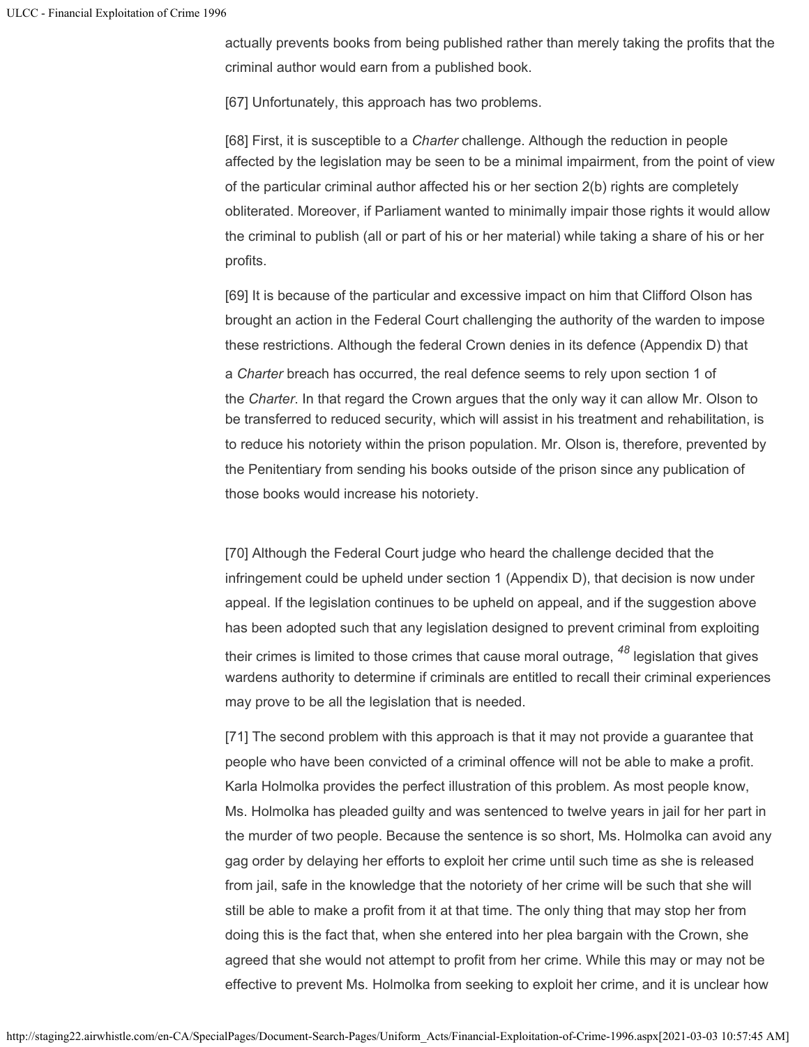actually prevents books from being published rather than merely taking the profits that the criminal author would earn from a published book.

[67] Unfortunately, this approach has two problems.

[68] First, it is susceptible to a *Charter* challenge. Although the reduction in people affected by the legislation may be seen to be a minimal impairment, from the point of view of the particular criminal author affected his or her section 2(b) rights are completely obliterated. Moreover, if Parliament wanted to minimally impair those rights it would allow the criminal to publish (all or part of his or her material) while taking a share of his or her profits.

[69] It is because of the particular and excessive impact on him that Clifford Olson has brought an action in the Federal Court challenging the authority of the warden to impose these restrictions. Although the federal Crown denies in its defence (Appendix D) that a *Charter* breach has occurred, the real defence seems to rely upon section 1 of the *Charter*. In that regard the Crown argues that the only way it can allow Mr. Olson to be transferred to reduced security, which will assist in his treatment and rehabilitation, is to reduce his notoriety within the prison population. Mr. Olson is, therefore, prevented by the Penitentiary from sending his books outside of the prison since any publication of those books would increase his notoriety.

[70] Although the Federal Court judge who heard the challenge decided that the infringement could be upheld under section 1 (Appendix D), that decision is now under appeal. If the legislation continues to be upheld on appeal, and if the suggestion above has been adopted such that any legislation designed to prevent criminal from exploiting their crimes is limited to those crimes that cause moral outrage, [48] legislation that gives wardens authority to determine if criminals are entitled to recall their criminal experiences may prove to be all the legislation that is needed.

[71] The second problem with this approach is that it may not provide a guarantee that people who have been convicted of a criminal offence will not be able to make a profit. Karla Holmolka provides the perfect illustration of this problem. As most people know, Ms. Holmolka has pleaded guilty and was sentenced to twelve years in jail for her part in the murder of two people. Because the sentence is so short, Ms. Holmolka can avoid any gag order by delaying her efforts to exploit her crime until such time as she is released from jail, safe in the knowledge that the notoriety of her crime will be such that she will still be able to make a profit from it at that time. The only thing that may stop her from doing this is the fact that, when she entered into her plea bargain with the Crown, she agreed that she would not attempt to profit from her crime. While this may or may not be effective to prevent Ms. Holmolka from seeking to exploit her crime, and it is unclear how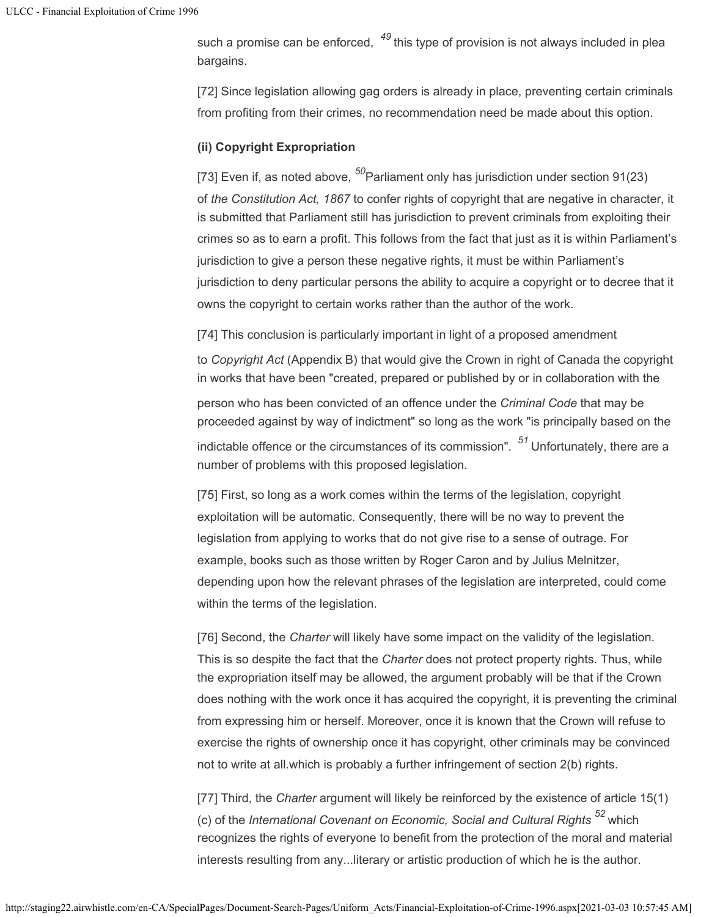such a promise can be enforced, [49] this type of provision is not always included in plea bargains.

[72] Since legislation allowing gag orders is already in place, preventing certain criminals from profiting from their crimes, no recommendation need be made about this option.

**(ii) Copyright Expropriation**

[73] Even if, as noted above, [50] Parliament only has jurisdiction under section 91(23) of *the Constitution Act, 1867* to confer rights of copyright that are negative in character, it is submitted that Parliament still has jurisdiction to prevent criminals from exploiting their crimes so as to earn a profit. This follows from the fact that just as it is within Parliament's jurisdiction to give a person these negative rights, it must be within Parliament's jurisdiction to deny particular persons the ability to acquire a copyright or to decree that it owns the copyright to certain works rather than the author of the work.

[74] This conclusion is particularly important in light of a proposed amendment to *Copyright Act* (Appendix B) that would give the Crown in right of Canada the copyright in works that have been "created, prepared or published by or in collaboration with the person who has been convicted of an offence under the *Criminal Code* that may be proceeded against by way of indictment" so long as the work "is principally based on the indictable offence or the circumstances of its commission". [51] Unfortunately, there are a number of problems with this proposed legislation.

[75] First, so long as a work comes within the terms of the legislation, copyright exploitation will be automatic. Consequently, there will be no way to prevent the legislation from applying to works that do not give rise to a sense of outrage. For example, books such as those written by Roger Caron and by Julius Melnitzer, depending upon how the relevant phrases of the legislation are interpreted, could come within the terms of the legislation.

[76] Second, the *Charter* will likely have some impact on the validity of the legislation. This is so despite the fact that the *Charter* does not protect property rights. Thus, while the expropriation itself may be allowed, the argument probably will be that if the Crown does nothing with the work once it has acquired the copyright, it is preventing the criminal from expressing him or herself. Moreover, once it is known that the Crown will refuse to exercise the rights of ownership once it has copyright, other criminals may be convinced not to write at all.which is probably a further infringement of section 2(b) rights.

[77] Third, the *Charter* argument will likely be reinforced by the existence of article 15(1)(c) of the *International Covenant on Economic, Social and Cultural Rights* [52] which recognizes the rights of everyone to benefit from the protection of the moral and material interests resulting from any...literary or artistic production of which he is the author.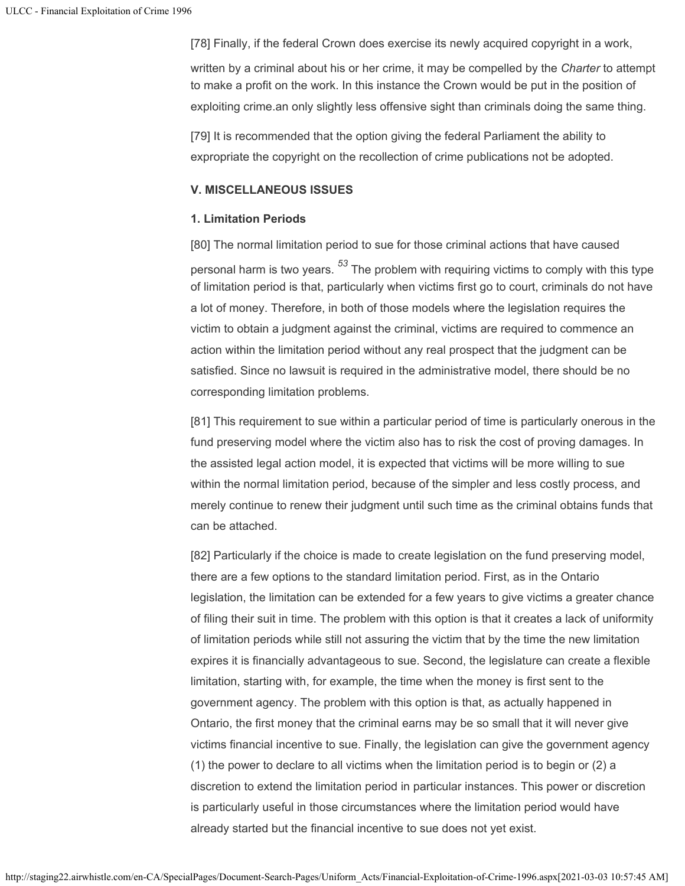[78] Finally, if the federal Crown does exercise its newly acquired copyright in a work, written by a criminal about his or her crime, it may be compelled by the *Charter* to attempt to make a profit on the work. In this instance the Crown would be put in the position of exploiting crime.an only slightly less offensive sight than criminals doing the same thing.

[79] It is recommended that the option giving the federal Parliament the ability to expropriate the copyright on the recollection of crime publications not be adopted.

**V. MISCELLANEOUS ISSUES**

**1. Limitation Periods**

[80] The normal limitation period to sue for those criminal actions that have caused personal harm is two years. [53] The problem with requiring victims to comply with this type of limitation period is that, particularly when victims first go to court, criminals do not have a lot of money. Therefore, in both of those models where the legislation requires the victim to obtain a judgment against the criminal, victims are required to commence an action within the limitation period without any real prospect that the judgment can be satisfied. Since no lawsuit is required in the administrative model, there should be no corresponding limitation problems.

[81] This requirement to sue within a particular period of time is particularly onerous in the fund preserving model where the victim also has to risk the cost of proving damages. In the assisted legal action model, it is expected that victims will be more willing to sue within the normal limitation period, because of the simpler and less costly process, and merely continue to renew their judgment until such time as the criminal obtains funds that can be attached.

[82] Particularly if the choice is made to create legislation on the fund preserving model, there are a few options to the standard limitation period. First, as in the Ontario legislation, the limitation can be extended for a few years to give victims a greater chance of filing their suit in time. The problem with this option is that it creates a lack of uniformity of limitation periods while still not assuring the victim that by the time the new limitation expires it is financially advantageous to sue. Second, the legislature can create a flexible limitation, starting with, for example, the time when the money is first sent to the government agency. The problem with this option is that, as actually happened in Ontario, the first money that the criminal earns may be so small that it will never give victims financial incentive to sue. Finally, the legislation can give the government agency (1) the power to declare to all victims when the limitation period is to begin or (2) a discretion to extend the limitation period in particular instances. This power or discretion is particularly useful in those circumstances where the limitation period would have already started but the financial incentive to sue does not yet exist.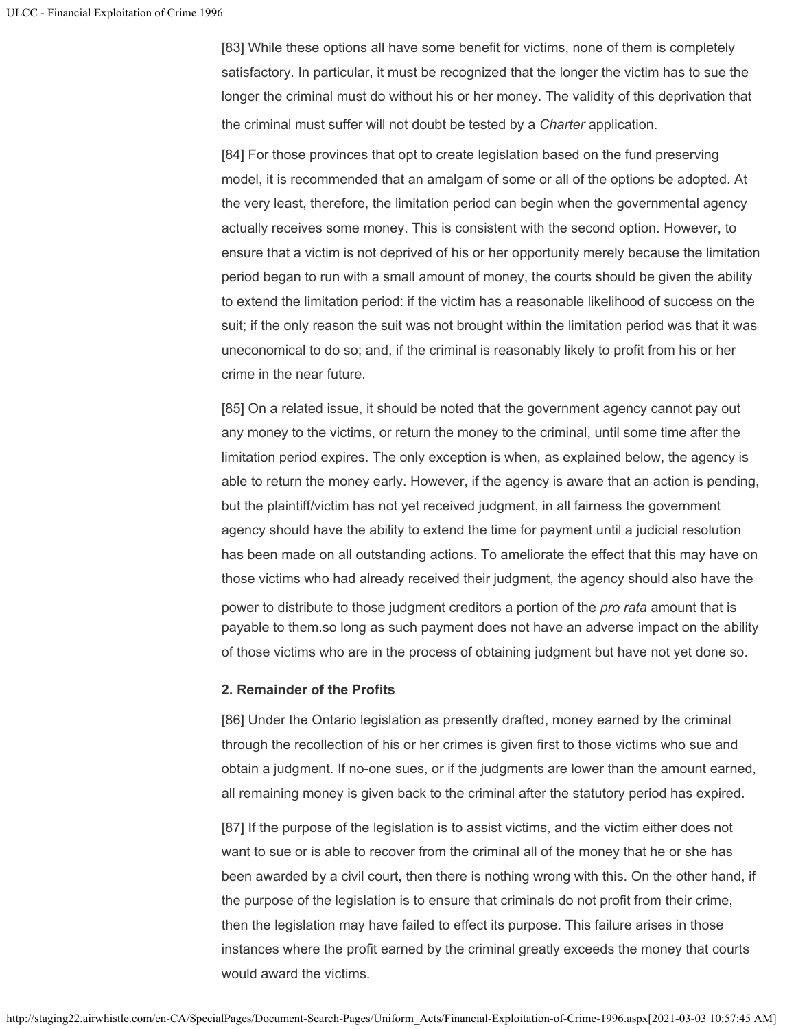[83] While these options all have some benefit for victims, none of them is completely satisfactory. In particular, it must be recognized that the longer the victim has to sue the longer the criminal must do without his or her money. The validity of this deprivation that the criminal must suffer will not doubt be tested by a *Charter* application.

[84] For those provinces that opt to create legislation based on the fund preserving model, it is recommended that an amalgam of some or all of the options be adopted. At the very least, therefore, the limitation period can begin when the governmental agency actually receives some money. This is consistent with the second option. However, to ensure that a victim is not deprived of his or her opportunity merely because the limitation period began to run with a small amount of money, the courts should be given the ability to extend the limitation period: if the victim has a reasonable likelihood of success on the suit; if the only reason the suit was not brought within the limitation period was that it was uneconomical to do so; and, if the criminal is reasonably likely to profit from his or her crime in the near future.

[85] On a related issue, it should be noted that the government agency cannot pay out any money to the victims, or return the money to the criminal, until some time after the limitation period expires. The only exception is when, as explained below, the agency is able to return the money early. However, if the agency is aware that an action is pending, but the plaintiff/victim has not yet received judgment, in all fairness the government agency should have the ability to extend the time for payment until a judicial resolution has been made on all outstanding actions. To ameliorate the effect that this may have on those victims who had already received their judgment, the agency should also have the power to distribute to those judgment creditors a portion of the *pro rata* amount that is payable to them.so long as such payment does not have an adverse impact on the ability of those victims who are in the process of obtaining judgment but have not yet done so.

**2. Remainder of the Profits**

[86] Under the Ontario legislation as presently drafted, money earned by the criminal through the recollection of his or her crimes is given first to those victims who sue and obtain a judgment. If no-one sues, or if the judgments are lower than the amount earned, all remaining money is given back to the criminal after the statutory period has expired.

[87] If the purpose of the legislation is to assist victims, and the victim either does not want to sue or is able to recover from the criminal all of the money that he or she has been awarded by a civil court, then there is nothing wrong with this. On the other hand, if the purpose of the legislation is to ensure that criminals do not profit from their crime, then the legislation may have failed to effect its purpose. This failure arises in those instances where the profit earned by the criminal greatly exceeds the money that courts would award the victims.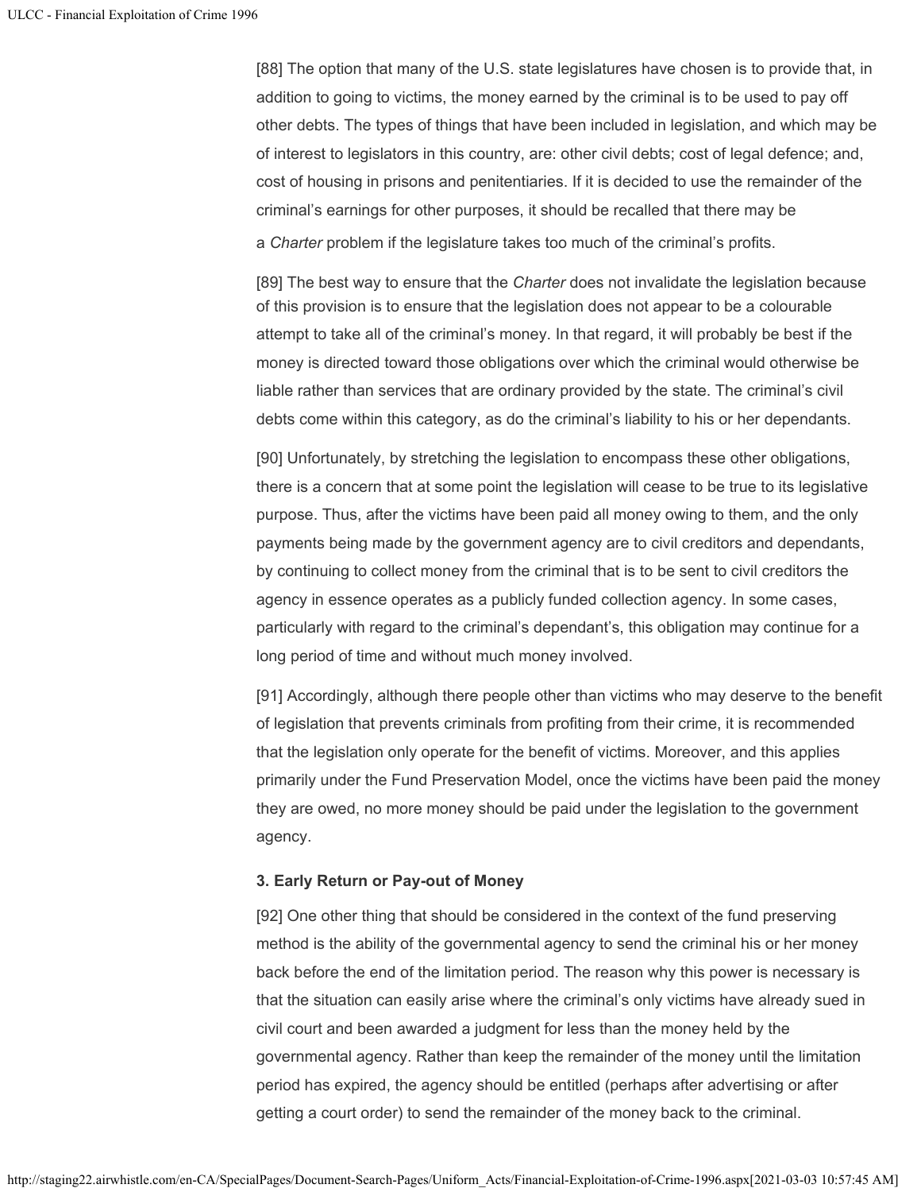[88] The option that many of the U.S. state legislatures have chosen is to provide that, in addition to going to victims, the money earned by the criminal is to be used to pay off other debts. The types of things that have been included in legislation, and which may be of interest to legislators in this country, are: other civil debts; cost of legal defence; and, cost of housing in prisons and penitentiaries. If it is decided to use the remainder of the criminal's earnings for other purposes, it should be recalled that there may be a *Charter* problem if the legislature takes too much of the criminal's profits.

[89] The best way to ensure that the *Charter* does not invalidate the legislation because of this provision is to ensure that the legislation does not appear to be a colourable attempt to take all of the criminal's money. In that regard, it will probably be best if the money is directed toward those obligations over which the criminal would otherwise be liable rather than services that are ordinary provided by the state. The criminal's civil debts come within this category, as do the criminal's liability to his or her dependants.

[90] Unfortunately, by stretching the legislation to encompass these other obligations, there is a concern that at some point the legislation will cease to be true to its legislative purpose. Thus, after the victims have been paid all money owing to them, and the only payments being made by the government agency are to civil creditors and dependants, by continuing to collect money from the criminal that is to be sent to civil creditors the agency in essence operates as a publicly funded collection agency. In some cases, particularly with regard to the criminal's dependant's, this obligation may continue for a long period of time and without much money involved.

[91] Accordingly, although there people other than victims who may deserve to the benefit of legislation that prevents criminals from profiting from their crime, it is recommended that the legislation only operate for the benefit of victims. Moreover, and this applies primarily under the Fund Preservation Model, once the victims have been paid the money they are owed, no more money should be paid under the legislation to the government agency.

**3. Early Return or Pay-out of Money**

[92] One other thing that should be considered in the context of the fund preserving method is the ability of the governmental agency to send the criminal his or her money back before the end of the limitation period. The reason why this power is necessary is that the situation can easily arise where the criminal's only victims have already sued in civil court and been awarded a judgment for less than the money held by the governmental agency. Rather than keep the remainder of the money until the limitation period has expired, the agency should be entitled (perhaps after advertising or after getting a court order) to send the remainder of the money back to the criminal.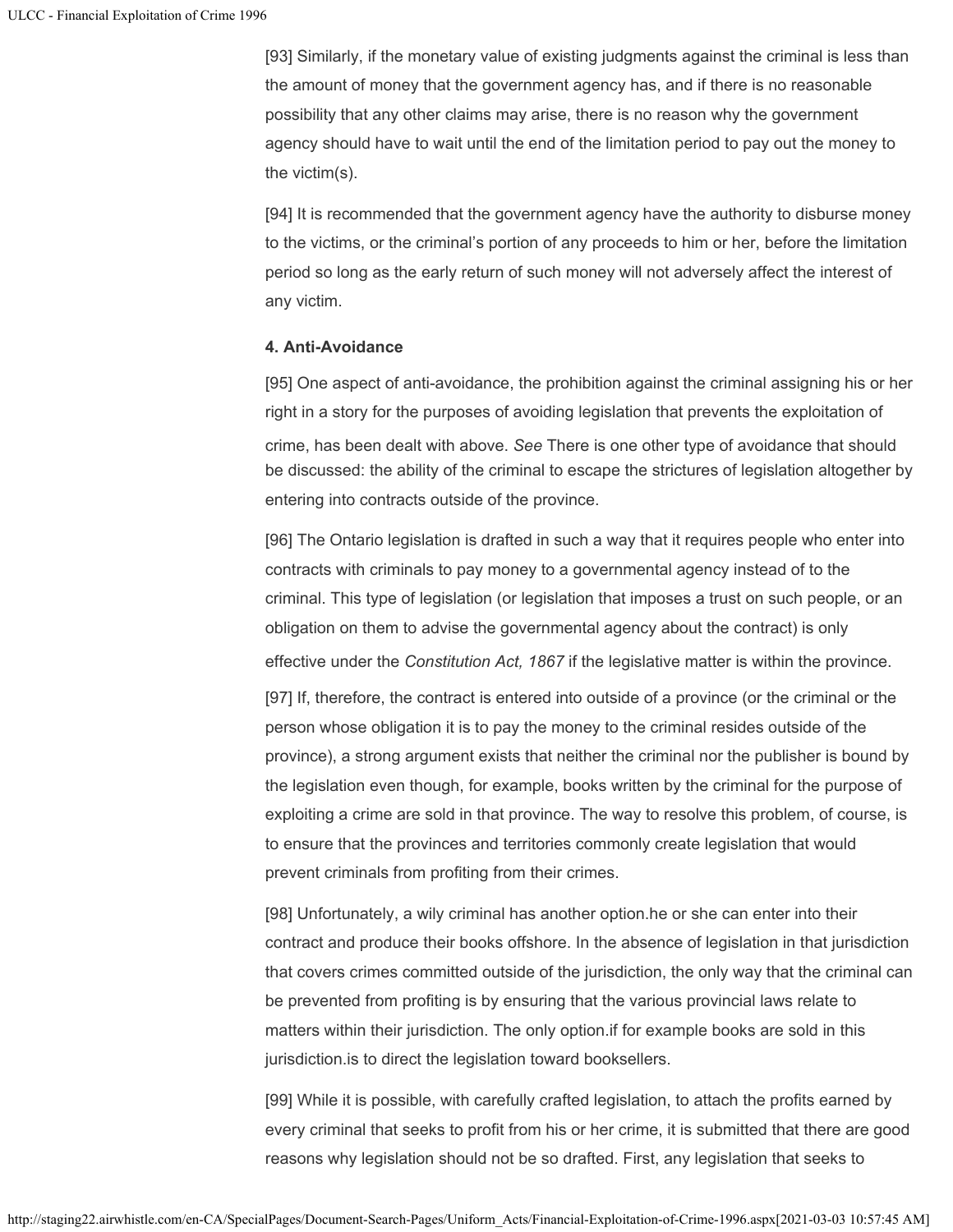[93] Similarly, if the monetary value of existing judgments against the criminal is less than the amount of money that the government agency has, and if there is no reasonable possibility that any other claims may arise, there is no reason why the government agency should have to wait until the end of the limitation period to pay out the money to the victim(s).

[94] It is recommended that the government agency have the authority to disburse money to the victims, or the criminal's portion of any proceeds to him or her, before the limitation period so long as the early return of such money will not adversely affect the interest of any victim.

**4. Anti-Avoidance**

[95] One aspect of anti-avoidance, the prohibition against the criminal assigning his or her right in a story for the purposes of avoiding legislation that prevents the exploitation of crime, has been dealt with above. *See* There is one other type of avoidance that should be discussed: the ability of the criminal to escape the strictures of legislation altogether by entering into contracts outside of the province.

[96] The Ontario legislation is drafted in such a way that it requires people who enter into contracts with criminals to pay money to a governmental agency instead of to the criminal. This type of legislation (or legislation that imposes a trust on such people, or an obligation on them to advise the governmental agency about the contract) is only effective under the *Constitution Act, 1867* if the legislative matter is within the province.

[97] If, therefore, the contract is entered into outside of a province (or the criminal or the person whose obligation it is to pay the money to the criminal resides outside of the province), a strong argument exists that neither the criminal nor the publisher is bound by the legislation even though, for example, books written by the criminal for the purpose of exploiting a crime are sold in that province. The way to resolve this problem, of course, is to ensure that the provinces and territories commonly create legislation that would prevent criminals from profiting from their crimes.

[98] Unfortunately, a wily criminal has another option.he or she can enter into their contract and produce their books offshore. In the absence of legislation in that jurisdiction that covers crimes committed outside of the jurisdiction, the only way that the criminal can be prevented from profiting is by ensuring that the various provincial laws relate to matters within their jurisdiction. The only option.if for example books are sold in this jurisdiction.is to direct the legislation toward booksellers.

[99] While it is possible, with carefully crafted legislation, to attach the profits earned by every criminal that seeks to profit from his or her crime, it is submitted that there are good reasons why legislation should not be so drafted. First, any legislation that seeks to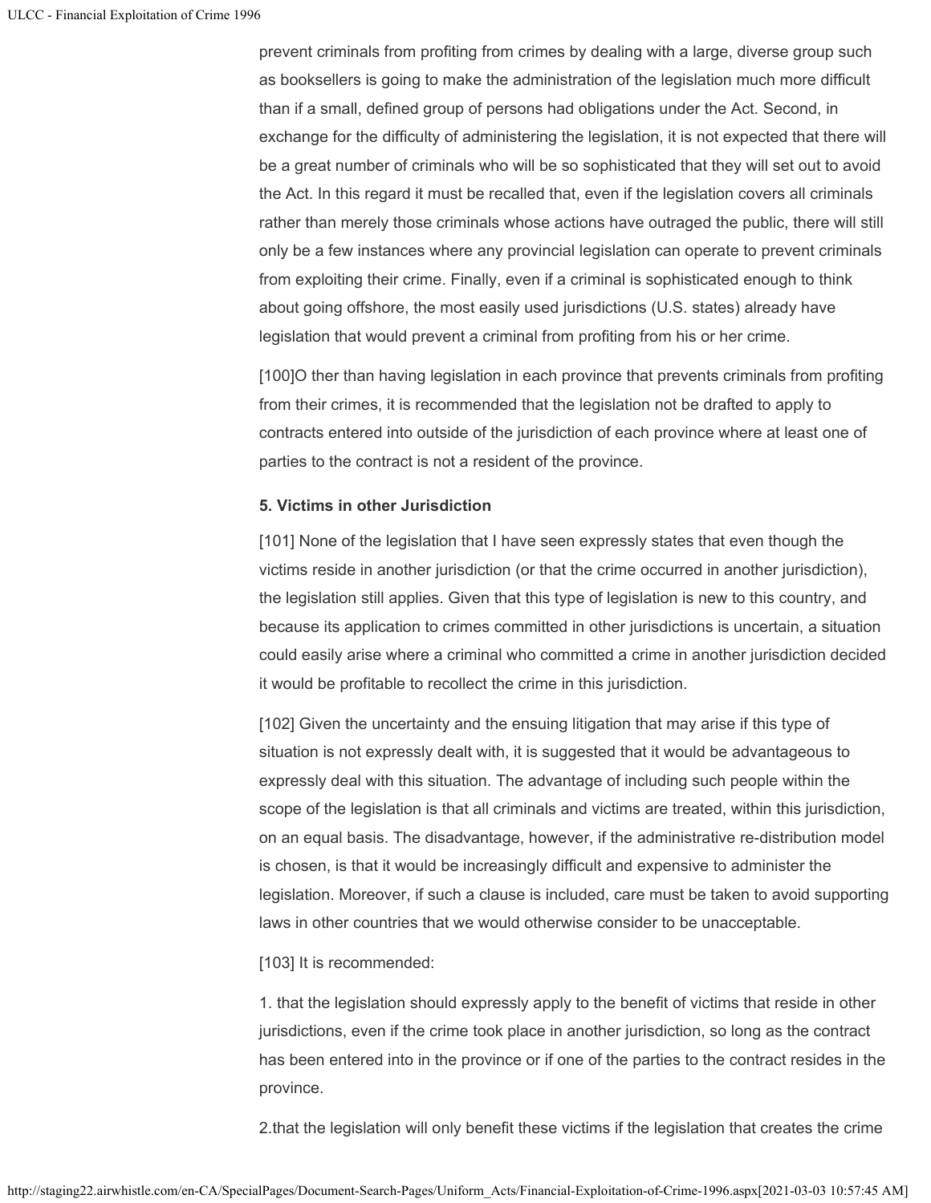prevent criminals from profiting from crimes by dealing with a large, diverse group such as booksellers is going to make the administration of the legislation much more difficult than if a small, defined group of persons had obligations under the Act. Second, in exchange for the difficulty of administering the legislation, it is not expected that there will be a great number of criminals who will be so sophisticated that they will set out to avoid the Act. In this regard it must be recalled that, even if the legislation covers all criminals rather than merely those criminals whose actions have outraged the public, there will still only be a few instances where any provincial legislation can operate to prevent criminals from exploiting their crime. Finally, even if a criminal is sophisticated enough to think about going offshore, the most easily used jurisdictions (U.S. states) already have legislation that would prevent a criminal from profiting from his or her crime.

[100]O ther than having legislation in each province that prevents criminals from profiting from their crimes, it is recommended that the legislation not be drafted to apply to contracts entered into outside of the jurisdiction of each province where at least one of parties to the contract is not a resident of the province.

**5. Victims in other Jurisdiction**

[101] None of the legislation that I have seen expressly states that even though the victims reside in another jurisdiction (or that the crime occurred in another jurisdiction), the legislation still applies. Given that this type of legislation is new to this country, and because its application to crimes committed in other jurisdictions is uncertain, a situation could easily arise where a criminal who committed a crime in another jurisdiction decided it would be profitable to recollect the crime in this jurisdiction.

[102] Given the uncertainty and the ensuing litigation that may arise if this type of situation is not expressly dealt with, it is suggested that it would be advantageous to expressly deal with this situation. The advantage of including such people within the scope of the legislation is that all criminals and victims are treated, within this jurisdiction, on an equal basis. The disadvantage, however, if the administrative re-distribution model is chosen, is that it would be increasingly difficult and expensive to administer the legislation. Moreover, if such a clause is included, care must be taken to avoid supporting laws in other countries that we would otherwise consider to be unacceptable.

[103] It is recommended:

1. that the legislation should expressly apply to the benefit of victims that reside in other jurisdictions, even if the crime took place in another jurisdiction, so long as the contract has been entered into in the province or if one of the parties to the contract resides in the province.

2.that the legislation will only benefit these victims if the legislation that creates the crime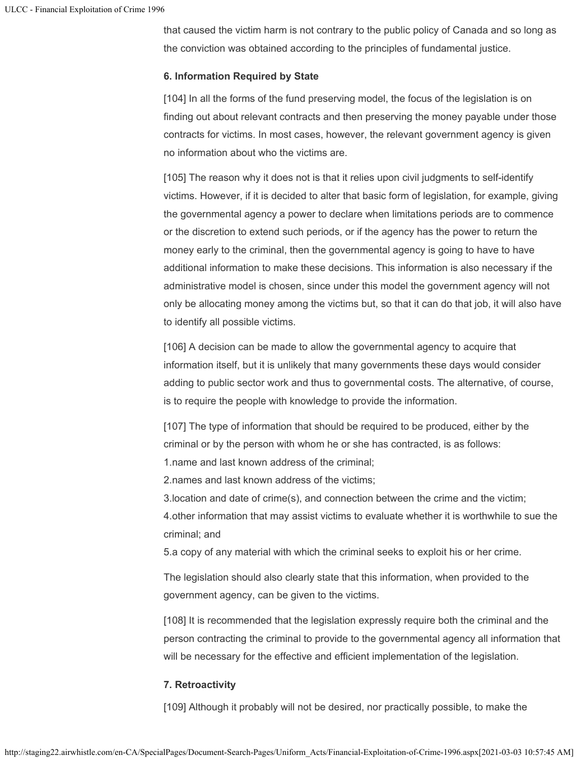that caused the victim harm is not contrary to the public policy of Canada and so long as the conviction was obtained according to the principles of fundamental justice.

**6. Information Required by State**

[104] In all the forms of the fund preserving model, the focus of the legislation is on finding out about relevant contracts and then preserving the money payable under those contracts for victims. In most cases, however, the relevant government agency is given no information about who the victims are.

[105] The reason why it does not is that it relies upon civil judgments to self-identify victims. However, if it is decided to alter that basic form of legislation, for example, giving the governmental agency a power to declare when limitations periods are to commence or the discretion to extend such periods, or if the agency has the power to return the money early to the criminal, then the governmental agency is going to have to have additional information to make these decisions. This information is also necessary if the administrative model is chosen, since under this model the government agency will not only be allocating money among the victims but, so that it can do that job, it will also have to identify all possible victims.

[106] A decision can be made to allow the governmental agency to acquire that information itself, but it is unlikely that many governments these days would consider adding to public sector work and thus to governmental costs. The alternative, of course, is to require the people with knowledge to provide the information.

[107] The type of information that should be required to be produced, either by the criminal or by the person with whom he or she has contracted, is as follows:

1. name and last known address of the criminal;
2. names and last known address of the victims;
3. location and date of crime(s), and connection between the crime and the victim;
4. other information that may assist victims to evaluate whether it is worthwhile to sue the criminal; and
5. a copy of any material with which the criminal seeks to exploit his or her crime.

The legislation should also clearly state that this information, when provided to the government agency, can be given to the victims.

[108] It is recommended that the legislation expressly require both the criminal and the person contracting the criminal to provide to the governmental agency all information that will be necessary for the effective and efficient implementation of the legislation.

**7. Retroactivity**

[109] Although it probably will not be desired, nor practically possible, to make the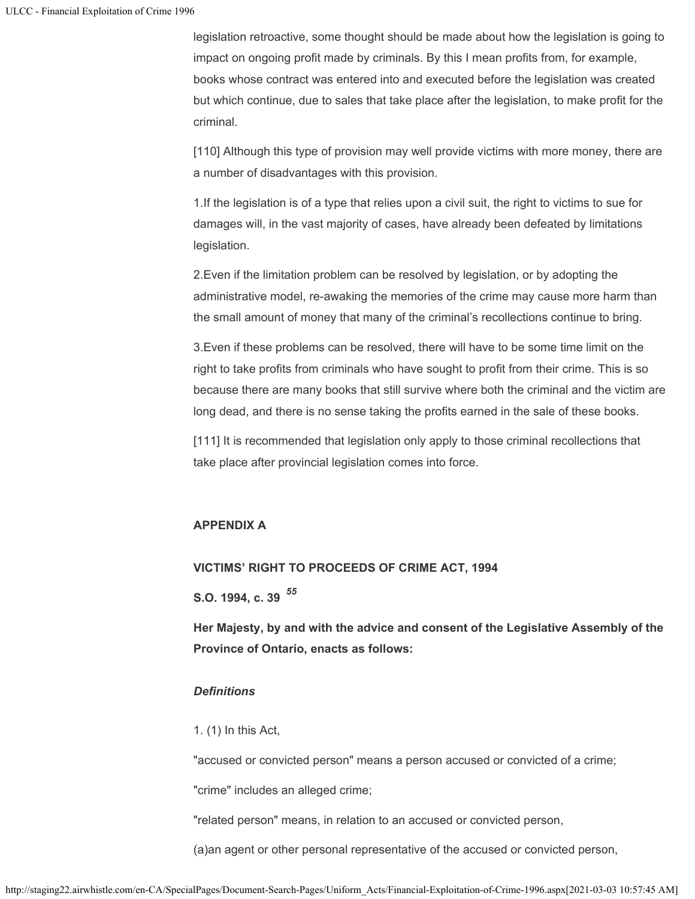legislation retroactive, some thought should be made about how the legislation is going to impact on ongoing profit made by criminals. By this I mean profits from, for example, books whose contract was entered into and executed before the legislation was created but which continue, due to sales that take place after the legislation, to make profit for the criminal.

[110] Although this type of provision may well provide victims with more money, there are a number of disadvantages with this provision.

1.If the legislation is of a type that relies upon a civil suit, the right to victims to sue for damages will, in the vast majority of cases, have already been defeated by limitations legislation.

2.Even if the limitation problem can be resolved by legislation, or by adopting the administrative model, re-awaking the memories of the crime may cause more harm than the small amount of money that many of the criminal's recollections continue to bring.

3.Even if these problems can be resolved, there will have to be some time limit on the right to take profits from criminals who have sought to profit from their crime. This is so because there are many books that still survive where both the criminal and the victim are long dead, and there is no sense taking the profits earned in the sale of these books.

[111] It is recommended that legislation only apply to those criminal recollections that take place after provincial legislation comes into force.

## APPENDIX A

### VICTIMS' RIGHT TO PROCEEDS OF CRIME ACT, 1994

**S.O. 1994, c. 39** [55]

**Her Majesty, by and with the advice and consent of the Legislative Assembly of the Province of Ontario, enacts as follows:**

***Definitions***

1. (1) In this Act,

"accused or convicted person" means a person accused or convicted of a crime;

"crime" includes an alleged crime;

"related person" means, in relation to an accused or convicted person,

(a)an agent or other personal representative of the accused or convicted person,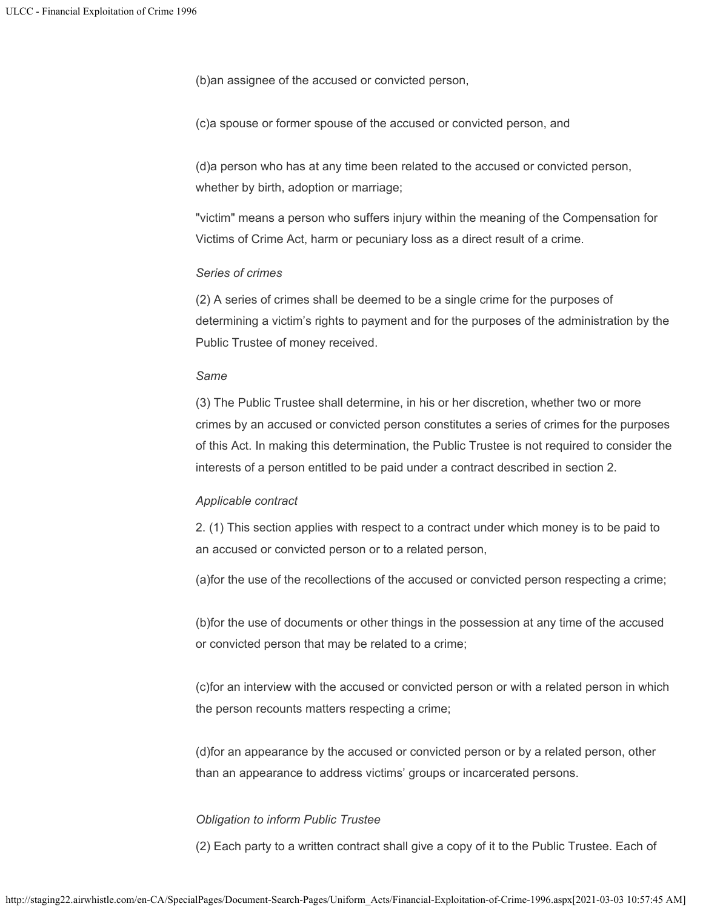(b)an assignee of the accused or convicted person,

(c)a spouse or former spouse of the accused or convicted person, and

(d)a person who has at any time been related to the accused or convicted person, whether by birth, adoption or marriage;

"victim" means a person who suffers injury within the meaning of the Compensation for Victims of Crime Act, harm or pecuniary loss as a direct result of a crime.

*Series of crimes*

(2) A series of crimes shall be deemed to be a single crime for the purposes of determining a victim's rights to payment and for the purposes of the administration by the Public Trustee of money received.

*Same*

(3) The Public Trustee shall determine, in his or her discretion, whether two or more crimes by an accused or convicted person constitutes a series of crimes for the purposes of this Act. In making this determination, the Public Trustee is not required to consider the interests of a person entitled to be paid under a contract described in section 2.

*Applicable contract*

2. (1) This section applies with respect to a contract under which money is to be paid to an accused or convicted person or to a related person,

(a)for the use of the recollections of the accused or convicted person respecting a crime;

(b)for the use of documents or other things in the possession at any time of the accused or convicted person that may be related to a crime;

(c)for an interview with the accused or convicted person or with a related person in which the person recounts matters respecting a crime;

(d)for an appearance by the accused or convicted person or by a related person, other than an appearance to address victims' groups or incarcerated persons.

*Obligation to inform Public Trustee*

(2) Each party to a written contract shall give a copy of it to the Public Trustee. Each of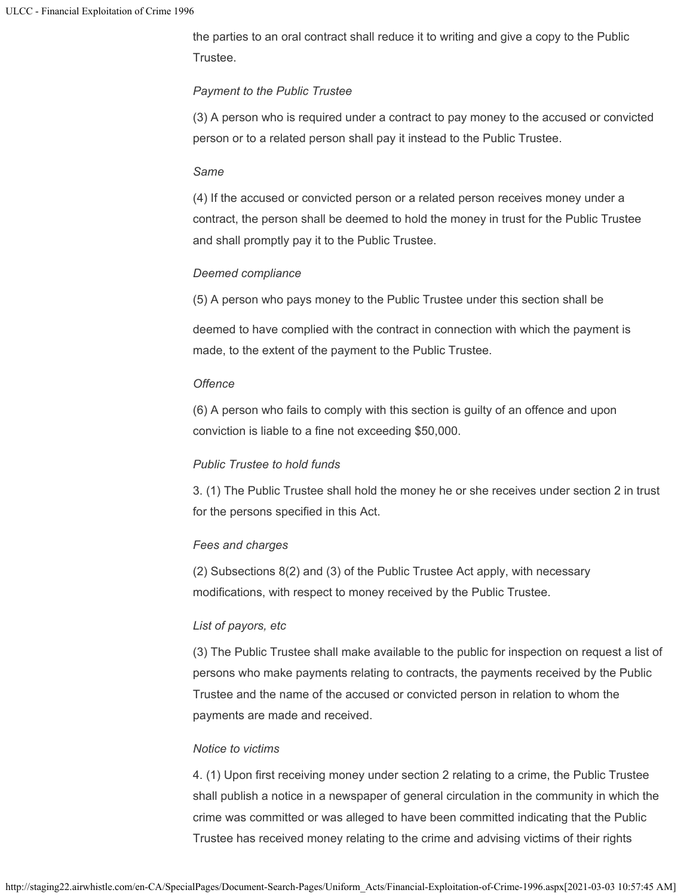the parties to an oral contract shall reduce it to writing and give a copy to the Public Trustee.

*Payment to the Public Trustee*

(3) A person who is required under a contract to pay money to the accused or convicted person or to a related person shall pay it instead to the Public Trustee.

*Same*

(4) If the accused or convicted person or a related person receives money under a contract, the person shall be deemed to hold the money in trust for the Public Trustee and shall promptly pay it to the Public Trustee.

*Deemed compliance*

(5) A person who pays money to the Public Trustee under this section shall be

deemed to have complied with the contract in connection with which the payment is made, to the extent of the payment to the Public Trustee.

*Offence*

(6) A person who fails to comply with this section is guilty of an offence and upon conviction is liable to a fine not exceeding $50,000.

*Public Trustee to hold funds*

3. (1) The Public Trustee shall hold the money he or she receives under section 2 in trust for the persons specified in this Act.

*Fees and charges*

(2) Subsections 8(2) and (3) of the Public Trustee Act apply, with necessary modifications, with respect to money received by the Public Trustee.

*List of payors, etc*

(3) The Public Trustee shall make available to the public for inspection on request a list of persons who make payments relating to contracts, the payments received by the Public Trustee and the name of the accused or convicted person in relation to whom the payments are made and received.

*Notice to victims*

4. (1) Upon first receiving money under section 2 relating to a crime, the Public Trustee shall publish a notice in a newspaper of general circulation in the community in which the crime was committed or was alleged to have been committed indicating that the Public Trustee has received money relating to the crime and advising victims of their rights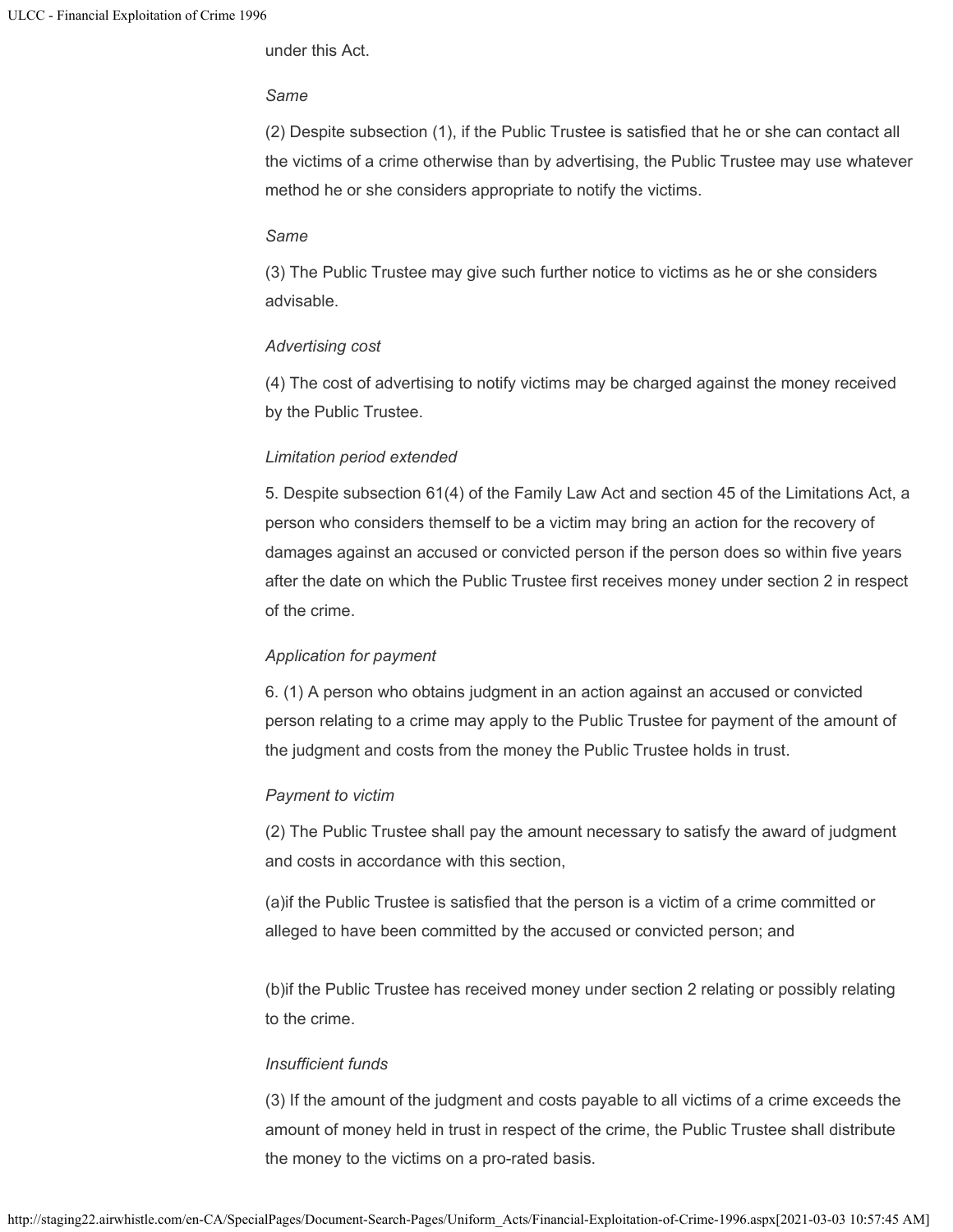under this Act.

*Same*

(2) Despite subsection (1), if the Public Trustee is satisfied that he or she can contact all the victims of a crime otherwise than by advertising, the Public Trustee may use whatever method he or she considers appropriate to notify the victims.

*Same*

(3) The Public Trustee may give such further notice to victims as he or she considers advisable.

*Advertising cost*

(4) The cost of advertising to notify victims may be charged against the money received by the Public Trustee.

*Limitation period extended*

5. Despite subsection 61(4) of the Family Law Act and section 45 of the Limitations Act, a person who considers themself to be a victim may bring an action for the recovery of damages against an accused or convicted person if the person does so within five years after the date on which the Public Trustee first receives money under section 2 in respect of the crime.

*Application for payment*

6. (1) A person who obtains judgment in an action against an accused or convicted person relating to a crime may apply to the Public Trustee for payment of the amount of the judgment and costs from the money the Public Trustee holds in trust.

*Payment to victim*

(2) The Public Trustee shall pay the amount necessary to satisfy the award of judgment and costs in accordance with this section,

(a)if the Public Trustee is satisfied that the person is a victim of a crime committed or alleged to have been committed by the accused or convicted person; and

(b)if the Public Trustee has received money under section 2 relating or possibly relating to the crime.

*Insufficient funds*

(3) If the amount of the judgment and costs payable to all victims of a crime exceeds the amount of money held in trust in respect of the crime, the Public Trustee shall distribute the money to the victims on a pro-rated basis.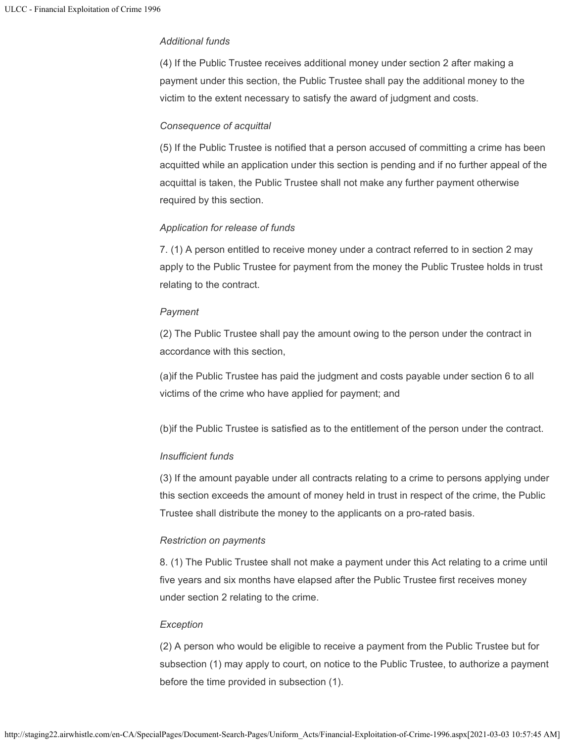*Additional funds*

(4) If the Public Trustee receives additional money under section 2 after making a payment under this section, the Public Trustee shall pay the additional money to the victim to the extent necessary to satisfy the award of judgment and costs.

*Consequence of acquittal*

(5) If the Public Trustee is notified that a person accused of committing a crime has been acquitted while an application under this section is pending and if no further appeal of the acquittal is taken, the Public Trustee shall not make any further payment otherwise required by this section.

*Application for release of funds*

7. (1) A person entitled to receive money under a contract referred to in section 2 may apply to the Public Trustee for payment from the money the Public Trustee holds in trust relating to the contract.

*Payment*

(2) The Public Trustee shall pay the amount owing to the person under the contract in accordance with this section,

(a)if the Public Trustee has paid the judgment and costs payable under section 6 to all victims of the crime who have applied for payment; and

(b)if the Public Trustee is satisfied as to the entitlement of the person under the contract.

*Insufficient funds*

(3) If the amount payable under all contracts relating to a crime to persons applying under this section exceeds the amount of money held in trust in respect of the crime, the Public Trustee shall distribute the money to the applicants on a pro-rated basis.

*Restriction on payments*

8. (1) The Public Trustee shall not make a payment under this Act relating to a crime until five years and six months have elapsed after the Public Trustee first receives money under section 2 relating to the crime.

*Exception*

(2) A person who would be eligible to receive a payment from the Public Trustee but for subsection (1) may apply to court, on notice to the Public Trustee, to authorize a payment before the time provided in subsection (1).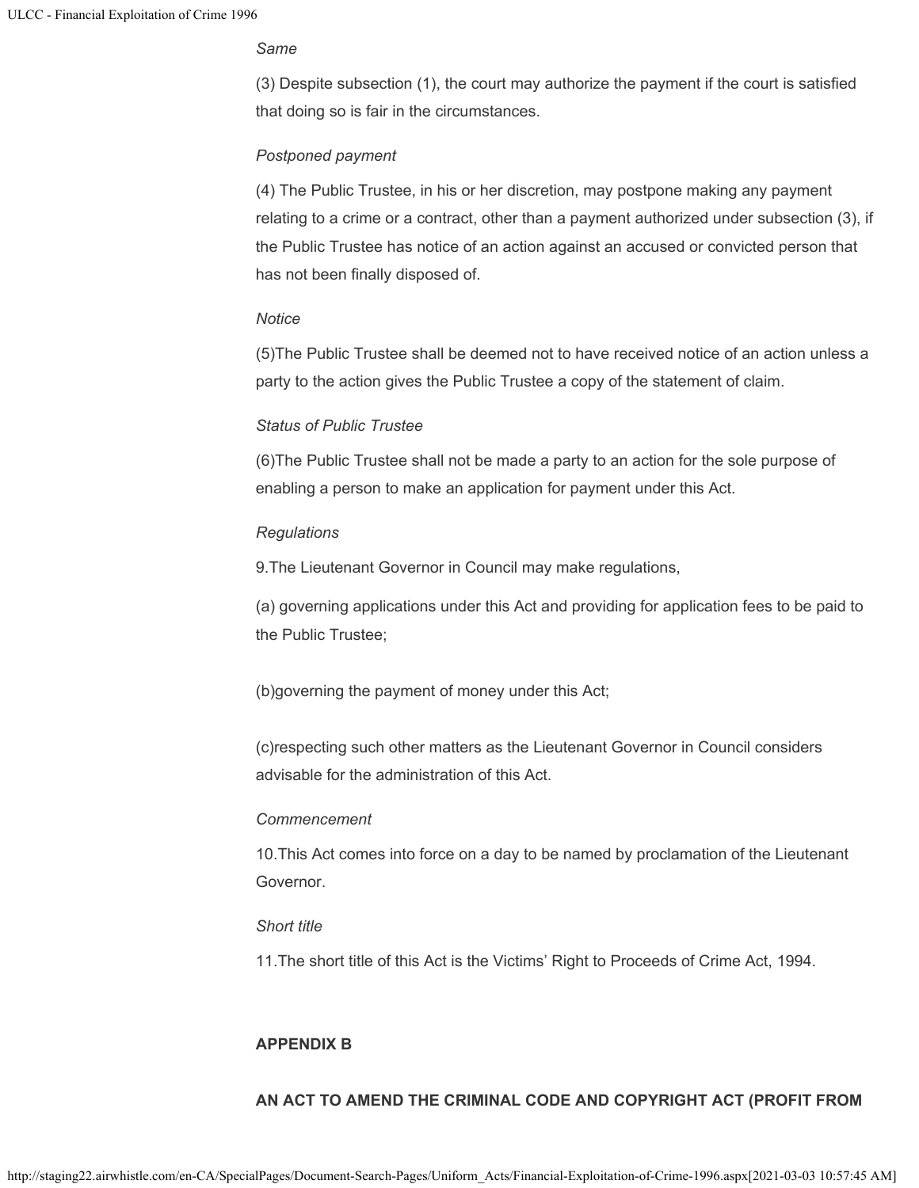*Same*

(3) Despite subsection (1), the court may authorize the payment if the court is satisfied that doing so is fair in the circumstances.

*Postponed payment*

(4) The Public Trustee, in his or her discretion, may postpone making any payment relating to a crime or a contract, other than a payment authorized under subsection (3), if the Public Trustee has notice of an action against an accused or convicted person that has not been finally disposed of.

*Notice*

(5)The Public Trustee shall be deemed not to have received notice of an action unless a party to the action gives the Public Trustee a copy of the statement of claim.

*Status of Public Trustee*

(6)The Public Trustee shall not be made a party to an action for the sole purpose of enabling a person to make an application for payment under this Act.

*Regulations*

9.The Lieutenant Governor in Council may make regulations,

(a) governing applications under this Act and providing for application fees to be paid to the Public Trustee;

(b)governing the payment of money under this Act;

(c)respecting such other matters as the Lieutenant Governor in Council considers advisable for the administration of this Act.

*Commencement*

10.This Act comes into force on a day to be named by proclamation of the Lieutenant Governor.

*Short title*

11.The short title of this Act is the Victims' Right to Proceeds of Crime Act, 1994.

**APPENDIX B**

**AN ACT TO AMEND THE CRIMINAL CODE AND COPYRIGHT ACT (PROFIT FROM**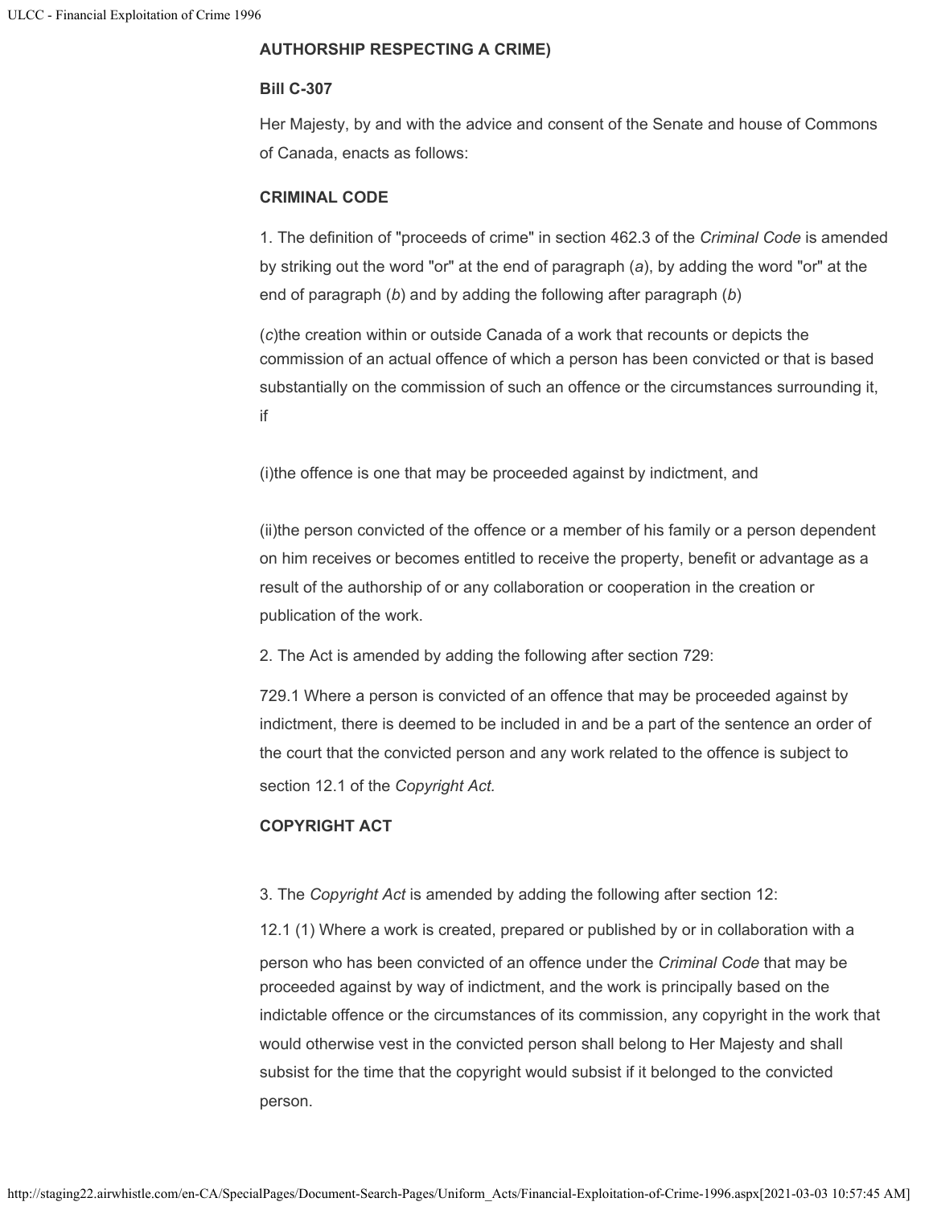**AUTHORSHIP RESPECTING A CRIME)**

**Bill C-307**

Her Majesty, by and with the advice and consent of the Senate and house of Commons of Canada, enacts as follows:

**CRIMINAL CODE**

1. The definition of "proceeds of crime" in section 462.3 of the *Criminal Code* is amended by striking out the word "or" at the end of paragraph (*a*), by adding the word "or" at the end of paragraph (*b*) and by adding the following after paragraph (*b*)

(*c*)the creation within or outside Canada of a work that recounts or depicts the commission of an actual offence of which a person has been convicted or that is based substantially on the commission of such an offence or the circumstances surrounding it, if

(i)the offence is one that may be proceeded against by indictment, and

(ii)the person convicted of the offence or a member of his family or a person dependent on him receives or becomes entitled to receive the property, benefit or advantage as a result of the authorship of or any collaboration or cooperation in the creation or publication of the work.

2. The Act is amended by adding the following after section 729:

729.1 Where a person is convicted of an offence that may be proceeded against by indictment, there is deemed to be included in and be a part of the sentence an order of the court that the convicted person and any work related to the offence is subject to section 12.1 of the *Copyright Act.*

**COPYRIGHT ACT**

3. The *Copyright Act* is amended by adding the following after section 12:

12.1 (1) Where a work is created, prepared or published by or in collaboration with a person who has been convicted of an offence under the *Criminal Code* that may be proceeded against by way of indictment, and the work is principally based on the indictable offence or the circumstances of its commission, any copyright in the work that would otherwise vest in the convicted person shall belong to Her Majesty and shall subsist for the time that the copyright would subsist if it belonged to the convicted person.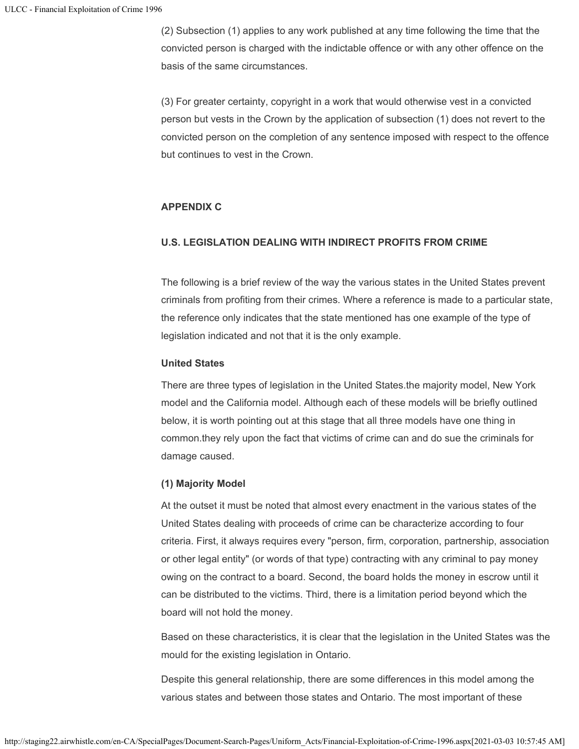(2) Subsection (1) applies to any work published at any time following the time that the convicted person is charged with the indictable offence or with any other offence on the basis of the same circumstances.

(3) For greater certainty, copyright in a work that would otherwise vest in a convicted person but vests in the Crown by the application of subsection (1) does not revert to the convicted person on the completion of any sentence imposed with respect to the offence but continues to vest in the Crown.

## APPENDIX C

## U.S. LEGISLATION DEALING WITH INDIRECT PROFITS FROM CRIME

The following is a brief review of the way the various states in the United States prevent criminals from profiting from their crimes. Where a reference is made to a particular state, the reference only indicates that the state mentioned has one example of the type of legislation indicated and not that it is the only example.

### United States

There are three types of legislation in the United States.the majority model, New York model and the California model. Although each of these models will be briefly outlined below, it is worth pointing out at this stage that all three models have one thing in common.they rely upon the fact that victims of crime can and do sue the criminals for damage caused.

### (1) Majority Model

At the outset it must be noted that almost every enactment in the various states of the United States dealing with proceeds of crime can be characterize according to four criteria. First, it always requires every "person, firm, corporation, partnership, association or other legal entity" (or words of that type) contracting with any criminal to pay money owing on the contract to a board. Second, the board holds the money in escrow until it can be distributed to the victims. Third, there is a limitation period beyond which the board will not hold the money.

Based on these characteristics, it is clear that the legislation in the United States was the mould for the existing legislation in Ontario.

Despite this general relationship, there are some differences in this model among the various states and between those states and Ontario. The most important of these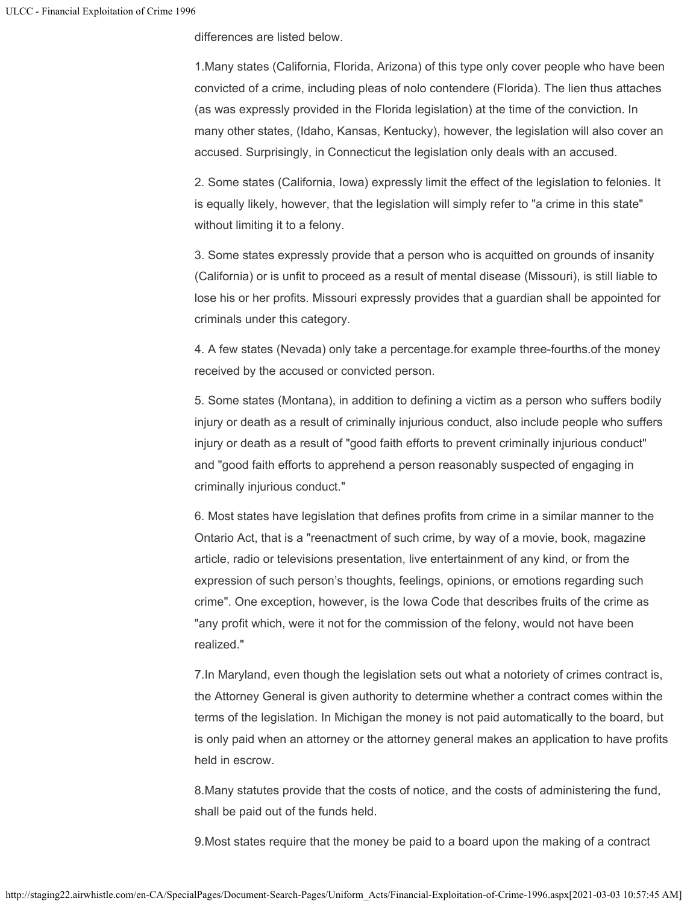differences are listed below.

1.Many states (California, Florida, Arizona) of this type only cover people who have been convicted of a crime, including pleas of nolo contendere (Florida). The lien thus attaches (as was expressly provided in the Florida legislation) at the time of the conviction. In many other states, (Idaho, Kansas, Kentucky), however, the legislation will also cover an accused. Surprisingly, in Connecticut the legislation only deals with an accused.

2. Some states (California, Iowa) expressly limit the effect of the legislation to felonies. It is equally likely, however, that the legislation will simply refer to "a crime in this state" without limiting it to a felony.

3. Some states expressly provide that a person who is acquitted on grounds of insanity (California) or is unfit to proceed as a result of mental disease (Missouri), is still liable to lose his or her profits. Missouri expressly provides that a guardian shall be appointed for criminals under this category.

4. A few states (Nevada) only take a percentage.for example three-fourths.of the money received by the accused or convicted person.

5. Some states (Montana), in addition to defining a victim as a person who suffers bodily injury or death as a result of criminally injurious conduct, also include people who suffers injury or death as a result of "good faith efforts to prevent criminally injurious conduct" and "good faith efforts to apprehend a person reasonably suspected of engaging in criminally injurious conduct."

6. Most states have legislation that defines profits from crime in a similar manner to the Ontario Act, that is a "reenactment of such crime, by way of a movie, book, magazine article, radio or televisions presentation, live entertainment of any kind, or from the expression of such person's thoughts, feelings, opinions, or emotions regarding such crime". One exception, however, is the Iowa Code that describes fruits of the crime as "any profit which, were it not for the commission of the felony, would not have been realized."

7.In Maryland, even though the legislation sets out what a notoriety of crimes contract is, the Attorney General is given authority to determine whether a contract comes within the terms of the legislation. In Michigan the money is not paid automatically to the board, but is only paid when an attorney or the attorney general makes an application to have profits held in escrow.

8.Many statutes provide that the costs of notice, and the costs of administering the fund, shall be paid out of the funds held.

9.Most states require that the money be paid to a board upon the making of a contract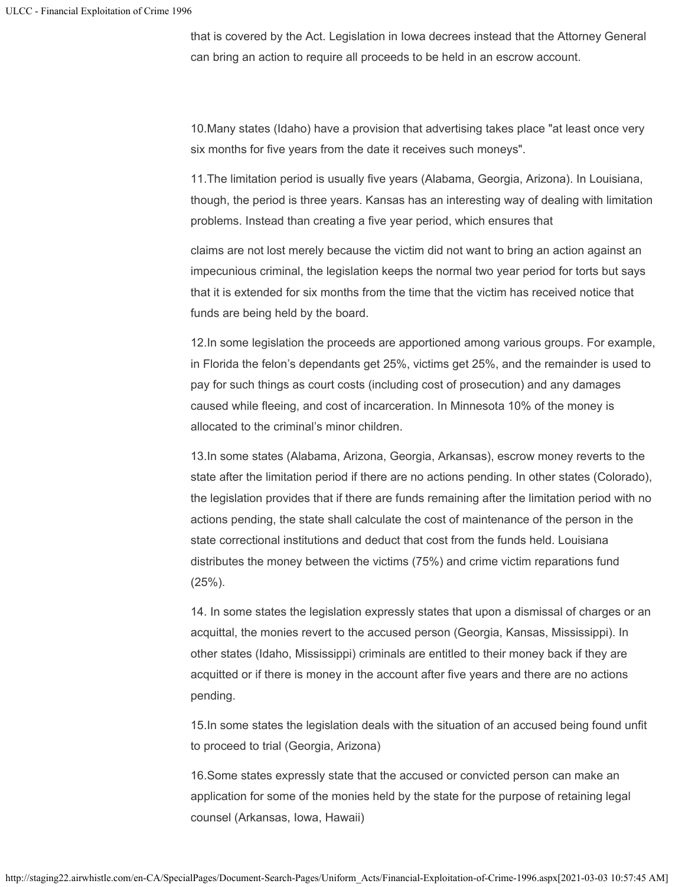that is covered by the Act. Legislation in Iowa decrees instead that the Attorney General can bring an action to require all proceeds to be held in an escrow account.

10.Many states (Idaho) have a provision that advertising takes place "at least once very six months for five years from the date it receives such moneys".

11.The limitation period is usually five years (Alabama, Georgia, Arizona). In Louisiana, though, the period is three years. Kansas has an interesting way of dealing with limitation problems. Instead than creating a five year period, which ensures that claims are not lost merely because the victim did not want to bring an action against an impecunious criminal, the legislation keeps the normal two year period for torts but says that it is extended for six months from the time that the victim has received notice that funds are being held by the board.

12.In some legislation the proceeds are apportioned among various groups. For example, in Florida the felon's dependants get 25%, victims get 25%, and the remainder is used to pay for such things as court costs (including cost of prosecution) and any damages caused while fleeing, and cost of incarceration. In Minnesota 10% of the money is allocated to the criminal's minor children.

13.In some states (Alabama, Arizona, Georgia, Arkansas), escrow money reverts to the state after the limitation period if there are no actions pending. In other states (Colorado), the legislation provides that if there are funds remaining after the limitation period with no actions pending, the state shall calculate the cost of maintenance of the person in the state correctional institutions and deduct that cost from the funds held. Louisiana distributes the money between the victims (75%) and crime victim reparations fund (25%).

14. In some states the legislation expressly states that upon a dismissal of charges or an acquittal, the monies revert to the accused person (Georgia, Kansas, Mississippi). In other states (Idaho, Mississippi) criminals are entitled to their money back if they are acquitted or if there is money in the account after five years and there are no actions pending.

15.In some states the legislation deals with the situation of an accused being found unfit to proceed to trial (Georgia, Arizona)

16.Some states expressly state that the accused or convicted person can make an application for some of the monies held by the state for the purpose of retaining legal counsel (Arkansas, Iowa, Hawaii)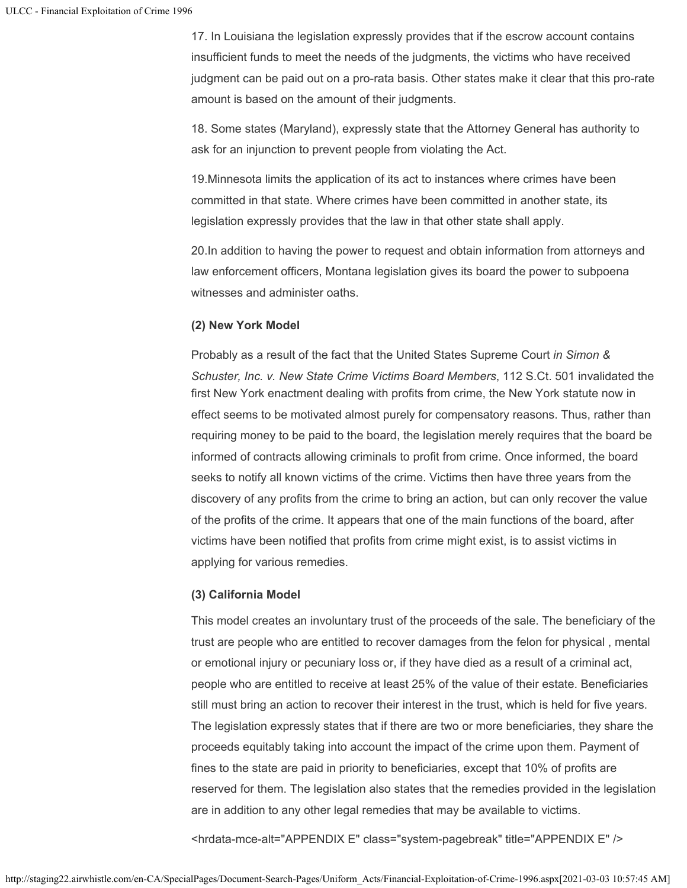17. In Louisiana the legislation expressly provides that if the escrow account contains insufficient funds to meet the needs of the judgments, the victims who have received judgment can be paid out on a pro-rata basis. Other states make it clear that this pro-rate amount is based on the amount of their judgments.

18. Some states (Maryland), expressly state that the Attorney General has authority to ask for an injunction to prevent people from violating the Act.

19.Minnesota limits the application of its act to instances where crimes have been committed in that state. Where crimes have been committed in another state, its legislation expressly provides that the law in that other state shall apply.

20.In addition to having the power to request and obtain information from attorneys and law enforcement officers, Montana legislation gives its board the power to subpoena witnesses and administer oaths.

**(2) New York Model**

Probably as a result of the fact that the United States Supreme Court *in Simon & Schuster, Inc. v. New State Crime Victims Board Members*, 112 S.Ct. 501 invalidated the first New York enactment dealing with profits from crime, the New York statute now in effect seems to be motivated almost purely for compensatory reasons. Thus, rather than requiring money to be paid to the board, the legislation merely requires that the board be informed of contracts allowing criminals to profit from crime. Once informed, the board seeks to notify all known victims of the crime. Victims then have three years from the discovery of any profits from the crime to bring an action, but can only recover the value of the profits of the crime. It appears that one of the main functions of the board, after victims have been notified that profits from crime might exist, is to assist victims in applying for various remedies.

**(3) California Model**

This model creates an involuntary trust of the proceeds of the sale. The beneficiary of the trust are people who are entitled to recover damages from the felon for physical , mental or emotional injury or pecuniary loss or, if they have died as a result of a criminal act, people who are entitled to receive at least 25% of the value of their estate. Beneficiaries still must bring an action to recover their interest in the trust, which is held for five years. The legislation expressly states that if there are two or more beneficiaries, they share the proceeds equitably taking into account the impact of the crime upon them. Payment of fines to the state are paid in priority to beneficiaries, except that 10% of profits are reserved for them. The legislation also states that the remedies provided in the legislation are in addition to any other legal remedies that may be available to victims.

<hrdata-mce-alt="APPENDIX E" class="system-pagebreak" title="APPENDIX E" />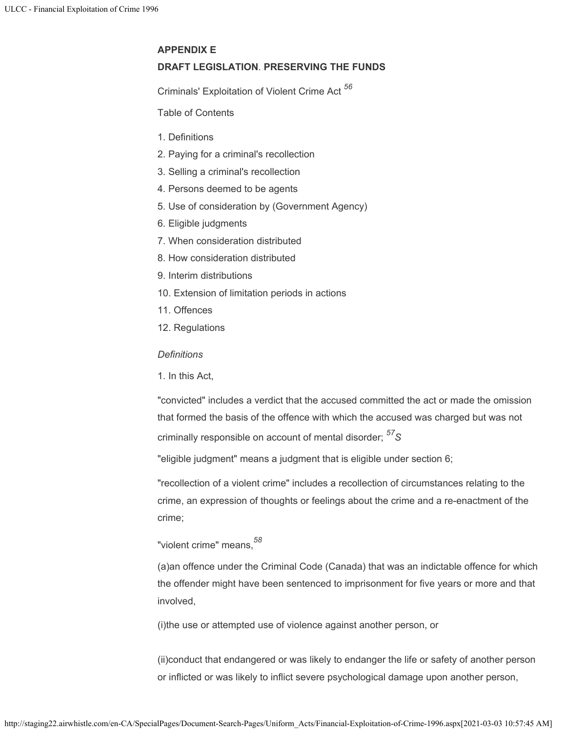## APPENDIX E

## DRAFT LEGISLATION. PRESERVING THE FUNDS

Criminals' Exploitation of Violent Crime Act [56]

Table of Contents

1. Definitions
2. Paying for a criminal's recollection
3. Selling a criminal's recollection
4. Persons deemed to be agents
5. Use of consideration by (Government Agency)
6. Eligible judgments
7. When consideration distributed
8. How consideration distributed
9. Interim distributions
10. Extension of limitation periods in actions
11. Offences
12. Regulations

*Definitions*

1. In this Act,

"convicted" includes a verdict that the accused committed the act or made the omission that formed the basis of the offence with which the accused was charged but was not criminally responsible on account of mental disorder; [57]*S*

"eligible judgment" means a judgment that is eligible under section 6;

"recollection of a violent crime" includes a recollection of circumstances relating to the crime, an expression of thoughts or feelings about the crime and a re-enactment of the crime;

"violent crime" means,[58]

(a)an offence under the Criminal Code (Canada) that was an indictable offence for which the offender might have been sentenced to imprisonment for five years or more and that involved,

(i)the use or attempted use of violence against another person, or

(ii)conduct that endangered or was likely to endanger the life or safety of another person or inflicted or was likely to inflict severe psychological damage upon another person,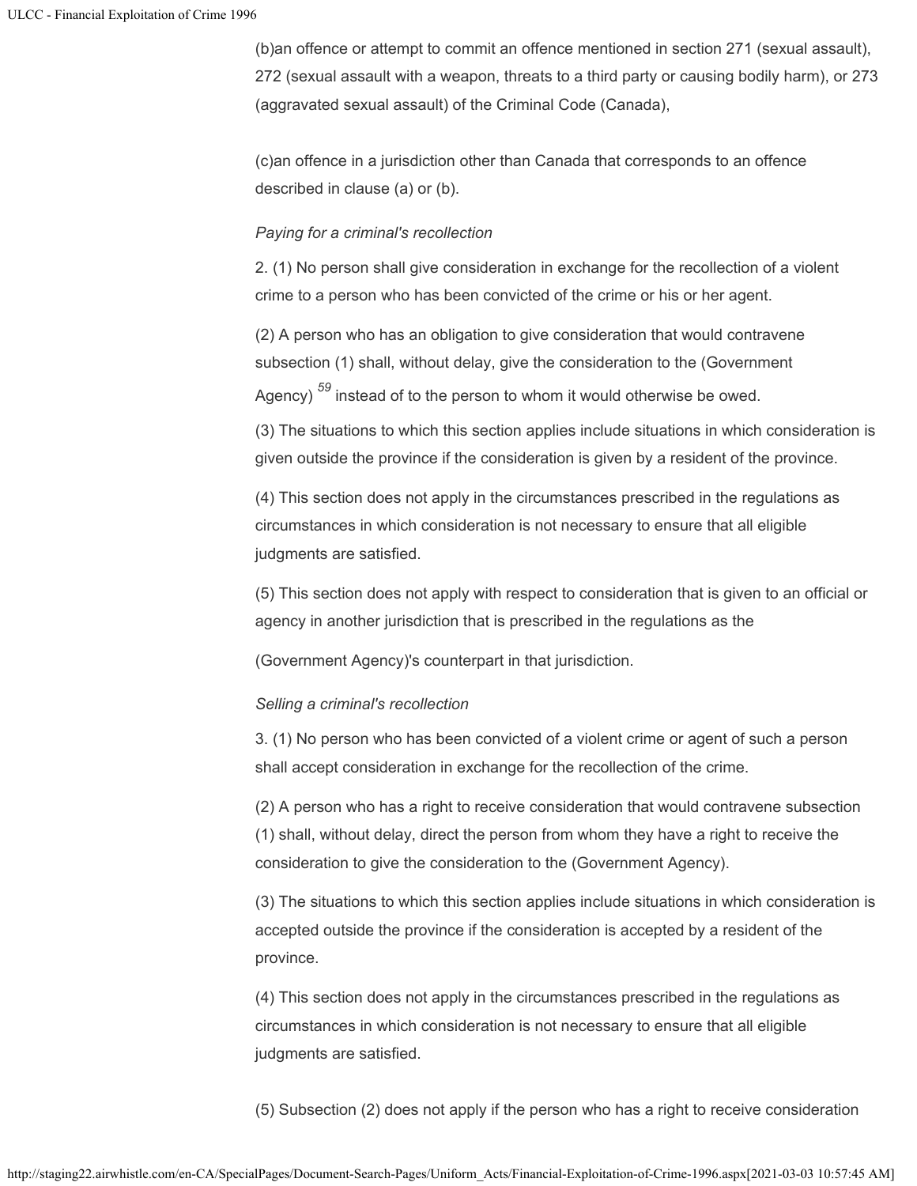(b)an offence or attempt to commit an offence mentioned in section 271 (sexual assault), 272 (sexual assault with a weapon, threats to a third party or causing bodily harm), or 273 (aggravated sexual assault) of the Criminal Code (Canada),

(c)an offence in a jurisdiction other than Canada that corresponds to an offence described in clause (a) or (b).

*Paying for a criminal's recollection*

2. (1) No person shall give consideration in exchange for the recollection of a violent crime to a person who has been convicted of the crime or his or her agent.

(2) A person who has an obligation to give consideration that would contravene subsection (1) shall, without delay, give the consideration to the (Government Agency) [59] instead of to the person to whom it would otherwise be owed.

(3) The situations to which this section applies include situations in which consideration is given outside the province if the consideration is given by a resident of the province.

(4) This section does not apply in the circumstances prescribed in the regulations as circumstances in which consideration is not necessary to ensure that all eligible judgments are satisfied.

(5) This section does not apply with respect to consideration that is given to an official or agency in another jurisdiction that is prescribed in the regulations as the (Government Agency)'s counterpart in that jurisdiction.

*Selling a criminal's recollection*

3. (1) No person who has been convicted of a violent crime or agent of such a person shall accept consideration in exchange for the recollection of the crime.

(2) A person who has a right to receive consideration that would contravene subsection (1) shall, without delay, direct the person from whom they have a right to receive the consideration to give the consideration to the (Government Agency).

(3) The situations to which this section applies include situations in which consideration is accepted outside the province if the consideration is accepted by a resident of the province.

(4) This section does not apply in the circumstances prescribed in the regulations as circumstances in which consideration is not necessary to ensure that all eligible judgments are satisfied.

(5) Subsection (2) does not apply if the person who has a right to receive consideration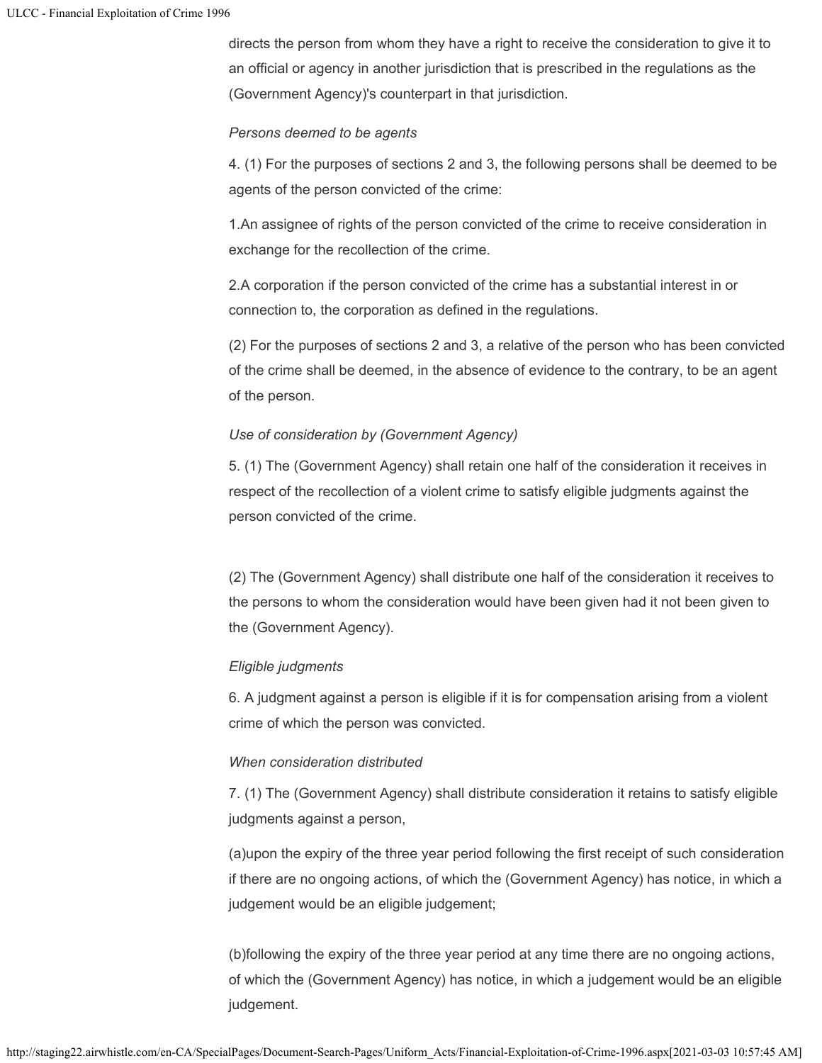directs the person from whom they have a right to receive the consideration to give it to an official or agency in another jurisdiction that is prescribed in the regulations as the (Government Agency)'s counterpart in that jurisdiction.

*Persons deemed to be agents*

4. (1) For the purposes of sections 2 and 3, the following persons shall be deemed to be agents of the person convicted of the crime:

1.An assignee of rights of the person convicted of the crime to receive consideration in exchange for the recollection of the crime.

2.A corporation if the person convicted of the crime has a substantial interest in or connection to, the corporation as defined in the regulations.

(2) For the purposes of sections 2 and 3, a relative of the person who has been convicted of the crime shall be deemed, in the absence of evidence to the contrary, to be an agent of the person.

*Use of consideration by (Government Agency)*

5. (1) The (Government Agency) shall retain one half of the consideration it receives in respect of the recollection of a violent crime to satisfy eligible judgments against the person convicted of the crime.

(2) The (Government Agency) shall distribute one half of the consideration it receives to the persons to whom the consideration would have been given had it not been given to the (Government Agency).

*Eligible judgments*

6. A judgment against a person is eligible if it is for compensation arising from a violent crime of which the person was convicted.

*When consideration distributed*

7. (1) The (Government Agency) shall distribute consideration it retains to satisfy eligible judgments against a person,

(a)upon the expiry of the three year period following the first receipt of such consideration if there are no ongoing actions, of which the (Government Agency) has notice, in which a judgement would be an eligible judgement;

(b)following the expiry of the three year period at any time there are no ongoing actions, of which the (Government Agency) has notice, in which a judgement would be an eligible judgement.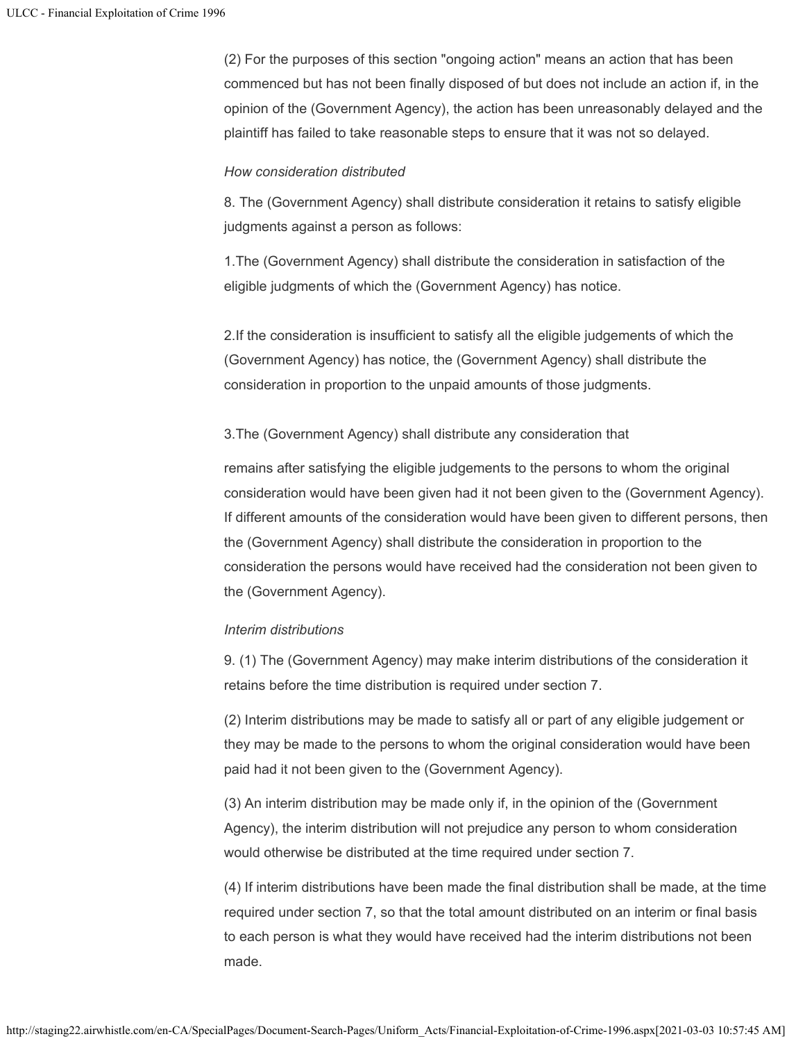(2) For the purposes of this section "ongoing action" means an action that has been commenced but has not been finally disposed of but does not include an action if, in the opinion of the (Government Agency), the action has been unreasonably delayed and the plaintiff has failed to take reasonable steps to ensure that it was not so delayed.

*How consideration distributed*

8. The (Government Agency) shall distribute consideration it retains to satisfy eligible judgments against a person as follows:

1.The (Government Agency) shall distribute the consideration in satisfaction of the eligible judgments of which the (Government Agency) has notice.

2.If the consideration is insufficient to satisfy all the eligible judgements of which the (Government Agency) has notice, the (Government Agency) shall distribute the consideration in proportion to the unpaid amounts of those judgments.

3.The (Government Agency) shall distribute any consideration that remains after satisfying the eligible judgements to the persons to whom the original consideration would have been given had it not been given to the (Government Agency). If different amounts of the consideration would have been given to different persons, then the (Government Agency) shall distribute the consideration in proportion to the consideration the persons would have received had the consideration not been given to the (Government Agency).

*Interim distributions*

9. (1) The (Government Agency) may make interim distributions of the consideration it retains before the time distribution is required under section 7.

(2) Interim distributions may be made to satisfy all or part of any eligible judgement or they may be made to the persons to whom the original consideration would have been paid had it not been given to the (Government Agency).

(3) An interim distribution may be made only if, in the opinion of the (Government Agency), the interim distribution will not prejudice any person to whom consideration would otherwise be distributed at the time required under section 7.

(4) If interim distributions have been made the final distribution shall be made, at the time required under section 7, so that the total amount distributed on an interim or final basis to each person is what they would have received had the interim distributions not been made.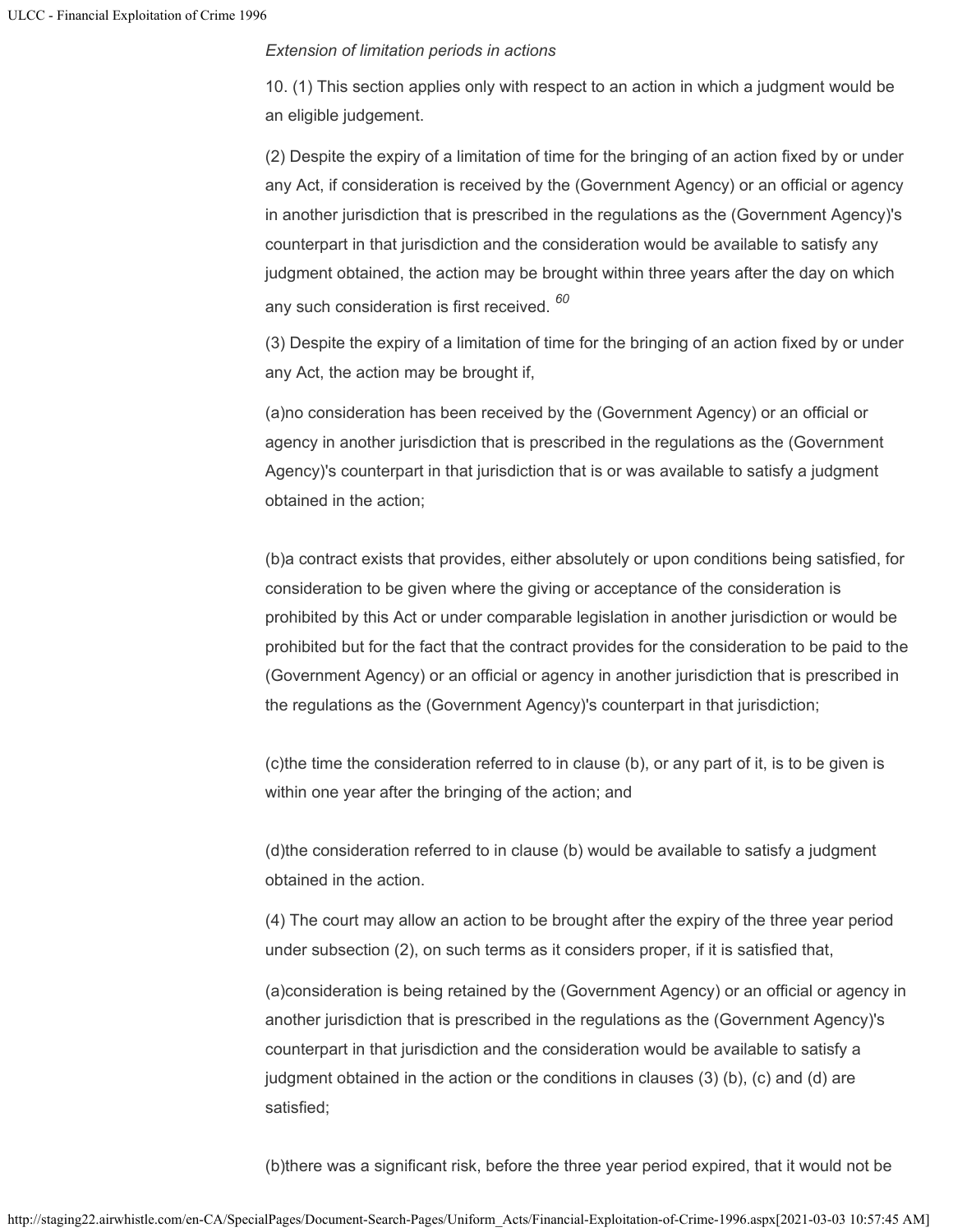*Extension of limitation periods in actions*

10. (1) This section applies only with respect to an action in which a judgment would be an eligible judgement.

(2) Despite the expiry of a limitation of time for the bringing of an action fixed by or under any Act, if consideration is received by the (Government Agency) or an official or agency in another jurisdiction that is prescribed in the regulations as the (Government Agency)'s counterpart in that jurisdiction and the consideration would be available to satisfy any judgment obtained, the action may be brought within three years after the day on which any such consideration is first received. [60]

(3) Despite the expiry of a limitation of time for the bringing of an action fixed by or under any Act, the action may be brought if,

(a)no consideration has been received by the (Government Agency) or an official or agency in another jurisdiction that is prescribed in the regulations as the (Government Agency)'s counterpart in that jurisdiction that is or was available to satisfy a judgment obtained in the action;

(b)a contract exists that provides, either absolutely or upon conditions being satisfied, for consideration to be given where the giving or acceptance of the consideration is prohibited by this Act or under comparable legislation in another jurisdiction or would be prohibited but for the fact that the contract provides for the consideration to be paid to the (Government Agency) or an official or agency in another jurisdiction that is prescribed in the regulations as the (Government Agency)'s counterpart in that jurisdiction;

(c)the time the consideration referred to in clause (b), or any part of it, is to be given is within one year after the bringing of the action; and

(d)the consideration referred to in clause (b) would be available to satisfy a judgment obtained in the action.

(4) The court may allow an action to be brought after the expiry of the three year period under subsection (2), on such terms as it considers proper, if it is satisfied that,

(a)consideration is being retained by the (Government Agency) or an official or agency in another jurisdiction that is prescribed in the regulations as the (Government Agency)'s counterpart in that jurisdiction and the consideration would be available to satisfy a judgment obtained in the action or the conditions in clauses (3) (b), (c) and (d) are satisfied;

(b)there was a significant risk, before the three year period expired, that it would not be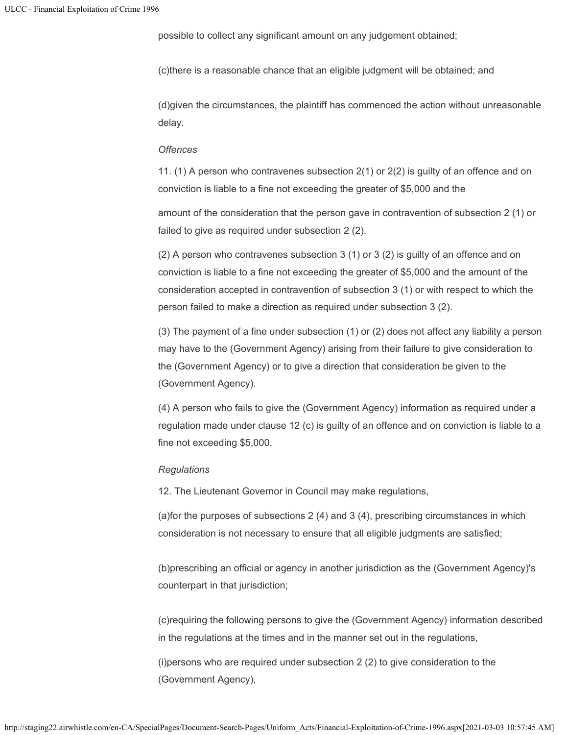possible to collect any significant amount on any judgement obtained;

(c)there is a reasonable chance that an eligible judgment will be obtained; and

(d)given the circumstances, the plaintiff has commenced the action without unreasonable delay.

*Offences*

11. (1) A person who contravenes subsection 2(1) or 2(2) is guilty of an offence and on conviction is liable to a fine not exceeding the greater of $5,000 and the

amount of the consideration that the person gave in contravention of subsection 2 (1) or failed to give as required under subsection 2 (2).

(2) A person who contravenes subsection 3 (1) or 3 (2) is guilty of an offence and on conviction is liable to a fine not exceeding the greater of $5,000 and the amount of the consideration accepted in contravention of subsection 3 (1) or with respect to which the person failed to make a direction as required under subsection 3 (2).

(3) The payment of a fine under subsection (1) or (2) does not affect any liability a person may have to the (Government Agency) arising from their failure to give consideration to the (Government Agency) or to give a direction that consideration be given to the (Government Agency).

(4) A person who fails to give the (Government Agency) information as required under a regulation made under clause 12 (c) is guilty of an offence and on conviction is liable to a fine not exceeding $5,000.

*Regulations*

12. The Lieutenant Governor in Council may make regulations,

(a)for the purposes of subsections 2 (4) and 3 (4), prescribing circumstances in which consideration is not necessary to ensure that all eligible judgments are satisfied;

(b)prescribing an official or agency in another jurisdiction as the (Government Agency)'s counterpart in that jurisdiction;

(c)requiring the following persons to give the (Government Agency) information described in the regulations at the times and in the manner set out in the regulations,

(i)persons who are required under subsection 2 (2) to give consideration to the (Government Agency),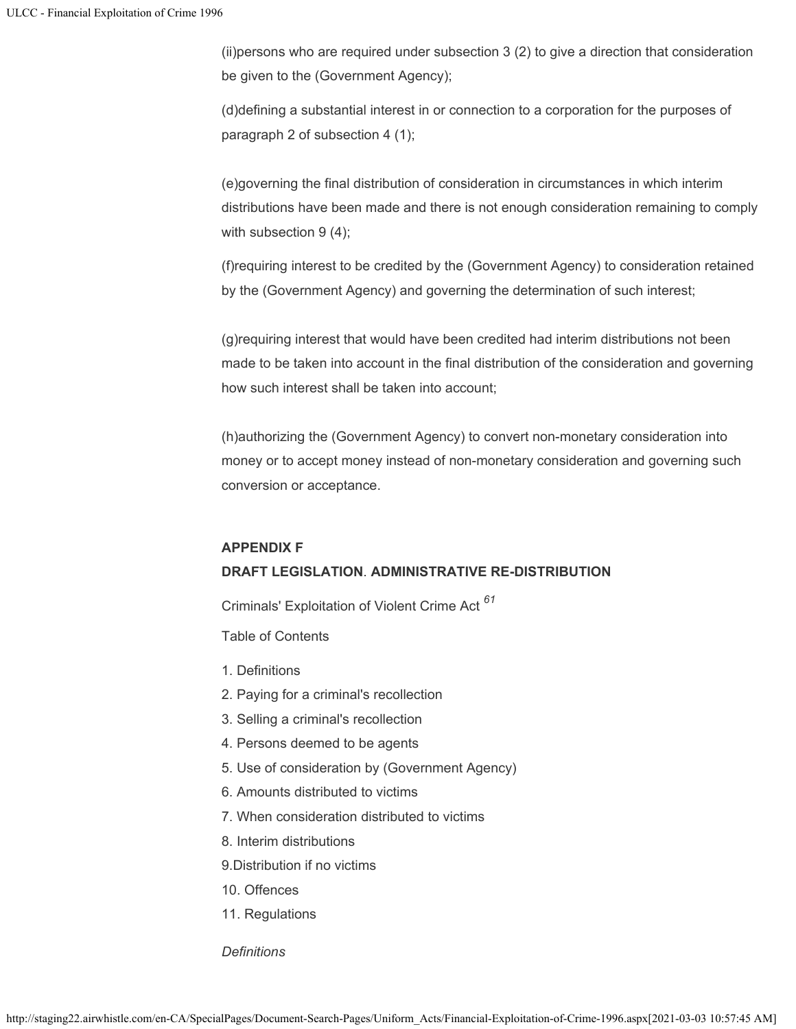(ii)persons who are required under subsection 3 (2) to give a direction that consideration be given to the (Government Agency);

(d)defining a substantial interest in or connection to a corporation for the purposes of paragraph 2 of subsection 4 (1);

(e)governing the final distribution of consideration in circumstances in which interim distributions have been made and there is not enough consideration remaining to comply with subsection 9 (4);

(f)requiring interest to be credited by the (Government Agency) to consideration retained by the (Government Agency) and governing the determination of such interest;

(g)requiring interest that would have been credited had interim distributions not been made to be taken into account in the final distribution of the consideration and governing how such interest shall be taken into account;

(h)authorizing the (Government Agency) to convert non-monetary consideration into money or to accept money instead of non-monetary consideration and governing such conversion or acceptance.

**APPENDIX F**

**DRAFT LEGISLATION**. **ADMINISTRATIVE RE-DISTRIBUTION**

Criminals' Exploitation of Violent Crime Act [61]

Table of Contents

1. Definitions
2. Paying for a criminal's recollection
3. Selling a criminal's recollection
4. Persons deemed to be agents
5. Use of consideration by (Government Agency)
6. Amounts distributed to victims
7. When consideration distributed to victims
8. Interim distributions
9. Distribution if no victims
10. Offences
11. Regulations

*Definitions*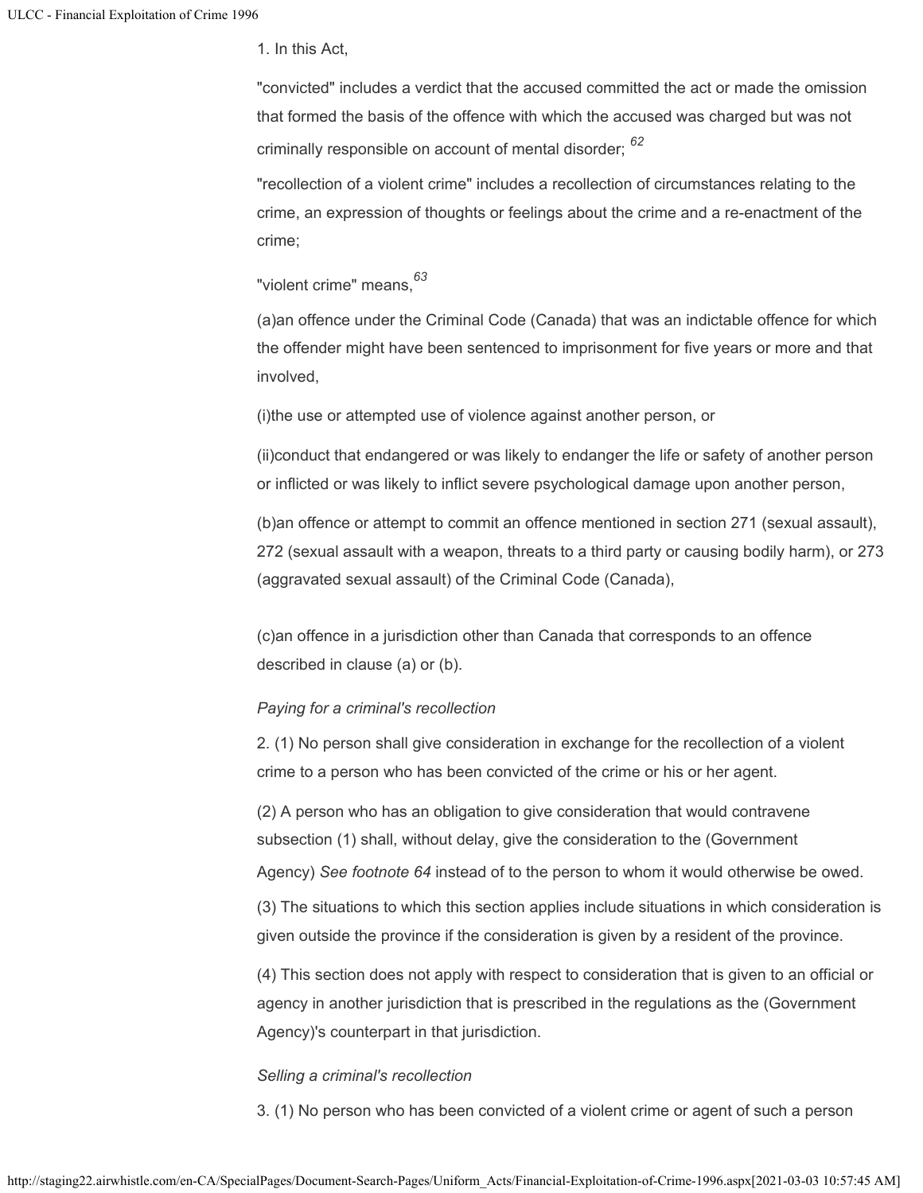1. In this Act,

"convicted" includes a verdict that the accused committed the act or made the omission that formed the basis of the offence with which the accused was charged but was not criminally responsible on account of mental disorder; [62]

"recollection of a violent crime" includes a recollection of circumstances relating to the crime, an expression of thoughts or feelings about the crime and a re-enactment of the crime;

"violent crime" means,[63]

(a)an offence under the Criminal Code (Canada) that was an indictable offence for which the offender might have been sentenced to imprisonment for five years or more and that involved,

(i)the use or attempted use of violence against another person, or

(ii)conduct that endangered or was likely to endanger the life or safety of another person or inflicted or was likely to inflict severe psychological damage upon another person,

(b)an offence or attempt to commit an offence mentioned in section 271 (sexual assault), 272 (sexual assault with a weapon, threats to a third party or causing bodily harm), or 273 (aggravated sexual assault) of the Criminal Code (Canada),

(c)an offence in a jurisdiction other than Canada that corresponds to an offence described in clause (a) or (b).

*Paying for a criminal's recollection*

2. (1) No person shall give consideration in exchange for the recollection of a violent crime to a person who has been convicted of the crime or his or her agent.

(2) A person who has an obligation to give consideration that would contravene subsection (1) shall, without delay, give the consideration to the (Government Agency) *See footnote 64* instead of to the person to whom it would otherwise be owed.

(3) The situations to which this section applies include situations in which consideration is given outside the province if the consideration is given by a resident of the province.

(4) This section does not apply with respect to consideration that is given to an official or agency in another jurisdiction that is prescribed in the regulations as the (Government Agency)'s counterpart in that jurisdiction.

*Selling a criminal's recollection*

3. (1) No person who has been convicted of a violent crime or agent of such a person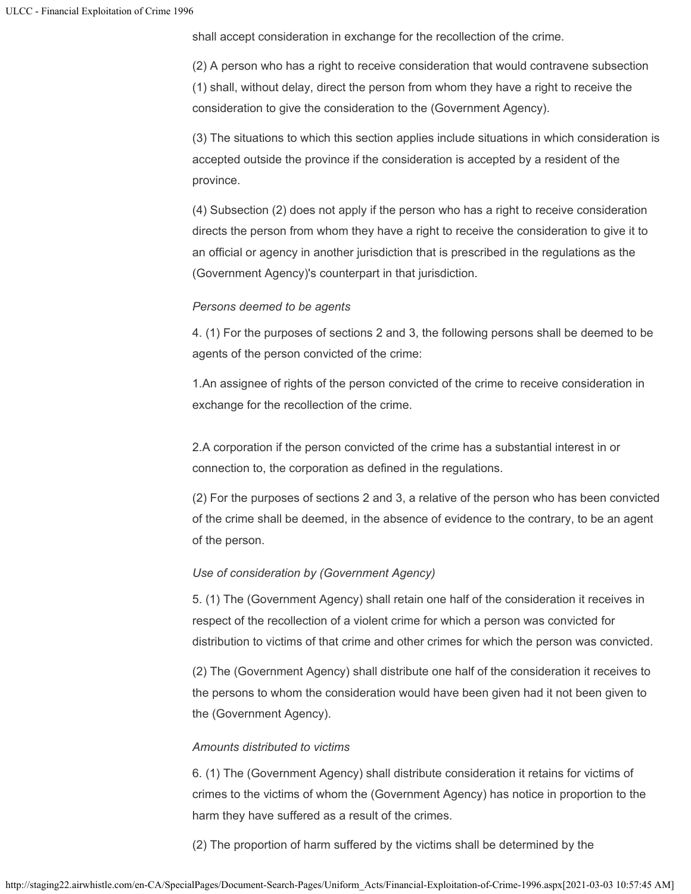shall accept consideration in exchange for the recollection of the crime.

(2) A person who has a right to receive consideration that would contravene subsection (1) shall, without delay, direct the person from whom they have a right to receive the consideration to give the consideration to the (Government Agency).

(3) The situations to which this section applies include situations in which consideration is accepted outside the province if the consideration is accepted by a resident of the province.

(4) Subsection (2) does not apply if the person who has a right to receive consideration directs the person from whom they have a right to receive the consideration to give it to an official or agency in another jurisdiction that is prescribed in the regulations as the (Government Agency)'s counterpart in that jurisdiction.

*Persons deemed to be agents*

4. (1) For the purposes of sections 2 and 3, the following persons shall be deemed to be agents of the person convicted of the crime:

1.An assignee of rights of the person convicted of the crime to receive consideration in exchange for the recollection of the crime.

2.A corporation if the person convicted of the crime has a substantial interest in or connection to, the corporation as defined in the regulations.

(2) For the purposes of sections 2 and 3, a relative of the person who has been convicted of the crime shall be deemed, in the absence of evidence to the contrary, to be an agent of the person.

*Use of consideration by (Government Agency)*

5. (1) The (Government Agency) shall retain one half of the consideration it receives in respect of the recollection of a violent crime for which a person was convicted for distribution to victims of that crime and other crimes for which the person was convicted.

(2) The (Government Agency) shall distribute one half of the consideration it receives to the persons to whom the consideration would have been given had it not been given to the (Government Agency).

*Amounts distributed to victims*

6. (1) The (Government Agency) shall distribute consideration it retains for victims of crimes to the victims of whom the (Government Agency) has notice in proportion to the harm they have suffered as a result of the crimes.

(2) The proportion of harm suffered by the victims shall be determined by the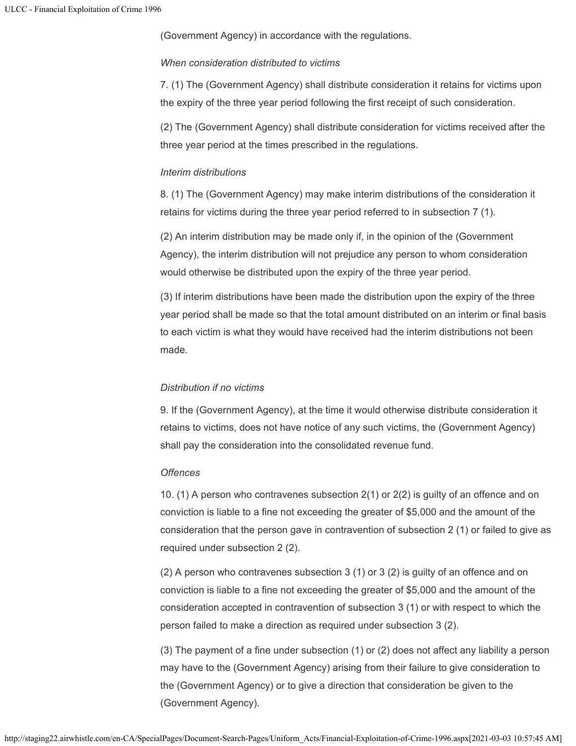(Government Agency) in accordance with the regulations.

*When consideration distributed to victims*

7. (1) The (Government Agency) shall distribute consideration it retains for victims upon the expiry of the three year period following the first receipt of such consideration.

(2) The (Government Agency) shall distribute consideration for victims received after the three year period at the times prescribed in the regulations.

*Interim distributions*

8. (1) The (Government Agency) may make interim distributions of the consideration it retains for victims during the three year period referred to in subsection 7 (1).

(2) An interim distribution may be made only if, in the opinion of the (Government Agency), the interim distribution will not prejudice any person to whom consideration would otherwise be distributed upon the expiry of the three year period.

(3) If interim distributions have been made the distribution upon the expiry of the three year period shall be made so that the total amount distributed on an interim or final basis to each victim is what they would have received had the interim distributions not been made.

*Distribution if no victims*

9. If the (Government Agency), at the time it would otherwise distribute consideration it retains to victims, does not have notice of any such victims, the (Government Agency) shall pay the consideration into the consolidated revenue fund.

*Offences*

10. (1) A person who contravenes subsection 2(1) or 2(2) is guilty of an offence and on conviction is liable to a fine not exceeding the greater of $5,000 and the amount of the consideration that the person gave in contravention of subsection 2 (1) or failed to give as required under subsection 2 (2).

(2) A person who contravenes subsection 3 (1) or 3 (2) is guilty of an offence and on conviction is liable to a fine not exceeding the greater of $5,000 and the amount of the consideration accepted in contravention of subsection 3 (1) or with respect to which the person failed to make a direction as required under subsection 3 (2).

(3) The payment of a fine under subsection (1) or (2) does not affect any liability a person may have to the (Government Agency) arising from their failure to give consideration to the (Government Agency) or to give a direction that consideration be given to the (Government Agency).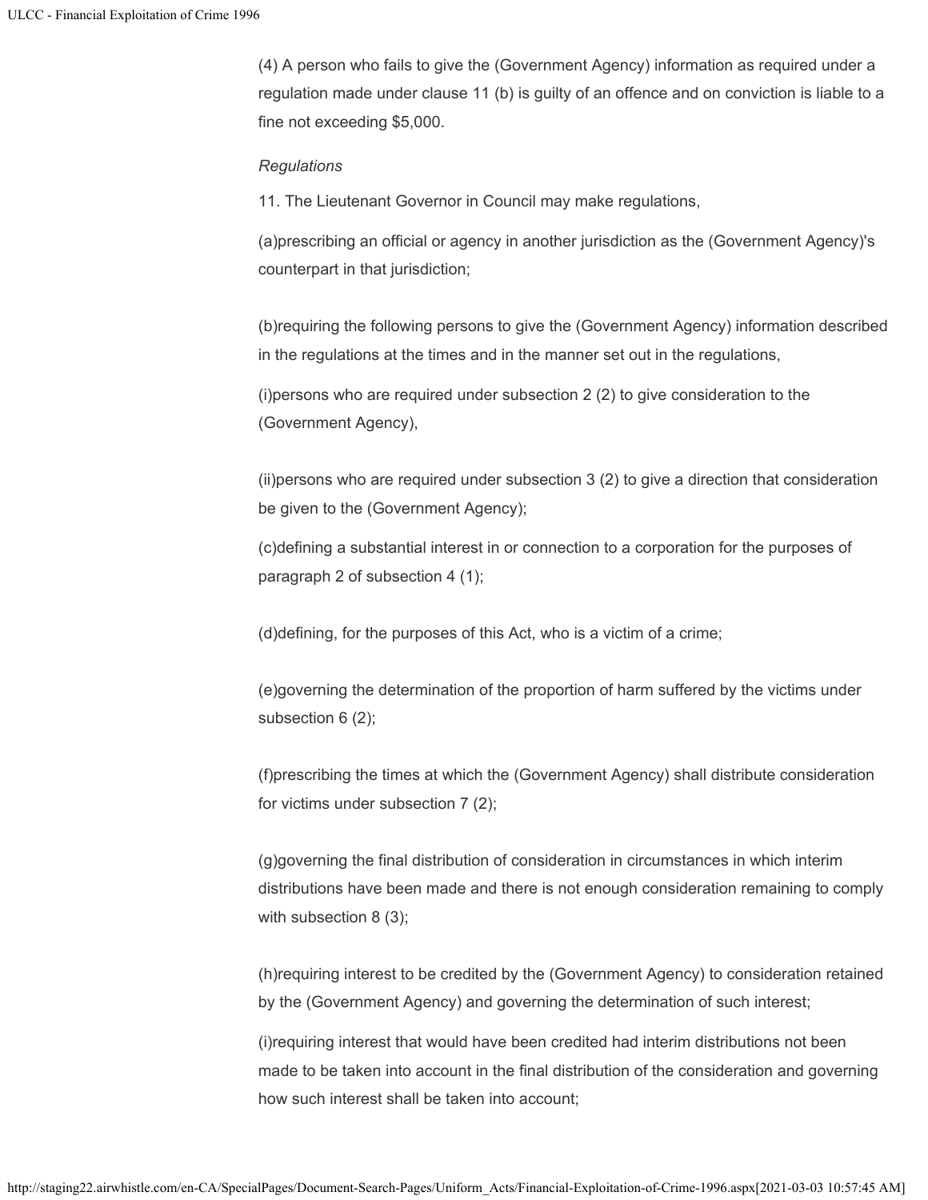(4) A person who fails to give the (Government Agency) information as required under a regulation made under clause 11 (b) is guilty of an offence and on conviction is liable to a fine not exceeding $5,000.

*Regulations*

11. The Lieutenant Governor in Council may make regulations,

(a)prescribing an official or agency in another jurisdiction as the (Government Agency)'s counterpart in that jurisdiction;

(b)requiring the following persons to give the (Government Agency) information described in the regulations at the times and in the manner set out in the regulations,

(i)persons who are required under subsection 2 (2) to give consideration to the (Government Agency),

(ii)persons who are required under subsection 3 (2) to give a direction that consideration be given to the (Government Agency);

(c)defining a substantial interest in or connection to a corporation for the purposes of paragraph 2 of subsection 4 (1);

(d)defining, for the purposes of this Act, who is a victim of a crime;

(e)governing the determination of the proportion of harm suffered by the victims under subsection 6 (2);

(f)prescribing the times at which the (Government Agency) shall distribute consideration for victims under subsection 7 (2);

(g)governing the final distribution of consideration in circumstances in which interim distributions have been made and there is not enough consideration remaining to comply with subsection 8 (3);

(h)requiring interest to be credited by the (Government Agency) to consideration retained by the (Government Agency) and governing the determination of such interest;

(i)requiring interest that would have been credited had interim distributions not been made to be taken into account in the final distribution of the consideration and governing how such interest shall be taken into account;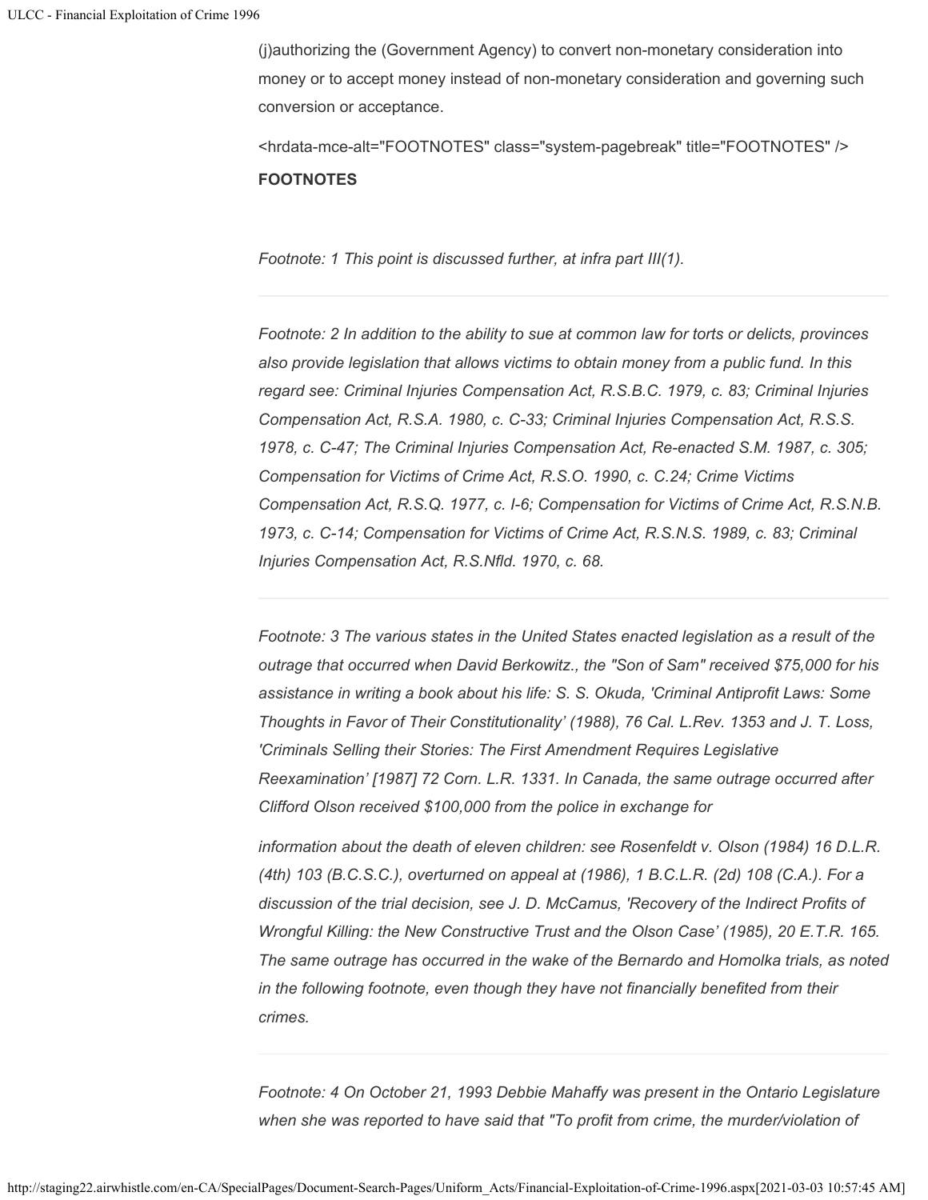(j)authorizing the (Government Agency) to convert non-monetary consideration into money or to accept money instead of non-monetary consideration and governing such conversion or acceptance.

<hrdata-mce-alt="FOOTNOTES" class="system-pagebreak" title="FOOTNOTES" />

**FOOTNOTES**

*Footnote: 1 This point is discussed further, at infra part III(1).*

---

*Footnote: 2 In addition to the ability to sue at common law for torts or delicts, provinces also provide legislation that allows victims to obtain money from a public fund. In this regard see: Criminal Injuries Compensation Act, R.S.B.C. 1979, c. 83; Criminal Injuries Compensation Act, R.S.A. 1980, c. C-33; Criminal Injuries Compensation Act, R.S.S. 1978, c. C-47; The Criminal Injuries Compensation Act, Re-enacted S.M. 1987, c. 305; Compensation for Victims of Crime Act, R.S.O. 1990, c. C.24; Crime Victims Compensation Act, R.S.Q. 1977, c. I-6; Compensation for Victims of Crime Act, R.S.N.B. 1973, c. C-14; Compensation for Victims of Crime Act, R.S.N.S. 1989, c. 83; Criminal Injuries Compensation Act, R.S.Nfld. 1970, c. 68.*

---

*Footnote: 3 The various states in the United States enacted legislation as a result of the outrage that occurred when David Berkowitz., the "Son of Sam" received $75,000 for his assistance in writing a book about his life: S. S. Okuda, 'Criminal Antiprofit Laws: Some Thoughts in Favor of Their Constitutionality' (1988), 76 Cal. L.Rev. 1353 and J. T. Loss, 'Criminals Selling their Stories: The First Amendment Requires Legislative Reexamination' [1987] 72 Corn. L.R. 1331. In Canada, the same outrage occurred after Clifford Olson received $100,000 from the police in exchange for*

*information about the death of eleven children: see Rosenfeldt v. Olson (1984) 16 D.L.R. (4th) 103 (B.C.S.C.), overturned on appeal at (1986), 1 B.C.L.R. (2d) 108 (C.A.). For a discussion of the trial decision, see J. D. McCamus, 'Recovery of the Indirect Profits of Wrongful Killing: the New Constructive Trust and the Olson Case' (1985), 20 E.T.R. 165. The same outrage has occurred in the wake of the Bernardo and Homolka trials, as noted in the following footnote, even though they have not financially benefited from their crimes.*

---

*Footnote: 4 On October 21, 1993 Debbie Mahaffy was present in the Ontario Legislature when she was reported to have said that "To profit from crime, the murder/violation of*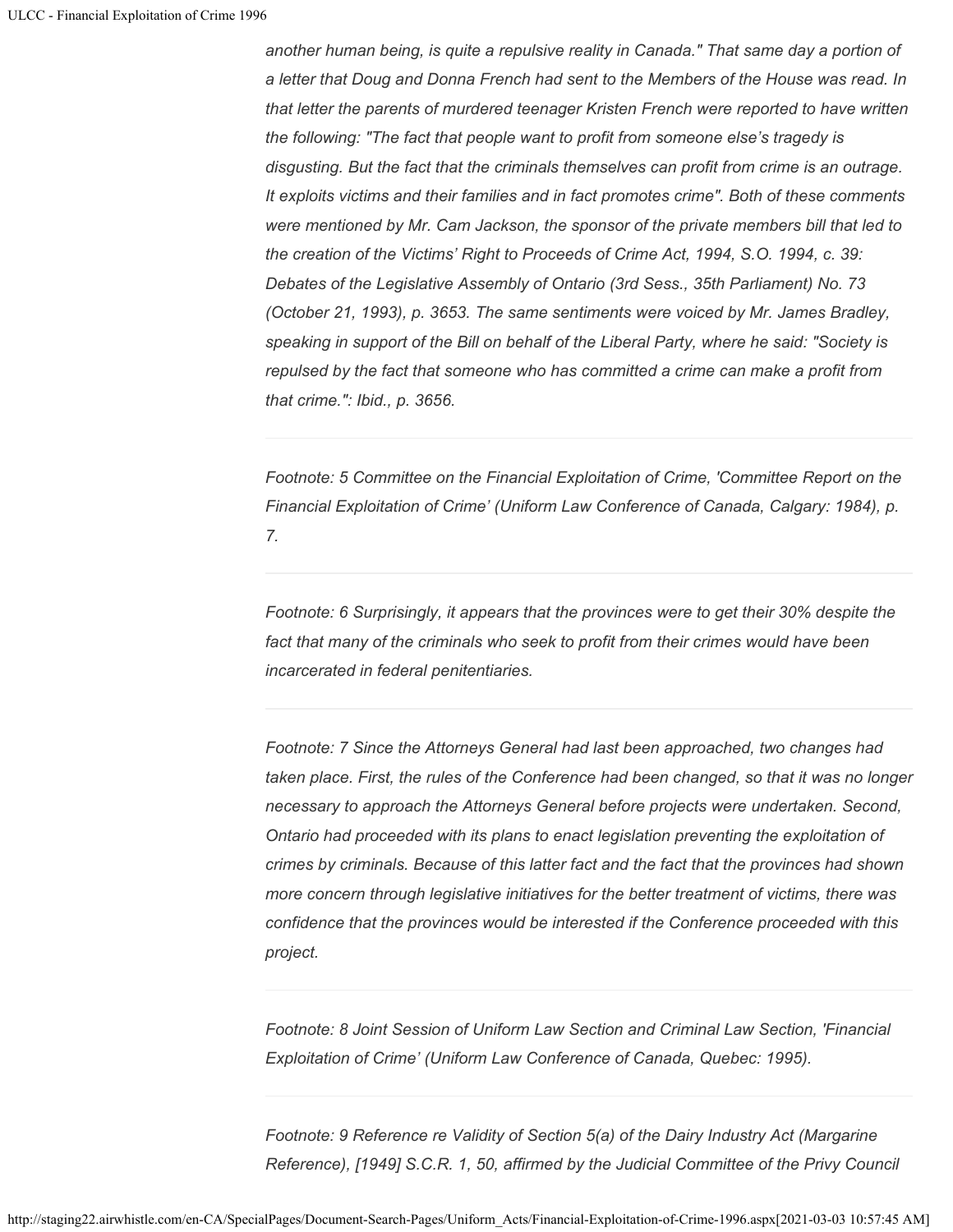*another human being, is quite a repulsive reality in Canada." That same day a portion of a letter that Doug and Donna French had sent to the Members of the House was read. In that letter the parents of murdered teenager Kristen French were reported to have written the following: "The fact that people want to profit from someone else's tragedy is disgusting. But the fact that the criminals themselves can profit from crime is an outrage. It exploits victims and their families and in fact promotes crime". Both of these comments were mentioned by Mr. Cam Jackson, the sponsor of the private members bill that led to the creation of the Victims' Right to Proceeds of Crime Act, 1994, S.O. 1994, c. 39: Debates of the Legislative Assembly of Ontario (3rd Sess., 35th Parliament) No. 73 (October 21, 1993), p. 3653. The same sentiments were voiced by Mr. James Bradley, speaking in support of the Bill on behalf of the Liberal Party, where he said: "Society is repulsed by the fact that someone who has committed a crime can make a profit from that crime.": Ibid., p. 3656.*

---

*Footnote: 5 Committee on the Financial Exploitation of Crime, 'Committee Report on the Financial Exploitation of Crime' (Uniform Law Conference of Canada, Calgary: 1984), p. 7.*

---

*Footnote: 6 Surprisingly, it appears that the provinces were to get their 30% despite the fact that many of the criminals who seek to profit from their crimes would have been incarcerated in federal penitentiaries.*

---

*Footnote: 7 Since the Attorneys General had last been approached, two changes had taken place. First, the rules of the Conference had been changed, so that it was no longer necessary to approach the Attorneys General before projects were undertaken. Second, Ontario had proceeded with its plans to enact legislation preventing the exploitation of crimes by criminals. Because of this latter fact and the fact that the provinces had shown more concern through legislative initiatives for the better treatment of victims, there was confidence that the provinces would be interested if the Conference proceeded with this project.*

---

*Footnote: 8 Joint Session of Uniform Law Section and Criminal Law Section, 'Financial Exploitation of Crime' (Uniform Law Conference of Canada, Quebec: 1995).*

---

*Footnote: 9 Reference re Validity of Section 5(a) of the Dairy Industry Act (Margarine Reference), [1949] S.C.R. 1, 50, affirmed by the Judicial Committee of the Privy Council*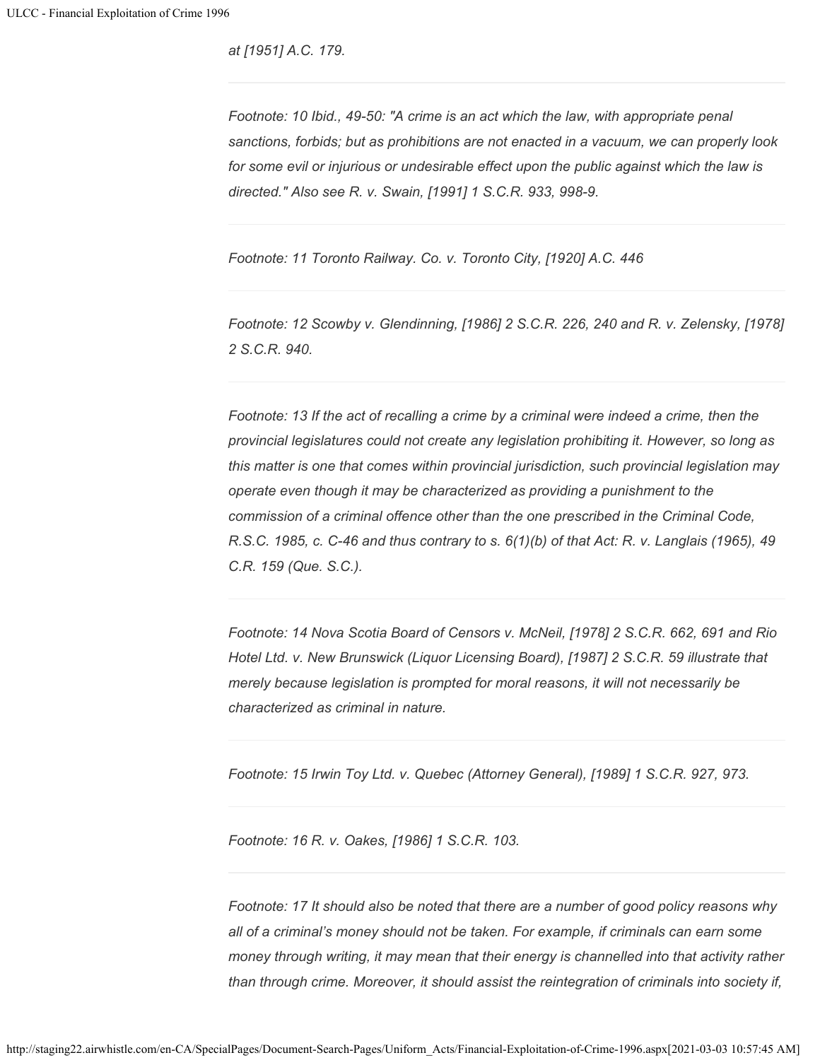*at [1951] A.C. 179.*

---

*Footnote: 10 Ibid., 49-50: "A crime is an act which the law, with appropriate penal sanctions, forbids; but as prohibitions are not enacted in a vacuum, we can properly look for some evil or injurious or undesirable effect upon the public against which the law is directed." Also see R. v. Swain, [1991] 1 S.C.R. 933, 998-9.*

---

*Footnote: 11 Toronto Railway. Co. v. Toronto City, [1920] A.C. 446*

---

*Footnote: 12 Scowby v. Glendinning, [1986] 2 S.C.R. 226, 240 and R. v. Zelensky, [1978] 2 S.C.R. 940.*

---

*Footnote: 13 If the act of recalling a crime by a criminal were indeed a crime, then the provincial legislatures could not create any legislation prohibiting it. However, so long as this matter is one that comes within provincial jurisdiction, such provincial legislation may operate even though it may be characterized as providing a punishment to the commission of a criminal offence other than the one prescribed in the Criminal Code, R.S.C. 1985, c. C-46 and thus contrary to s. 6(1)(b) of that Act: R. v. Langlais (1965), 49 C.R. 159 (Que. S.C.).*

---

*Footnote: 14 Nova Scotia Board of Censors v. McNeil, [1978] 2 S.C.R. 662, 691 and Rio Hotel Ltd. v. New Brunswick (Liquor Licensing Board), [1987] 2 S.C.R. 59 illustrate that merely because legislation is prompted for moral reasons, it will not necessarily be characterized as criminal in nature.*

---

*Footnote: 15 Irwin Toy Ltd. v. Quebec (Attorney General), [1989] 1 S.C.R. 927, 973.*

---

*Footnote: 16 R. v. Oakes, [1986] 1 S.C.R. 103.*

---

*Footnote: 17 It should also be noted that there are a number of good policy reasons why all of a criminal's money should not be taken. For example, if criminals can earn some money through writing, it may mean that their energy is channelled into that activity rather than through crime. Moreover, it should assist the reintegration of criminals into society if,*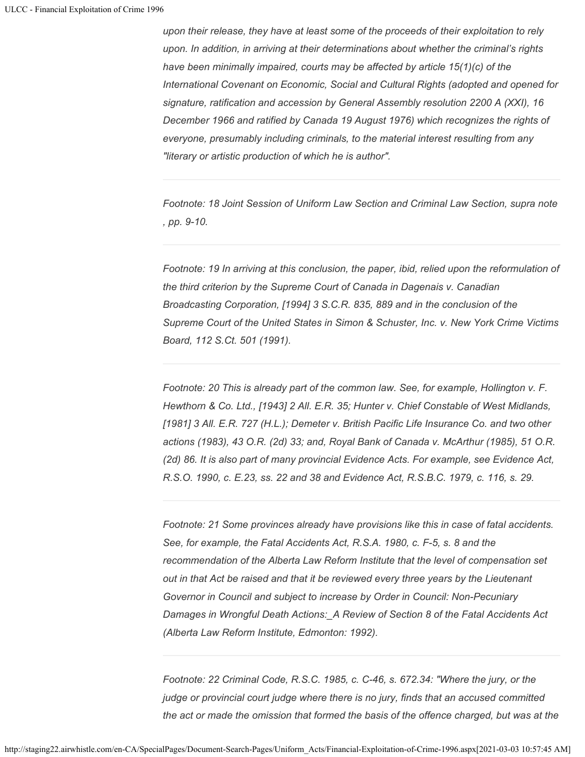*upon their release, they have at least some of the proceeds of their exploitation to rely upon. In addition, in arriving at their determinations about whether the criminal's rights have been minimally impaired, courts may be affected by article 15(1)(c) of the International Covenant on Economic, Social and Cultural Rights (adopted and opened for signature, ratification and accession by General Assembly resolution 2200 A (XXI), 16 December 1966 and ratified by Canada 19 August 1976) which recognizes the rights of everyone, presumably including criminals, to the material interest resulting from any "literary or artistic production of which he is author".*

---

*Footnote: 18 Joint Session of Uniform Law Section and Criminal Law Section, supra note , pp. 9-10.*

---

*Footnote: 19 In arriving at this conclusion, the paper, ibid, relied upon the reformulation of the third criterion by the Supreme Court of Canada in Dagenais v. Canadian Broadcasting Corporation, [1994] 3 S.C.R. 835, 889 and in the conclusion of the Supreme Court of the United States in Simon & Schuster, Inc. v. New York Crime Victims Board, 112 S.Ct. 501 (1991).*

---

*Footnote: 20 This is already part of the common law. See, for example, Hollington v. F. Hewthorn & Co. Ltd., [1943] 2 All. E.R. 35; Hunter v. Chief Constable of West Midlands, [1981] 3 All. E.R. 727 (H.L.); Demeter v. British Pacific Life Insurance Co. and two other actions (1983), 43 O.R. (2d) 33; and, Royal Bank of Canada v. McArthur (1985), 51 O.R. (2d) 86. It is also part of many provincial Evidence Acts. For example, see Evidence Act, R.S.O. 1990, c. E.23, ss. 22 and 38 and Evidence Act, R.S.B.C. 1979, c. 116, s. 29.*

---

*Footnote: 21 Some provinces already have provisions like this in case of fatal accidents. See, for example, the Fatal Accidents Act, R.S.A. 1980, c. F-5, s. 8 and the recommendation of the Alberta Law Reform Institute that the level of compensation set out in that Act be raised and that it be reviewed every three years by the Lieutenant Governor in Council and subject to increase by Order in Council: Non-Pecuniary Damages in Wrongful Death Actions:_A Review of Section 8 of the Fatal Accidents Act (Alberta Law Reform Institute, Edmonton: 1992).*

---

*Footnote: 22 Criminal Code, R.S.C. 1985, c. C-46, s. 672.34: "Where the jury, or the judge or provincial court judge where there is no jury, finds that an accused committed the act or made the omission that formed the basis of the offence charged, but was at the*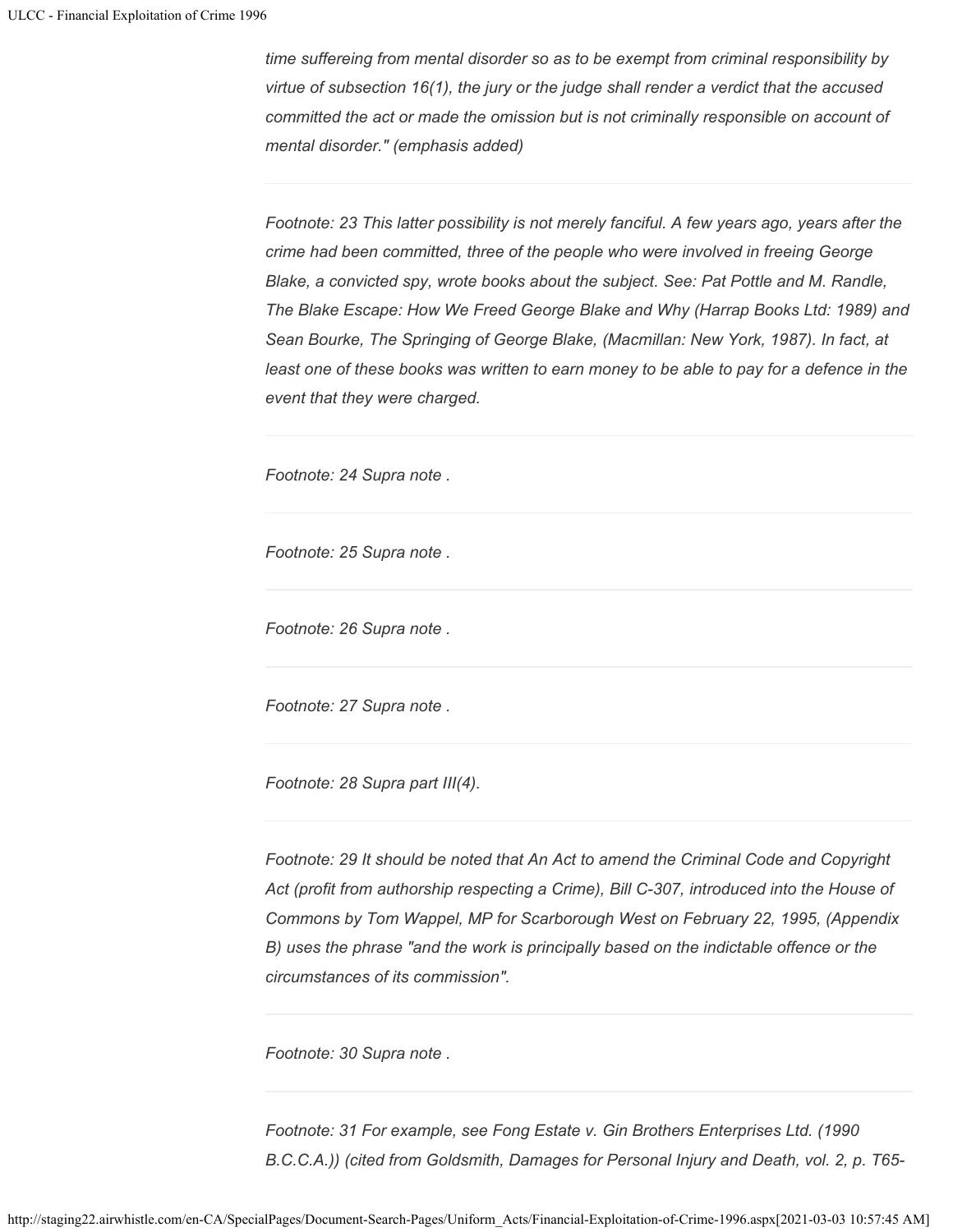*time suffereing from mental disorder so as to be exempt from criminal responsibility by virtue of subsection 16(1), the jury or the judge shall render a verdict that the accused committed the act or made the omission but is not criminally responsible on account of mental disorder." (emphasis added)*

---

*Footnote: 23 This latter possibility is not merely fanciful. A few years ago, years after the crime had been committed, three of the people who were involved in freeing George Blake, a convicted spy, wrote books about the subject. See: Pat Pottle and M. Randle, The Blake Escape: How We Freed George Blake and Why (Harrap Books Ltd: 1989) and Sean Bourke, The Springing of George Blake, (Macmillan: New York, 1987). In fact, at least one of these books was written to earn money to be able to pay for a defence in the event that they were charged.*

---

*Footnote: 24 Supra note .*

---

*Footnote: 25 Supra note .*

---

*Footnote: 26 Supra note .*

---

*Footnote: 27 Supra note .*

---

*Footnote: 28 Supra part III(4).*

---

*Footnote: 29 It should be noted that An Act to amend the Criminal Code and Copyright Act (profit from authorship respecting a Crime), Bill C-307, introduced into the House of Commons by Tom Wappel, MP for Scarborough West on February 22, 1995, (Appendix B) uses the phrase "and the work is principally based on the indictable offence or the circumstances of its commission".*

---

*Footnote: 30 Supra note .*

---

*Footnote: 31 For example, see Fong Estate v. Gin Brothers Enterprises Ltd. (1990 B.C.C.A.)) (cited from Goldsmith, Damages for Personal Injury and Death, vol. 2, p. T65-*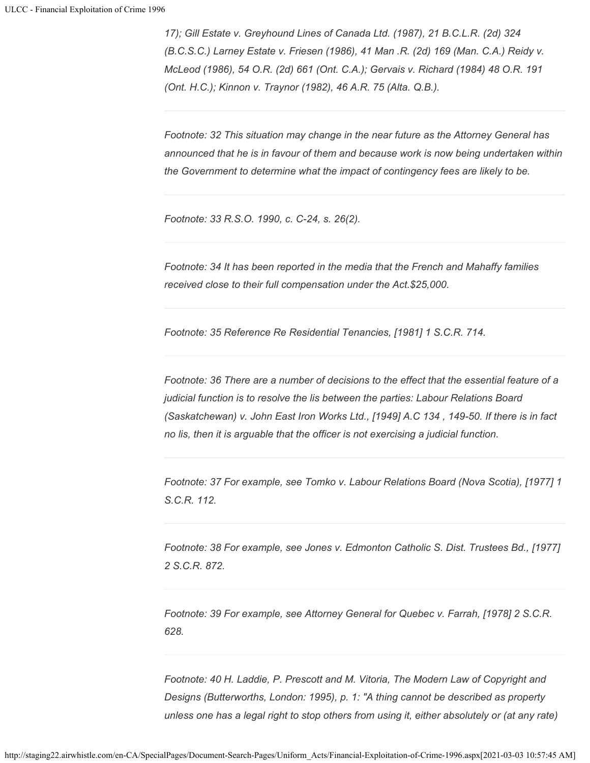*17); Gill Estate v. Greyhound Lines of Canada Ltd. (1987), 21 B.C.L.R. (2d) 324 (B.C.S.C.) Larney Estate v. Friesen (1986), 41 Man .R. (2d) 169 (Man. C.A.) Reidy v. McLeod (1986), 54 O.R. (2d) 661 (Ont. C.A.); Gervais v. Richard (1984) 48 O.R. 191 (Ont. H.C.); Kinnon v. Traynor (1982), 46 A.R. 75 (Alta. Q.B.).*

---

*Footnote: 32 This situation may change in the near future as the Attorney General has announced that he is in favour of them and because work is now being undertaken within the Government to determine what the impact of contingency fees are likely to be.*

---

*Footnote: 33 R.S.O. 1990, c. C-24, s. 26(2).*

---

*Footnote: 34 It has been reported in the media that the French and Mahaffy families received close to their full compensation under the Act.$25,000.*

---

*Footnote: 35 Reference Re Residential Tenancies, [1981] 1 S.C.R. 714.*

---

*Footnote: 36 There are a number of decisions to the effect that the essential feature of a judicial function is to resolve the lis between the parties: Labour Relations Board (Saskatchewan) v. John East Iron Works Ltd., [1949] A.C 134 , 149-50. If there is in fact no lis, then it is arguable that the officer is not exercising a judicial function.*

---

*Footnote: 37 For example, see Tomko v. Labour Relations Board (Nova Scotia), [1977] 1 S.C.R. 112.*

---

*Footnote: 38 For example, see Jones v. Edmonton Catholic S. Dist. Trustees Bd., [1977] 2 S.C.R. 872.*

---

*Footnote: 39 For example, see Attorney General for Quebec v. Farrah, [1978] 2 S.C.R. 628.*

---

*Footnote: 40 H. Laddie, P. Prescott and M. Vitoria, The Modern Law of Copyright and Designs (Butterworths, London: 1995), p. 1: "A thing cannot be described as property unless one has a legal right to stop others from using it, either absolutely or (at any rate)*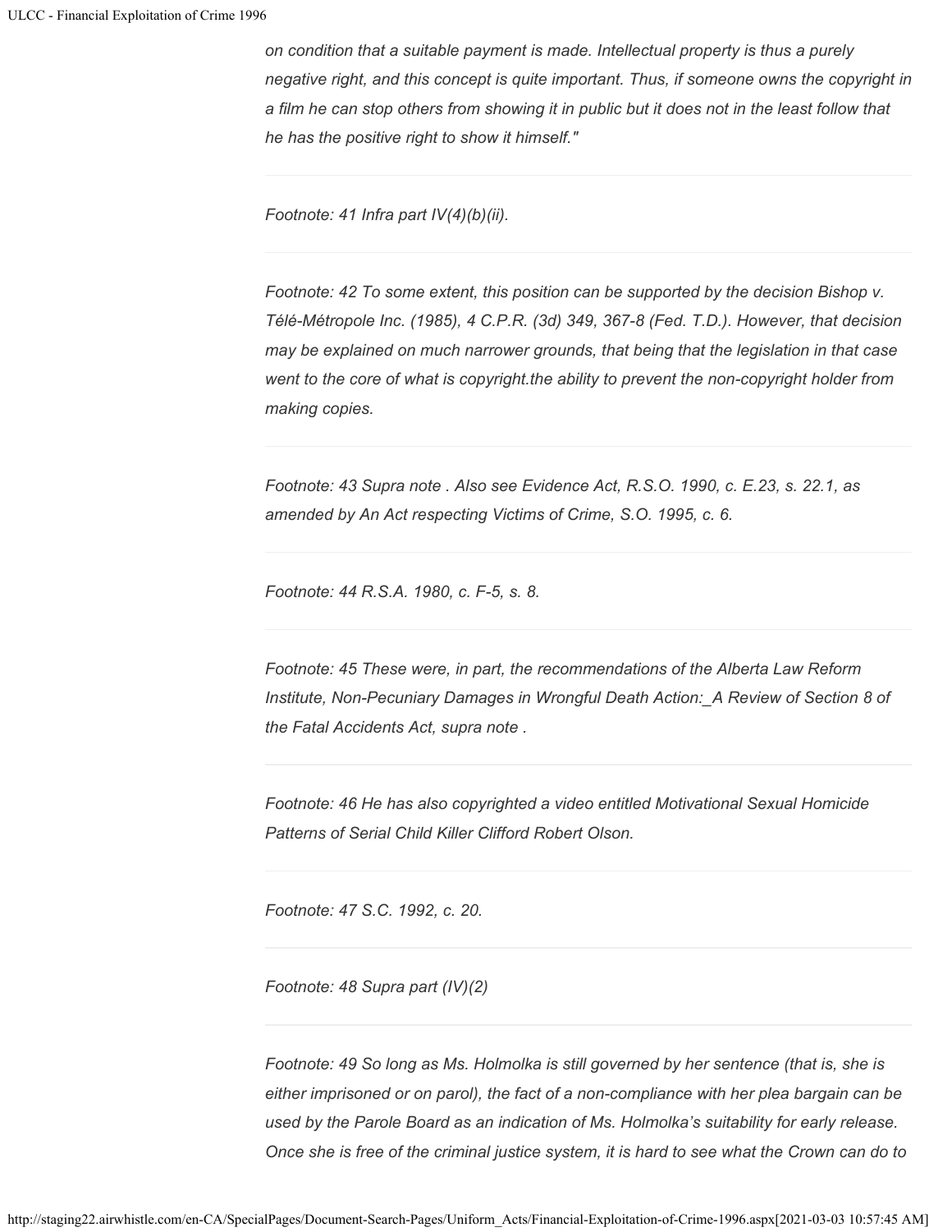*on condition that a suitable payment is made. Intellectual property is thus a purely negative right, and this concept is quite important. Thus, if someone owns the copyright in a film he can stop others from showing it in public but it does not in the least follow that he has the positive right to show it himself."*

---

*Footnote: 41 Infra part IV(4)(b)(ii).*

---

*Footnote: 42 To some extent, this position can be supported by the decision Bishop v. Télé-Métropole Inc. (1985), 4 C.P.R. (3d) 349, 367-8 (Fed. T.D.). However, that decision may be explained on much narrower grounds, that being that the legislation in that case went to the core of what is copyright.the ability to prevent the non-copyright holder from making copies.*

---

*Footnote: 43 Supra note . Also see Evidence Act, R.S.O. 1990, c. E.23, s. 22.1, as amended by An Act respecting Victims of Crime, S.O. 1995, c. 6.*

---

*Footnote: 44 R.S.A. 1980, c. F-5, s. 8.*

---

*Footnote: 45 These were, in part, the recommendations of the Alberta Law Reform Institute, Non-Pecuniary Damages in Wrongful Death Action:_A Review of Section 8 of the Fatal Accidents Act, supra note .*

---

*Footnote: 46 He has also copyrighted a video entitled Motivational Sexual Homicide Patterns of Serial Child Killer Clifford Robert Olson.*

---

*Footnote: 47 S.C. 1992, c. 20.*

---

*Footnote: 48 Supra part (IV)(2)*

---

*Footnote: 49 So long as Ms. Holmolka is still governed by her sentence (that is, she is either imprisoned or on parol), the fact of a non-compliance with her plea bargain can be used by the Parole Board as an indication of Ms. Holmolka's suitability for early release. Once she is free of the criminal justice system, it is hard to see what the Crown can do to*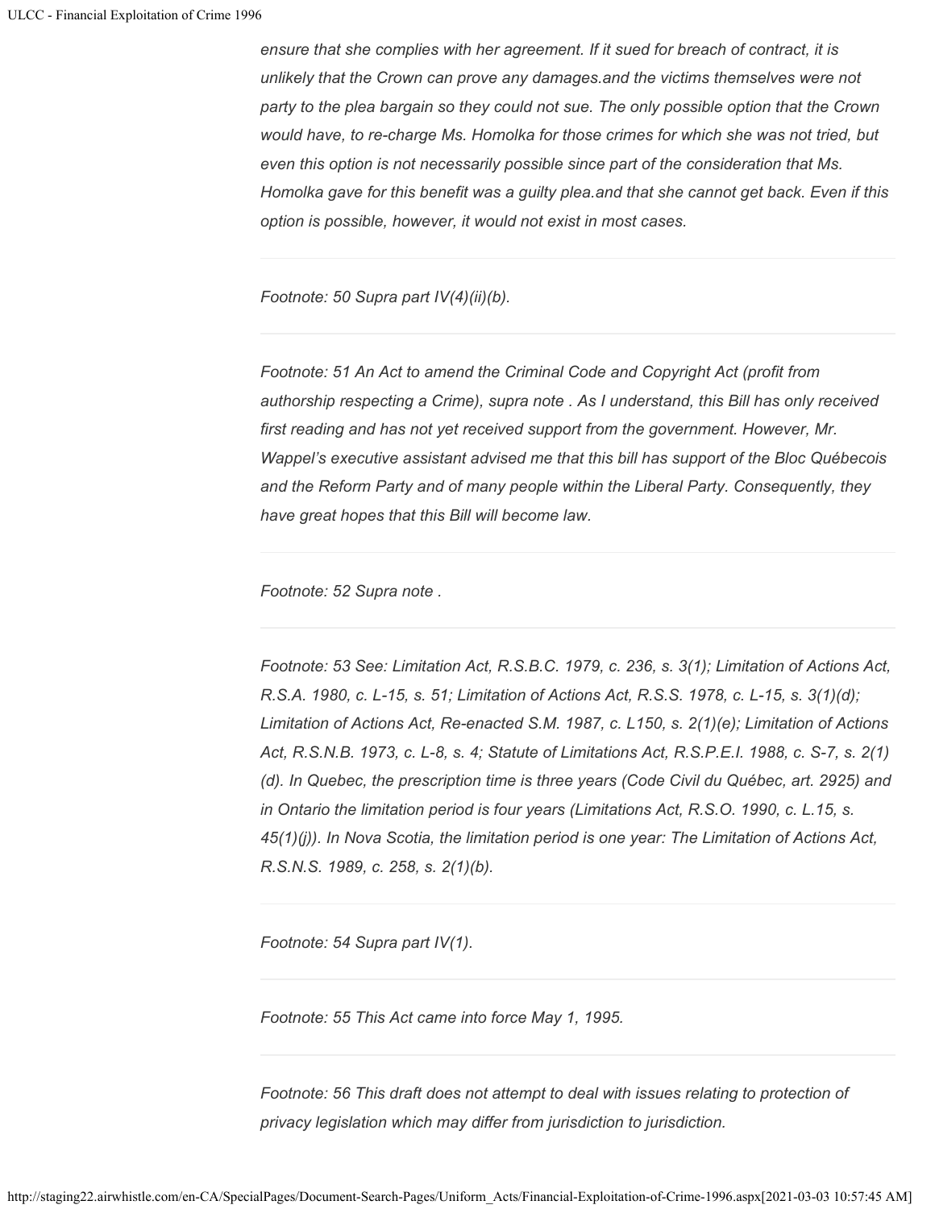*ensure that she complies with her agreement. If it sued for breach of contract, it is unlikely that the Crown can prove any damages.and the victims themselves were not party to the plea bargain so they could not sue. The only possible option that the Crown would have, to re-charge Ms. Homolka for those crimes for which she was not tried, but even this option is not necessarily possible since part of the consideration that Ms. Homolka gave for this benefit was a guilty plea.and that she cannot get back. Even if this option is possible, however, it would not exist in most cases.*

---

*Footnote: 50 Supra part IV(4)(ii)(b).*

---

*Footnote: 51 An Act to amend the Criminal Code and Copyright Act (profit from authorship respecting a Crime), supra note . As I understand, this Bill has only received first reading and has not yet received support from the government. However, Mr. Wappel's executive assistant advised me that this bill has support of the Bloc Québecois and the Reform Party and of many people within the Liberal Party. Consequently, they have great hopes that this Bill will become law.*

---

*Footnote: 52 Supra note .*

---

*Footnote: 53 See: Limitation Act, R.S.B.C. 1979, c. 236, s. 3(1); Limitation of Actions Act, R.S.A. 1980, c. L-15, s. 51; Limitation of Actions Act, R.S.S. 1978, c. L-15, s. 3(1)(d); Limitation of Actions Act, Re-enacted S.M. 1987, c. L150, s. 2(1)(e); Limitation of Actions Act, R.S.N.B. 1973, c. L-8, s. 4; Statute of Limitations Act, R.S.P.E.I. 1988, c. S-7, s. 2(1)(d). In Quebec, the prescription time is three years (Code Civil du Québec, art. 2925) and in Ontario the limitation period is four years (Limitations Act, R.S.O. 1990, c. L.15, s. 45(1)(j)). In Nova Scotia, the limitation period is one year: The Limitation of Actions Act, R.S.N.S. 1989, c. 258, s. 2(1)(b).*

---

*Footnote: 54 Supra part IV(1).*

---

*Footnote: 55 This Act came into force May 1, 1995.*

---

*Footnote: 56 This draft does not attempt to deal with issues relating to protection of privacy legislation which may differ from jurisdiction to jurisdiction.*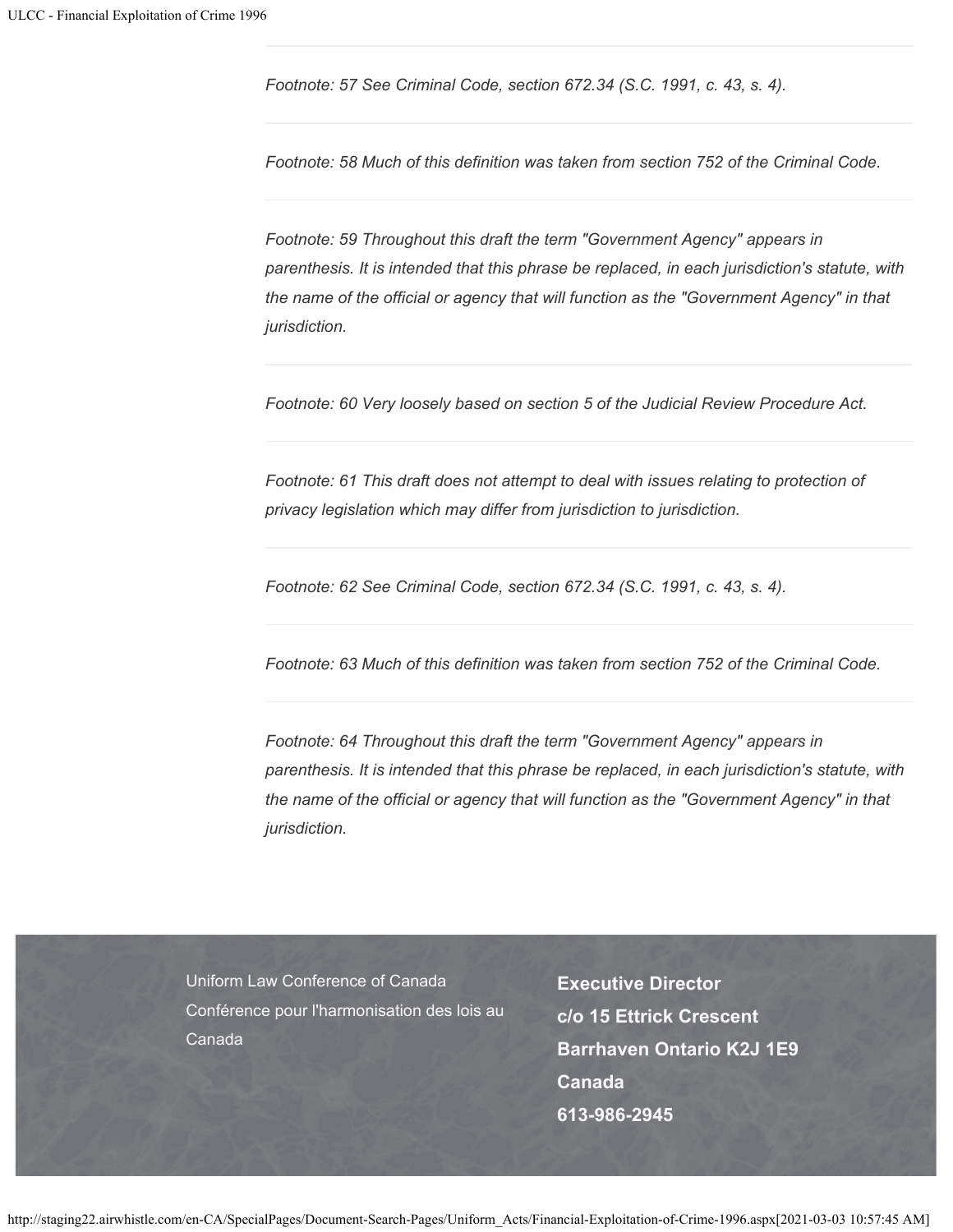*Footnote: 57 See Criminal Code, section 672.34 (S.C. 1991, c. 43, s. 4).*

---

*Footnote: 58 Much of this definition was taken from section 752 of the Criminal Code.*

---

*Footnote: 59 Throughout this draft the term "Government Agency" appears in parenthesis. It is intended that this phrase be replaced, in each jurisdiction's statute, with the name of the official or agency that will function as the "Government Agency" in that jurisdiction.*

---

*Footnote: 60 Very loosely based on section 5 of the Judicial Review Procedure Act.*

---

*Footnote: 61 This draft does not attempt to deal with issues relating to protection of privacy legislation which may differ from jurisdiction to jurisdiction.*

---

*Footnote: 62 See Criminal Code, section 672.34 (S.C. 1991, c. 43, s. 4).*

---

*Footnote: 63 Much of this definition was taken from section 752 of the Criminal Code*.

---

*Footnote: 64 Throughout this draft the term "Government Agency" appears in parenthesis. It is intended that this phrase be replaced, in each jurisdiction's statute, with the name of the official or agency that will function as the "Government Agency" in that jurisdiction.*

Uniform Law Conference of Canada
Conférence pour l'harmonisation des lois au Canada

**Executive Director**
**c/o 15 Ettrick Crescent**
**Barrhaven Ontario K2J 1E9**
**Canada**
**613-986-2945**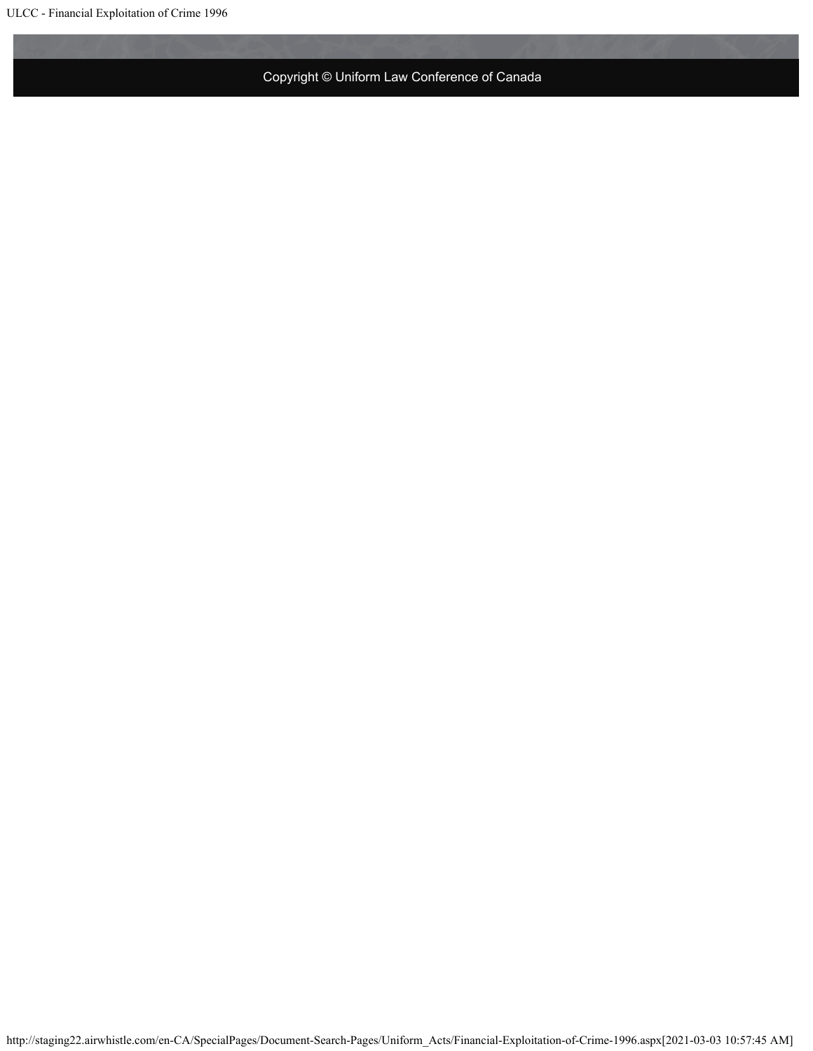Copyright © Uniform Law Conference of Canada